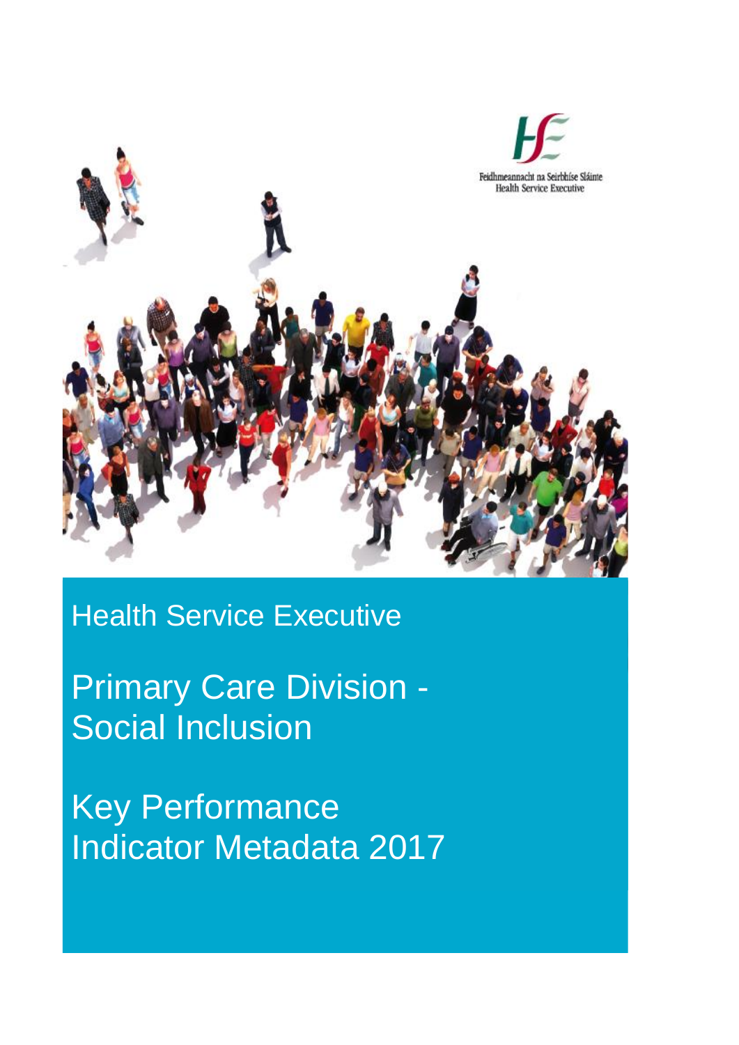Feidhmeannacht na Seirbhíse Sláinte
Health Service Executive

# Health Service Executive

# Primary Care Division - Social Inclusion

# Key Performance Indicator Metadata 2017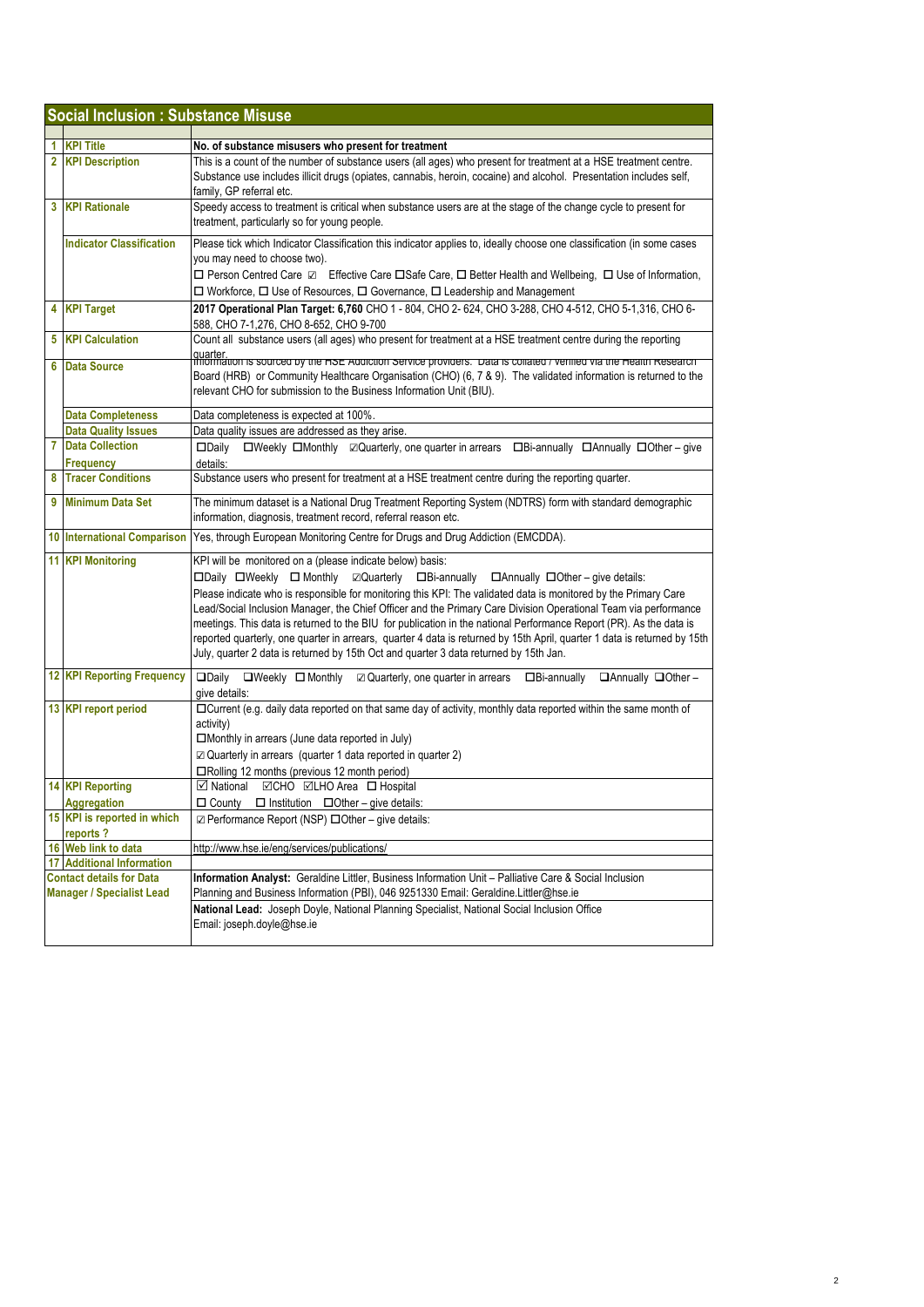## Social Inclusion : Substance Misuse

| # | Field | Details |
|---|---|---|
| 1 | **KPI Title** | **No. of substance misusers who present for treatment** |
| 2 | **KPI Description** | This is a count of the number of substance users (all ages) who present for treatment at a HSE treatment centre. Substance use includes illicit drugs (opiates, cannabis, heroin, cocaine) and alcohol. Presentation includes self, family, GP referral etc. |
| 3 | **KPI Rationale** | Speedy access to treatment is critical when substance users are at the stage of the change cycle to present for treatment, particularly so for young people. |
| | **Indicator Classification** | Please tick which Indicator Classification this indicator applies to, ideally choose one classification (in some cases you may need to choose two). ☐ Person Centred Care ☑ Effective Care ☐Safe Care, ☐ Better Health and Wellbeing, ☐ Use of Information, ☐ Workforce, ☐ Use of Resources, ☐ Governance, ☐ Leadership and Management |
| 4 | **KPI Target** | **2017 Operational Plan Target: 6,760** CHO 1 - 804, CHO 2- 624, CHO 3-288, CHO 4-512, CHO 5-1,316, CHO 6-588, CHO 7-1,276, CHO 8-652, CHO 9-700 |
| 5 | **KPI Calculation** | Count all substance users (all ages) who present for treatment at a HSE treatment centre during the reporting quarter. |
| 6 | **Data Source** | Information is sourced by the HSE Addiction Service providers. Data is collated / verified via the Health Research Board (HRB) or Community Healthcare Organisation (CHO) (6, 7 & 9). The validated information is returned to the relevant CHO for submission to the Business Information Unit (BIU). |
| | **Data Completeness** | Data completeness is expected at 100%. |
| | **Data Quality Issues** | Data quality issues are addressed as they arise. |
| 7 | **Data Collection Frequency** | ☐Daily ☐Weekly ☐Monthly ☑Quarterly, one quarter in arrears ☐Bi-annually ☐Annually ☐Other – give details: |
| 8 | **Tracer Conditions** | Substance users who present for treatment at a HSE treatment centre during the reporting quarter. |
| 9 | **Minimum Data Set** | The minimum dataset is a National Drug Treatment Reporting System (NDTRS) form with standard demographic information, diagnosis, treatment record, referral reason etc. |
| 10 | **International Comparison** | Yes, through European Monitoring Centre for Drugs and Drug Addiction (EMCDDA). |
| 11 | **KPI Monitoring** | KPI will be monitored on a (please indicate below) basis: ☐Daily ☐Weekly ☐ Monthly ☑Quarterly ☐Bi-annually ☐Annually ☐Other – give details: Please indicate who is responsible for monitoring this KPI: The validated data is monitored by the Primary Care Lead/Social Inclusion Manager, the Chief Officer and the Primary Care Division Operational Team via performance meetings. This data is returned to the BIU for publication in the national Performance Report (PR). As the data is reported quarterly, one quarter in arrears, quarter 4 data is returned by 15th April, quarter 1 data is returned by 15th July, quarter 2 data is returned by 15th Oct and quarter 3 data returned by 15th Jan. |
| 12 | **KPI Reporting Frequency** | ☐Daily ☐Weekly ☐ Monthly ☑ Quarterly, one quarter in arrears ☐Bi-annually ☐Annually ☐Other – give details: |
| 13 | **KPI report period** | ☐Current (e.g. daily data reported on that same day of activity, monthly data reported within the same month of activity) ☐Monthly in arrears (June data reported in July) ☑ Quarterly in arrears (quarter 1 data reported in quarter 2) ☐Rolling 12 months (previous 12 month period) |
| 14 | **KPI Reporting Aggregation** | ☑ National ☑CHO ☑LHO Area ☐ Hospital ☐ County ☐ Institution ☐Other – give details: |
| 15 | **KPI is reported in which reports ?** | ☑ Performance Report (NSP) ☐Other – give details: |
| 16 | **Web link to data** | http://www.hse.ie/eng/services/publications/ |
| 17 | **Additional Information** | |
| | **Contact details for Data Manager / Specialist Lead** | **Information Analyst:** Geraldine Littler, Business Information Unit – Palliative Care & Social Inclusion Planning and Business Information (PBI), 046 9251330 Email: Geraldine.Littler@hse.ie **National Lead:** Joseph Doyle, National Planning Specialist, National Social Inclusion Office Email: joseph.doyle@hse.ie |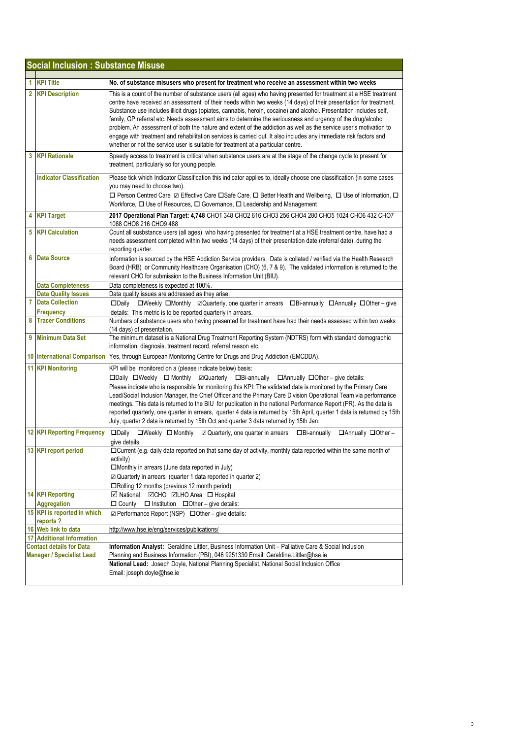## Social Inclusion : Substance Misuse

| | | |
|---|---|---|
| 1 | **KPI Title** | **No. of substance misusers who present for treatment who receive an assessment within two weeks** |
| 2 | **KPI Description** | This is a count of the number of substance users (all ages) who having presented for treatment at a HSE treatment centre have received an assessment of their needs within two weeks (14 days) of their presentation for treatment. Substance use includes illicit drugs (opiates, cannabis, heroin, cocaine) and alcohol. Presentation includes self, family, GP referral etc. Needs assessment aims to determine the seriousness and urgency of the drug/alcohol problem. An assessment of both the nature and extent of the addiction as well as the service user's motivation to engage with treatment and rehabilitation services is carried out. It also includes any immediate risk factors and whether or not the service user is suitable for treatment at a particular centre. |
| 3 | **KPI Rationale** | Speedy access to treatment is critical when substance users are at the stage of the change cycle to present for treatment, particularly so for young people. |
| | **Indicator Classification** | Please tick which Indicator Classification this indicator applies to, ideally choose one classification (in some cases you may need to choose two). ☐ Person Centred Care ☑ Effective Care ☐Safe Care, ☐ Better Health and Wellbeing, ☐ Use of Information, ☐ Workforce, ☐ Use of Resources, ☐ Governance, ☐ Leadership and Management |
| 4 | **KPI Target** | **2017 Operational Plan Target: 4,748** CHO1 348 CHO2 616 CHO3 256 CHO4 280 CHO5 1024 CHO6 432 CHO7 1088 CHO8 216 CHO9 488 |
| 5 | **KPI Calculation** | Count all susbstance users (all ages) who having presented for treatment at a HSE treatment centre, have had a needs assessment completed within two weeks (14 days) of their presentation date (referral date), during the reporting quarter. |
| 6 | **Data Source** | Information is sourced by the HSE Addiction Service providers. Data is collated / verified via the Health Research Board (HRB) or Community Healthcare Organisation (CHO) (6, 7 & 9). The validated information is returned to the relevant CHO for submission to the Business Information Unit (BIU). |
| | **Data Completeness** | Data completeness is expected at 100%. |
| | **Data Quality Issues** | Data quality issues are addressed as they arise. |
| 7 | **Data Collection Frequency** | ☐Daily ☐Weekly ☐Monthly ☑Quarterly, one quarter in arrears ☐Bi-annually ☐Annually ☐Other – give details: This metric is to be reported quarterly in arrears. |
| 8 | **Tracer Conditions** | Numbers of substance users who having presented for treatment have had their needs assessed within two weeks (14 days) of presentation. |
| 9 | **Minimum Data Set** | The minimum dataset is a National Drug Treatment Reporting System (NDTRS) form with standard demographic information, diagnosis, treatment record, referral reason etc. |
| 10 | **International Comparison** | Yes, through European Monitoring Centre for Drugs and Drug Addiction (EMCDDA). |
| 11 | **KPI Monitoring** | KPI will be monitored on a (please indicate below) basis: ☐Daily ☐Weekly ☐ Monthly ☑Quarterly ☐Bi-annually ☐Annually ☐Other – give details: Please indicate who is responsible for monitoring this KPI: The validated data is monitored by the Primary Care Lead/Social Inclusion Manager, the Chief Officer and the Primary Care Division Operational Team via performance meetings. This data is returned to the BIU for publication in the national Performance Report (PR). As the data is reported quarterly, one quarter in arrears, quarter 4 data is returned by 15th April, quarter 1 data is returned by 15th July, quarter 2 data is returned by 15th Oct and quarter 3 data returned by 15th Jan. |
| 12 | **KPI Reporting Frequency** | ☐Daily ☐Weekly ☐ Monthly ☑ Quarterly, one quarter in arrears ☐Bi-annually ☐Annually ☐Other – give details: |
| 13 | **KPI report period** | ☐Current (e.g. daily data reported on that same day of activity, monthly data reported within the same month of activity) ☐Monthly in arrears (June data reported in July) ☑ Quarterly in arrears (quarter 1 data reported in quarter 2) ☐Rolling 12 months (previous 12 month period) |
| 14 | **KPI Reporting Aggregation** | ☑ National ☑CHO ☑LHO Area ☐ Hospital ☐ County ☐ Institution ☐Other – give details: |
| 15 | **KPI is reported in which reports ?** | ☑ Performance Report (NSP) ☐Other – give details: |
| 16 | **Web link to data** | http://www.hse.ie/eng/services/publications/ |
| 17 | **Additional Information** | |
| | **Contact details for Data Manager / Specialist Lead** | **Information Analyst:** Geraldine Littler, Business Information Unit – Palliative Care & Social Inclusion Planning and Business Information (PBI), 046 9251330 Email: Geraldine.Littler@hse.ie **National Lead:** Joseph Doyle, National Planning Specialist, National Social Inclusion Office Email: joseph.doyle@hse.ie |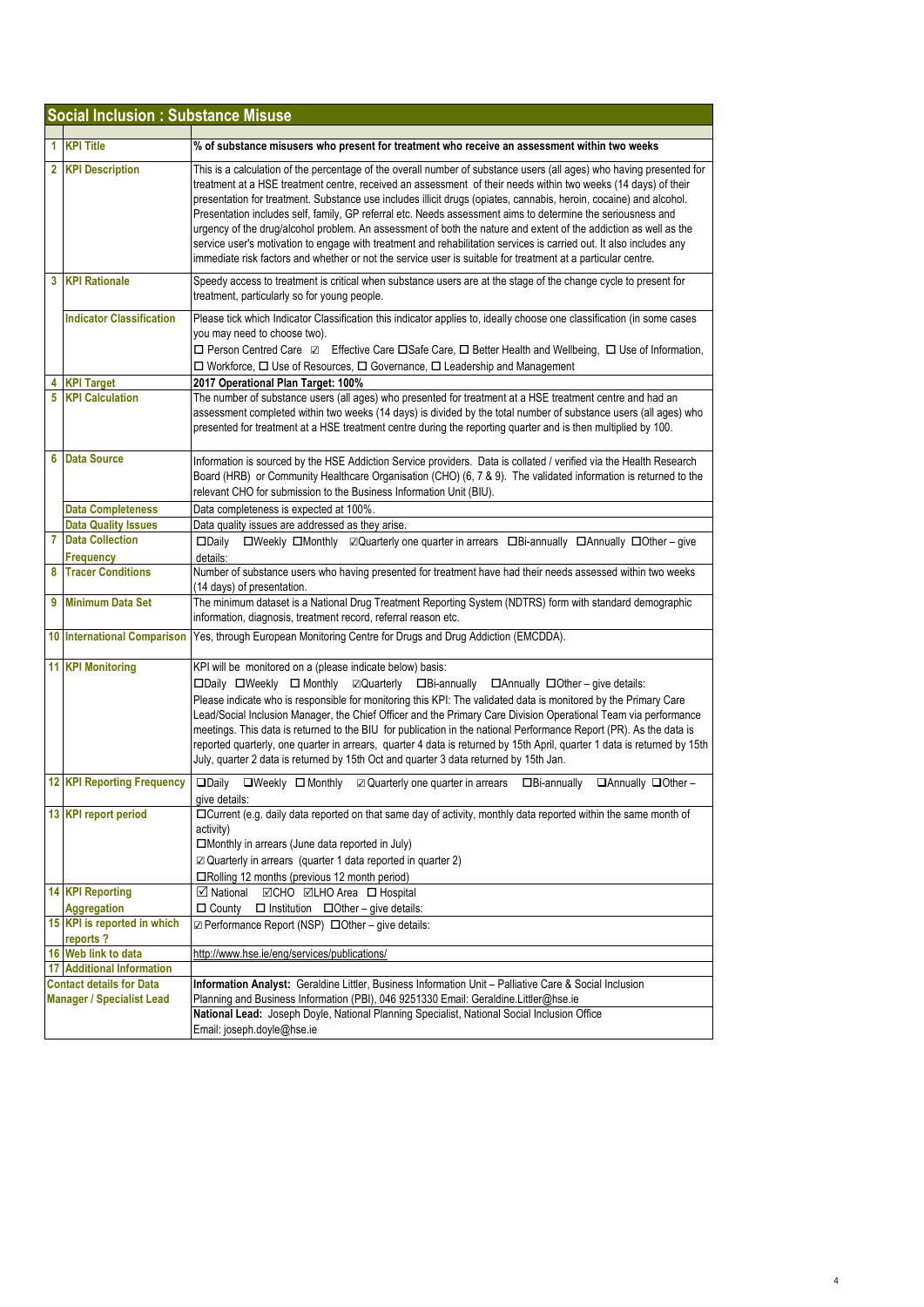## Social Inclusion : Substance Misuse

| # | Field | Details |
|---|---|---|
| 1 | KPI Title | **% of substance misusers who present for treatment who receive an assessment within two weeks** |
| 2 | KPI Description | This is a calculation of the percentage of the overall number of substance users (all ages) who having presented for treatment at a HSE treatment centre, received an assessment of their needs within two weeks (14 days) of their presentation for treatment. Substance use includes illicit drugs (opiates, cannabis, heroin, cocaine) and alcohol. Presentation includes self, family, GP referral etc. Needs assessment aims to determine the seriousness and urgency of the drug/alcohol problem. An assessment of both the nature and extent of the addiction as well as the service user's motivation to engage with treatment and rehabilitation services is carried out. It also includes any immediate risk factors and whether or not the service user is suitable for treatment at a particular centre. |
| 3 | KPI Rationale | Speedy access to treatment is critical when substance users are at the stage of the change cycle to present for treatment, particularly so for young people. |
| | Indicator Classification | Please tick which Indicator Classification this indicator applies to, ideally choose one classification (in some cases you may need to choose two).<br>☐ Person Centred Care ☑ Effective Care ☐Safe Care, ☐ Better Health and Wellbeing, ☐ Use of Information, ☐ Workforce, ☐ Use of Resources, ☐ Governance, ☐ Leadership and Management |
| 4 | KPI Target | **2017 Operational Plan Target: 100%** |
| 5 | KPI Calculation | The number of substance users (all ages) who presented for treatment at a HSE treatment centre and had an assessment completed within two weeks (14 days) is divided by the total number of substance users (all ages) who presented for treatment at a HSE treatment centre during the reporting quarter and is then multiplied by 100. |
| 6 | Data Source | Information is sourced by the HSE Addiction Service providers. Data is collated / verified via the Health Research Board (HRB) or Community Healthcare Organisation (CHO) (6, 7 & 9). The validated information is returned to the relevant CHO for submission to the Business Information Unit (BIU). |
| | Data Completeness | Data completeness is expected at 100%. |
| | Data Quality Issues | Data quality issues are addressed as they arise. |
| 7 | Data Collection Frequency | ☐Daily ☐Weekly ☐Monthly ☑Quarterly one quarter in arrears ☐Bi-annually ☐Annually ☐Other – give details: |
| 8 | Tracer Conditions | Number of substance users who having presented for treatment have had their needs assessed within two weeks (14 days) of presentation. |
| 9 | Minimum Data Set | The minimum dataset is a National Drug Treatment Reporting System (NDTRS) form with standard demographic information, diagnosis, treatment record, referral reason etc. |
| 10 | International Comparison | Yes, through European Monitoring Centre for Drugs and Drug Addiction (EMCDDA). |
| 11 | KPI Monitoring | KPI will be monitored on a (please indicate below) basis:<br>☐Daily ☐Weekly ☐ Monthly ☑Quarterly ☐Bi-annually ☐Annually ☐Other – give details:<br>Please indicate who is responsible for monitoring this KPI: The validated data is monitored by the Primary Care Lead/Social Inclusion Manager, the Chief Officer and the Primary Care Division Operational Team via performance meetings. This data is returned to the BIU for publication in the national Performance Report (PR). As the data is reported quarterly, one quarter in arrears, quarter 4 data is returned by 15th April, quarter 1 data is returned by 15th July, quarter 2 data is returned by 15th Oct and quarter 3 data returned by 15th Jan. |
| 12 | KPI Reporting Frequency | ☐Daily ☐Weekly ☐ Monthly ☑ Quarterly one quarter in arrears ☐Bi-annually ☐Annually ☐Other – give details: |
| 13 | KPI report period | ☐Current (e.g. daily data reported on that same day of activity, monthly data reported within the same month of activity)<br>☐Monthly in arrears (June data reported in July)<br>☑ Quarterly in arrears (quarter 1 data reported in quarter 2)<br>☐Rolling 12 months (previous 12 month period) |
| 14 | KPI Reporting Aggregation | ☑ National ☑CHO ☑LHO Area ☐ Hospital ☐ County ☐ Institution ☐Other – give details: |
| 15 | KPI is reported in which reports ? | ☑ Performance Report (NSP) ☐Other – give details: |
| 16 | Web link to data | http://www.hse.ie/eng/services/publications/ |
| 17 | Additional Information | |
| | Contact details for Data Manager / Specialist Lead | **Information Analyst:** Geraldine Littler, Business Information Unit – Palliative Care & Social Inclusion Planning and Business Information (PBI), 046 9251330 Email: Geraldine.Littler@hse.ie<br>**National Lead:** Joseph Doyle, National Planning Specialist, National Social Inclusion Office Email: joseph.doyle@hse.ie |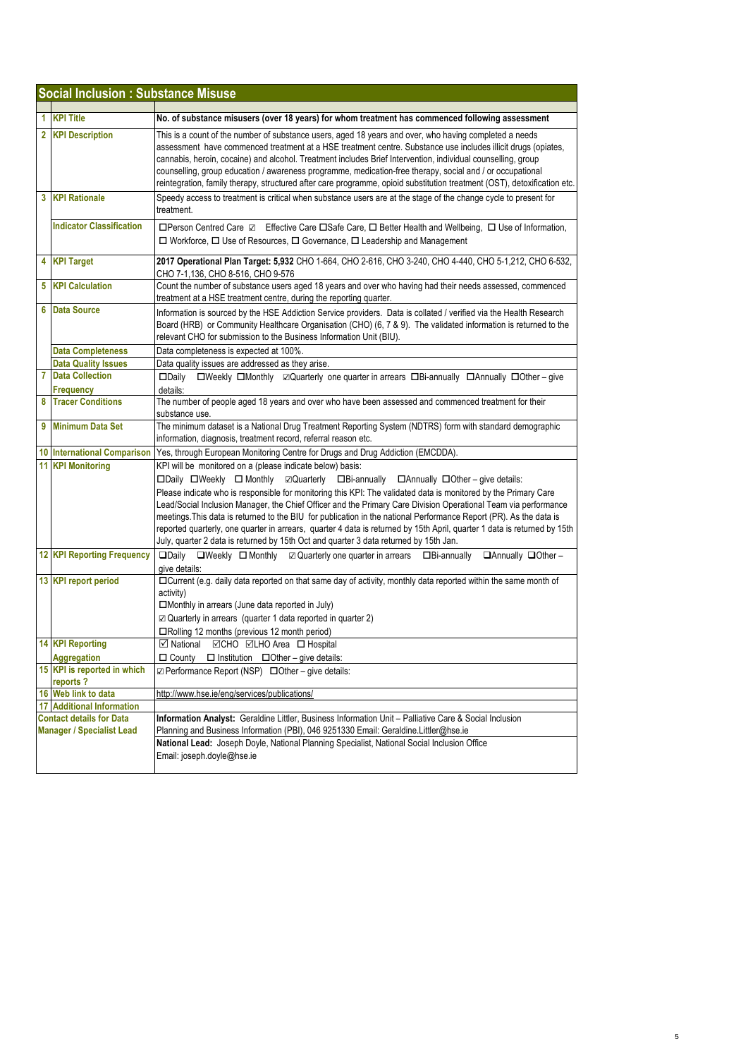## Social Inclusion : Substance Misuse

| | | |
|---|---|---|
| 1 | **KPI Title** | **No. of substance misusers (over 18 years) for whom treatment has commenced following assessment** |
| 2 | **KPI Description** | This is a count of the number of substance users, aged 18 years and over, who having completed a needs assessment have commenced treatment at a HSE treatment centre. Substance use includes illicit drugs (opiates, cannabis, heroin, cocaine) and alcohol. Treatment includes Brief Intervention, individual counselling, group counselling, group education / awareness programme, medication-free therapy, social and / or occupational reintegration, family therapy, structured after care programme, opioid substitution treatment (OST), detoxification etc. |
| 3 | **KPI Rationale** | Speedy access to treatment is critical when substance users are at the stage of the change cycle to present for treatment. |
| | **Indicator Classification** | ☐Person Centred Care ☑ Effective Care ☐Safe Care, ☐ Better Health and Wellbeing, ☐ Use of Information, ☐ Workforce, ☐ Use of Resources, ☐ Governance, ☐ Leadership and Management |
| 4 | **KPI Target** | **2017 Operational Plan Target: 5,932** CHO 1-664, CHO 2-616, CHO 3-240, CHO 4-440, CHO 5-1,212, CHO 6-532, CHO 7-1,136, CHO 8-516, CHO 9-576 |
| 5 | **KPI Calculation** | Count the number of substance users aged 18 years and over who having had their needs assessed, commenced treatment at a HSE treatment centre, during the reporting quarter. |
| 6 | **Data Source** | Information is sourced by the HSE Addiction Service providers. Data is collated / verified via the Health Research Board (HRB) or Community Healthcare Organisation (CHO) (6, 7 & 9). The validated information is returned to the relevant CHO for submission to the Business Information Unit (BIU). |
| | **Data Completeness** | Data completeness is expected at 100%. |
| | **Data Quality Issues** | Data quality issues are addressed as they arise. |
| 7 | **Data Collection Frequency** | ☐Daily ☐Weekly ☐Monthly ☑Quarterly one quarter in arrears ☐Bi-annually ☐Annually ☐Other – give details: |
| 8 | **Tracer Conditions** | The number of people aged 18 years and over who have been assessed and commenced treatment for their substance use. |
| 9 | **Minimum Data Set** | The minimum dataset is a National Drug Treatment Reporting System (NDTRS) form with standard demographic information, diagnosis, treatment record, referral reason etc. |
| 10 | **International Comparison** | Yes, through European Monitoring Centre for Drugs and Drug Addiction (EMCDDA). |
| 11 | **KPI Monitoring** | KPI will be monitored on a (please indicate below) basis: ☐Daily ☐Weekly ☐ Monthly ☑Quarterly ☐Bi-annually ☐Annually ☐Other – give details: Please indicate who is responsible for monitoring this KPI: The validated data is monitored by the Primary Care Lead/Social Inclusion Manager, the Chief Officer and the Primary Care Division Operational Team via performance meetings.This data is returned to the BIU for publication in the national Performance Report (PR). As the data is reported quarterly, one quarter in arrears, quarter 4 data is returned by 15th April, quarter 1 data is returned by 15th July, quarter 2 data is returned by 15th Oct and quarter 3 data returned by 15th Jan. |
| 12 | **KPI Reporting Frequency** | ☐Daily ☐Weekly ☐ Monthly ☑ Quarterly one quarter in arrears ☐Bi-annually ☐Annually ☐Other – give details: |
| 13 | **KPI report period** | ☐Current (e.g. daily data reported on that same day of activity, monthly data reported within the same month of activity) ☐Monthly in arrears (June data reported in July) ☑ Quarterly in arrears (quarter 1 data reported in quarter 2) ☐Rolling 12 months (previous 12 month period) |
| 14 | **KPI Reporting Aggregation** | ☑ National ☑CHO ☑LHO Area ☐ Hospital ☐ County ☐ Institution ☐Other – give details: |
| 15 | **KPI is reported in which reports ?** | ☑ Performance Report (NSP) ☐Other – give details: |
| 16 | **Web link to data** | http://www.hse.ie/eng/services/publications/ |
| 17 | **Additional Information** | |
| | **Contact details for Data Manager / Specialist Lead** | **Information Analyst:** Geraldine Littler, Business Information Unit – Palliative Care & Social Inclusion Planning and Business Information (PBI), 046 9251330 Email: Geraldine.Littler@hse.ie **National Lead:** Joseph Doyle, National Planning Specialist, National Social Inclusion Office Email: joseph.doyle@hse.ie |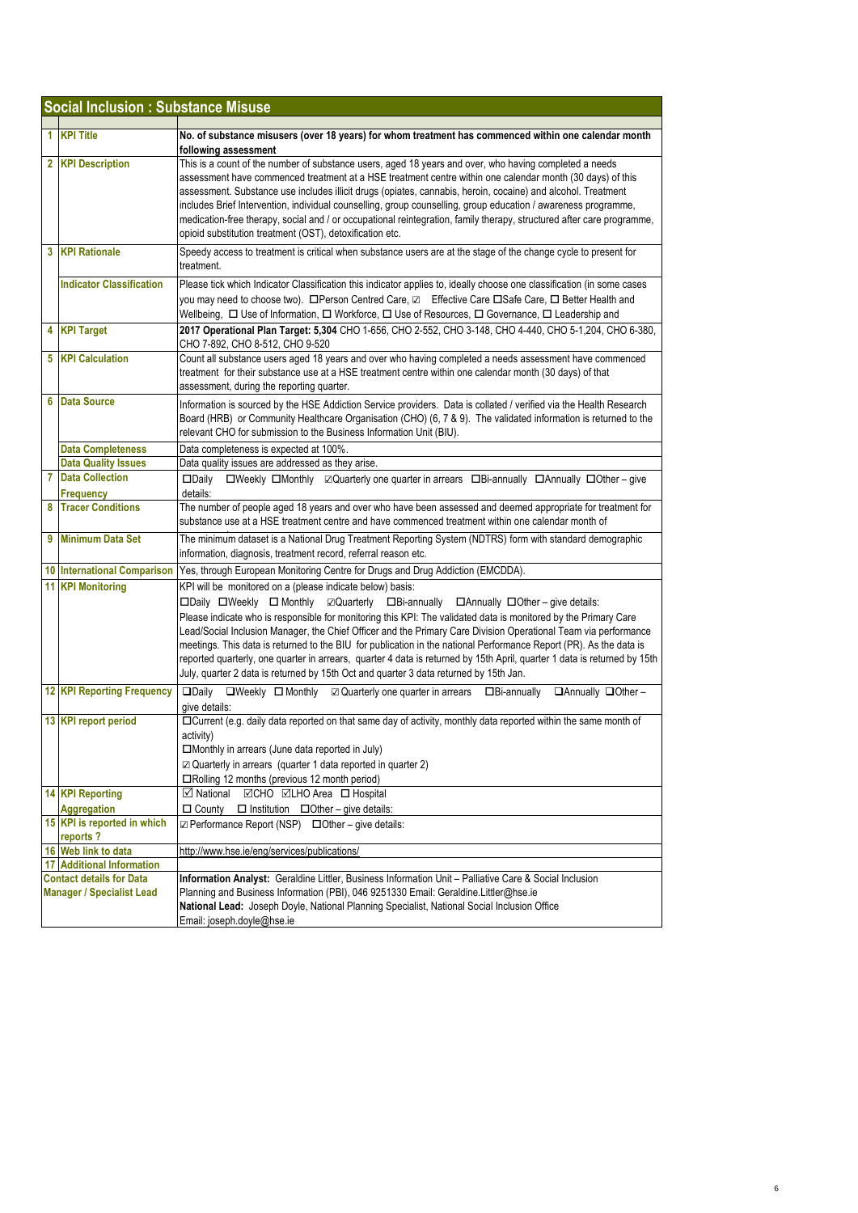## Social Inclusion : Substance Misuse

| | | |
|---|---|---|
| 1 | **KPI Title** | **No. of substance misusers (over 18 years) for whom treatment has commenced within one calendar month following assessment** |
| 2 | **KPI Description** | This is a count of the number of substance users, aged 18 years and over, who having completed a needs assessment have commenced treatment at a HSE treatment centre within one calendar month (30 days) of this assessment. Substance use includes illicit drugs (opiates, cannabis, heroin, cocaine) and alcohol. Treatment includes Brief Intervention, individual counselling, group counselling, group education / awareness programme, medication-free therapy, social and / or occupational reintegration, family therapy, structured after care programme, opioid substitution treatment (OST), detoxification etc. |
| 3 | **KPI Rationale** | Speedy access to treatment is critical when substance users are at the stage of the change cycle to present for treatment. |
| | **Indicator Classification** | Please tick which Indicator Classification this indicator applies to, ideally choose one classification (in some cases you may need to choose two). ☐Person Centred Care, ☑ Effective Care ☐Safe Care, ☐ Better Health and Wellbeing, ☐ Use of Information, ☐ Workforce, ☐ Use of Resources, ☐ Governance, ☐ Leadership and |
| 4 | **KPI Target** | **2017 Operational Plan Target: 5,304** CHO 1-656, CHO 2-552, CHO 3-148, CHO 4-440, CHO 5-1,204, CHO 6-380, CHO 7-892, CHO 8-512, CHO 9-520 |
| 5 | **KPI Calculation** | Count all substance users aged 18 years and over who having completed a needs assessment have commenced treatment for their substance use at a HSE treatment centre within one calendar month (30 days) of that assessment, during the reporting quarter. |
| 6 | **Data Source** | Information is sourced by the HSE Addiction Service providers. Data is collated / verified via the Health Research Board (HRB) or Community Healthcare Organisation (CHO) (6, 7 & 9). The validated information is returned to the relevant CHO for submission to the Business Information Unit (BIU). |
| | **Data Completeness** | Data completeness is expected at 100%. |
| | **Data Quality Issues** | Data quality issues are addressed as they arise. |
| 7 | **Data Collection Frequency** | ☐Daily ☐Weekly ☐Monthly ☑Quarterly one quarter in arrears ☐Bi-annually ☐Annually ☐Other – give details: |
| 8 | **Tracer Conditions** | The number of people aged 18 years and over who have been assessed and deemed appropriate for treatment for substance use at a HSE treatment centre and have commenced treatment within one calendar month of |
| 9 | **Minimum Data Set** | The minimum dataset is a National Drug Treatment Reporting System (NDTRS) form with standard demographic information, diagnosis, treatment record, referral reason etc. |
| 10 | **International Comparison** | Yes, through European Monitoring Centre for Drugs and Drug Addiction (EMCDDA). |
| 11 | **KPI Monitoring** | KPI will be monitored on a (please indicate below) basis:<br>☐Daily ☐Weekly ☐ Monthly ☑Quarterly ☐Bi-annually ☐Annually ☐Other – give details:<br>Please indicate who is responsible for monitoring this KPI: The validated data is monitored by the Primary Care Lead/Social Inclusion Manager, the Chief Officer and the Primary Care Division Operational Team via performance meetings. This data is returned to the BIU for publication in the national Performance Report (PR). As the data is reported quarterly, one quarter in arrears, quarter 4 data is returned by 15th April, quarter 1 data is returned by 15th July, quarter 2 data is returned by 15th Oct and quarter 3 data returned by 15th Jan. |
| 12 | **KPI Reporting Frequency** | ☐Daily ☐Weekly ☐ Monthly ☑ Quarterly one quarter in arrears ☐Bi-annually ☐Annually ☐Other – give details: |
| 13 | **KPI report period** | ☐Current (e.g. daily data reported on that same day of activity, monthly data reported within the same month of activity)<br>☐Monthly in arrears (June data reported in July)<br>☑ Quarterly in arrears (quarter 1 data reported in quarter 2)<br>☐Rolling 12 months (previous 12 month period) |
| 14 | **KPI Reporting Aggregation** | ☑ National ☑CHO ☑LHO Area ☐ Hospital<br>☐ County ☐ Institution ☐Other – give details: |
| 15 | **KPI is reported in which reports ?** | ☑ Performance Report (NSP) ☐Other – give details: |
| 16 | **Web link to data** | http://www.hse.ie/eng/services/publications/ |
| 17 | **Additional Information** | |
| | **Contact details for Data Manager / Specialist Lead** | **Information Analyst:** Geraldine Littler, Business Information Unit – Palliative Care & Social Inclusion Planning and Business Information (PBI), 046 9251330 Email: Geraldine.Littler@hse.ie<br>**National Lead:** Joseph Doyle, National Planning Specialist, National Social Inclusion Office<br>Email: joseph.doyle@hse.ie |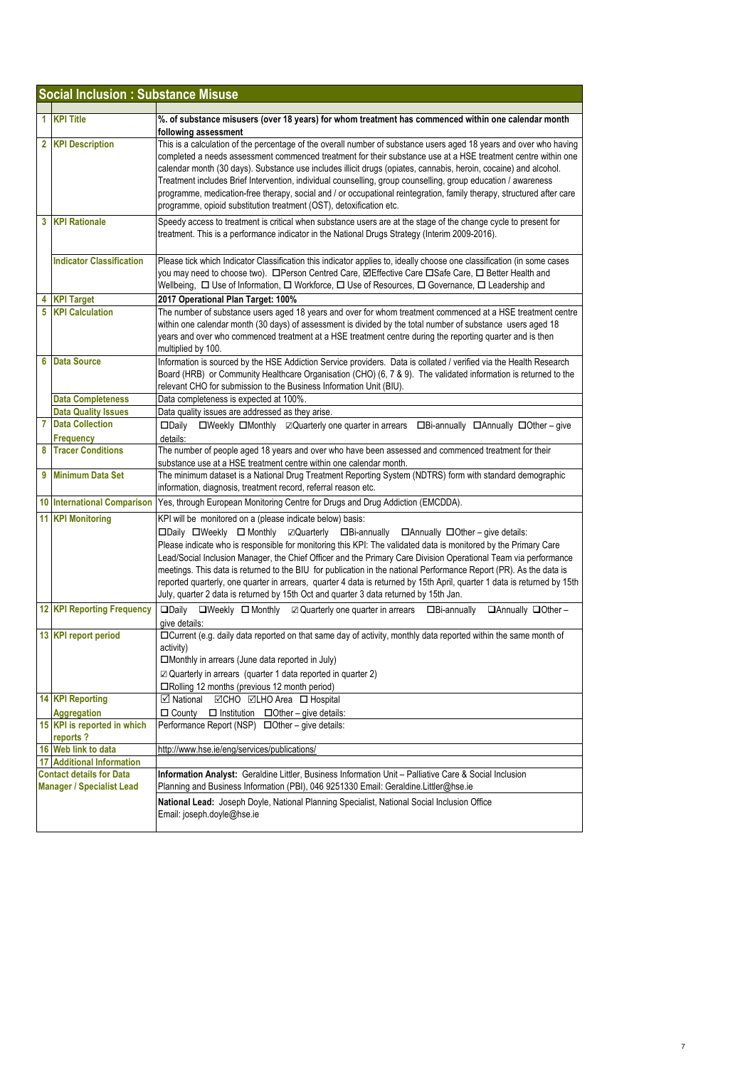## Social Inclusion : Substance Misuse

| | | |
|---|---|---|
| 1 | KPI Title | **%. of substance misusers (over 18 years) for whom treatment has commenced within one calendar month following assessment** |
| 2 | KPI Description | This is a calculation of the percentage of the overall number of substance users aged 18 years and over who having completed a needs assessment commenced treatment for their substance use at a HSE treatment centre within one calendar month (30 days). Substance use includes illicit drugs (opiates, cannabis, heroin, cocaine) and alcohol. Treatment includes Brief Intervention, individual counselling, group counselling, group education / awareness programme, medication-free therapy, social and / or occupational reintegration, family therapy, structured after care programme, opioid substitution treatment (OST), detoxification etc. |
| 3 | KPI Rationale | Speedy access to treatment is critical when substance users are at the stage of the change cycle to present for treatment. This is a performance indicator in the National Drugs Strategy (Interim 2009-2016). |
| | Indicator Classification | Please tick which Indicator Classification this indicator applies to, ideally choose one classification (in some cases you may need to choose two). ☐Person Centred Care, ☑Effective Care ☐Safe Care, ☐ Better Health and Wellbeing, ☐ Use of Information, ☐ Workforce, ☐ Use of Resources, ☐ Governance, ☐ Leadership and |
| 4 | KPI Target | **2017 Operational Plan Target: 100%** |
| 5 | KPI Calculation | The number of substance users aged 18 years and over for whom treatment commenced at a HSE treatment centre within one calendar month (30 days) of assessment is divided by the total number of substance users aged 18 years and over who commenced treatment at a HSE treatment centre during the reporting quarter and is then multiplied by 100. |
| 6 | Data Source | Information is sourced by the HSE Addiction Service providers. Data is collated / verified via the Health Research Board (HRB) or Community Healthcare Organisation (CHO) (6, 7 & 9). The validated information is returned to the relevant CHO for submission to the Business Information Unit (BIU). |
| | Data Completeness | Data completeness is expected at 100%. |
| | Data Quality Issues | Data quality issues are addressed as they arise. |
| 7 | Data Collection Frequency | ☐Daily ☐Weekly ☐Monthly ☑Quarterly one quarter in arrears ☐Bi-annually ☐Annually ☐Other – give details: |
| 8 | Tracer Conditions | The number of people aged 18 years and over who have been assessed and commenced treatment for their substance use at a HSE treatment centre within one calendar month. |
| 9 | Minimum Data Set | The minimum dataset is a National Drug Treatment Reporting System (NDTRS) form with standard demographic information, diagnosis, treatment record, referral reason etc. |
| 10 | International Comparison | Yes, through European Monitoring Centre for Drugs and Drug Addiction (EMCDDA). |
| 11 | KPI Monitoring | KPI will be monitored on a (please indicate below) basis:<br>☐Daily ☐Weekly ☐ Monthly ☑Quarterly ☐Bi-annually ☐Annually ☐Other – give details:<br>Please indicate who is responsible for monitoring this KPI: The validated data is monitored by the Primary Care Lead/Social Inclusion Manager, the Chief Officer and the Primary Care Division Operational Team via performance meetings. This data is returned to the BIU for publication in the national Performance Report (PR). As the data is reported quarterly, one quarter in arrears, quarter 4 data is returned by 15th April, quarter 1 data is returned by 15th July, quarter 2 data is returned by 15th Oct and quarter 3 data returned by 15th Jan. |
| 12 | KPI Reporting Frequency | ☐Daily ☐Weekly ☐ Monthly ☑ Quarterly one quarter in arrears ☐Bi-annually ☐Annually ☐Other – give details: |
| 13 | KPI report period | ☐Current (e.g. daily data reported on that same day of activity, monthly data reported within the same month of activity)<br>☐Monthly in arrears (June data reported in July)<br>☑ Quarterly in arrears (quarter 1 data reported in quarter 2)<br>☐Rolling 12 months (previous 12 month period) |
| 14 | KPI Reporting Aggregation | ☑ National ☑CHO ☑LHO Area ☐ Hospital<br>☐ County ☐ Institution ☐Other – give details: |
| 15 | KPI is reported in which reports ? | Performance Report (NSP) ☐Other – give details: |
| 16 | Web link to data | http://www.hse.ie/eng/services/publications/ |
| 17 | Additional Information | |
| | Contact details for Data Manager / Specialist Lead | **Information Analyst:** Geraldine Littler, Business Information Unit – Palliative Care & Social Inclusion Planning and Business Information (PBI), 046 9251330 Email: Geraldine.Littler@hse.ie<br>**National Lead:** Joseph Doyle, National Planning Specialist, National Social Inclusion Office Email: joseph.doyle@hse.ie |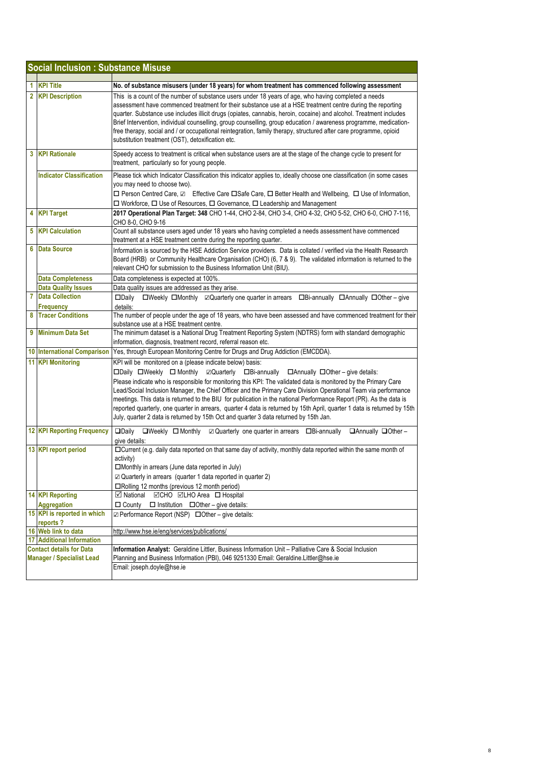## Social Inclusion : Substance Misuse

| | | |
|---|---|---|
| 1 | **KPI Title** | **No. of substance misusers (under 18 years) for whom treatment has commenced following assessment** |
| 2 | **KPI Description** | This is a count of the number of substance users under 18 years of age, who having completed a needs assessment have commenced treatment for their substance use at a HSE treatment centre during the reporting quarter. Substance use includes illicit drugs (opiates, cannabis, heroin, cocaine) and alcohol. Treatment includes Brief Intervention, individual counselling, group counselling, group education / awareness programme, medication-free therapy, social and / or occupational reintegration, family therapy, structured after care programme, opioid substitution treatment (OST), detoxification etc. |
| 3 | **KPI Rationale** | Speedy access to treatment is critical when substance users are at the stage of the change cycle to present for treatment, particularly so for young people. |
| | **Indicator Classification** | Please tick which Indicator Classification this indicator applies to, ideally choose one classification (in some cases you may need to choose two). ☐ Person Centred Care, ☑ Effective Care ☐Safe Care, ☐ Better Health and Wellbeing, ☐ Use of Information, ☐ Workforce, ☐ Use of Resources, ☐ Governance, ☐ Leadership and Management |
| 4 | **KPI Target** | **2017 Operational Plan Target: 348** CHO 1-44, CHO 2-84, CHO 3-4, CHO 4-32, CHO 5-52, CHO 6-0, CHO 7-116, CHO 8-0, CHO 9-16 |
| 5 | **KPI Calculation** | Count all substance users aged under 18 years who having completed a needs assessment have commenced treatment at a HSE treatment centre during the reporting quarter. |
| 6 | **Data Source** | Information is sourced by the HSE Addiction Service providers. Data is collated / verified via the Health Research Board (HRB) or Community Healthcare Organisation (CHO) (6, 7 & 9). The validated information is returned to the relevant CHO for submission to the Business Information Unit (BIU). |
| | **Data Completeness** | Data completeness is expected at 100%. |
| | **Data Quality Issues** | Data quality issues are addressed as they arise. |
| 7 | **Data Collection Frequency** | ☐Daily ☐Weekly ☐Monthly ☑Quarterly one quarter in arrears ☐Bi-annually ☐Annually ☐Other – give details: |
| 8 | **Tracer Conditions** | The number of people under the age of 18 years, who have been assessed and have commenced treatment for their substance use at a HSE treatment centre. |
| 9 | **Minimum Data Set** | The minimum dataset is a National Drug Treatment Reporting System (NDTRS) form with standard demographic information, diagnosis, treatment record, referral reason etc. |
| 10 | **International Comparison** | Yes, through European Monitoring Centre for Drugs and Drug Addiction (EMCDDA). |
| 11 | **KPI Monitoring** | KPI will be monitored on a (please indicate below) basis: ☐Daily ☐Weekly ☐ Monthly ☑Quarterly ☐Bi-annually ☐Annually ☐Other – give details: Please indicate who is responsible for monitoring this KPI: The validated data is monitored by the Primary Care Lead/Social Inclusion Manager, the Chief Officer and the Primary Care Division Operational Team via performance meetings. This data is returned to the BIU for publication in the national Performance Report (PR). As the data is reported quarterly, one quarter in arrears, quarter 4 data is returned by 15th April, quarter 1 data is returned by 15th July, quarter 2 data is returned by 15th Oct and quarter 3 data returned by 15th Jan. |
| 12 | **KPI Reporting Frequency** | ☐Daily ☐Weekly ☐ Monthly ☑ Quarterly one quarter in arrears ☐Bi-annually ☐Annually ☐Other – give details: |
| 13 | **KPI report period** | ☐Current (e.g. daily data reported on that same day of activity, monthly data reported within the same month of activity) ☐Monthly in arrears (June data reported in July) ☑ Quarterly in arrears (quarter 1 data reported in quarter 2) ☐Rolling 12 months (previous 12 month period) |
| 14 | **KPI Reporting Aggregation** | ☑ National ☑CHO ☑LHO Area ☐ Hospital ☐ County ☐ Institution ☐Other – give details: |
| 15 | **KPI is reported in which reports ?** | ☑ Performance Report (NSP) ☐Other – give details: |
| 16 | **Web link to data** | http://www.hse.ie/eng/services/publications/ |
| 17 | **Additional Information** | |
| | **Contact details for Data Manager / Specialist Lead** | **Information Analyst:** Geraldine Littler, Business Information Unit – Palliative Care & Social Inclusion Planning and Business Information (PBI), 046 9251330 Email: Geraldine.Littler@hse.ie Email: joseph.doyle@hse.ie |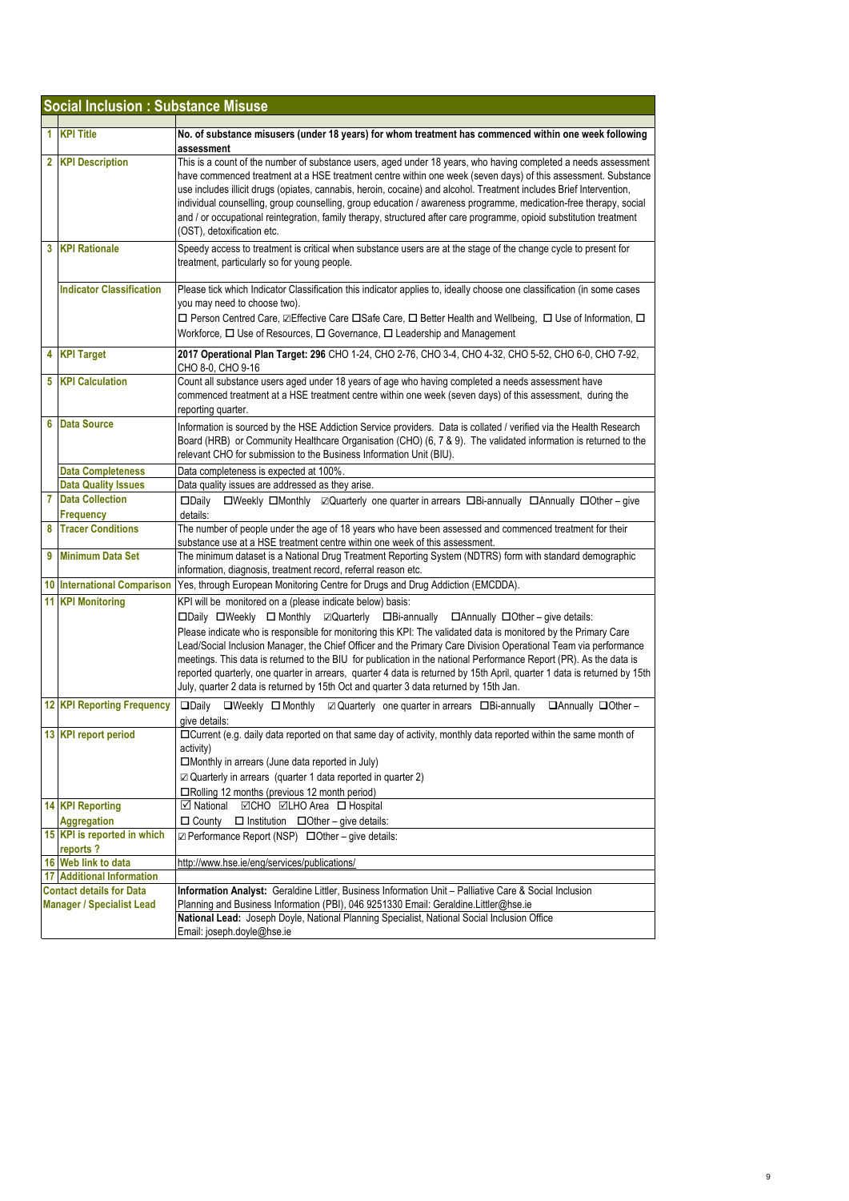## Social Inclusion : Substance Misuse

| | | |
|---|---|---|
| 1 | **KPI Title** | **No. of substance misusers (under 18 years) for whom treatment has commenced within one week following assessment** |
| 2 | **KPI Description** | This is a count of the number of substance users, aged under 18 years, who having completed a needs assessment have commenced treatment at a HSE treatment centre within one week (seven days) of this assessment. Substance use includes illicit drugs (opiates, cannabis, heroin, cocaine) and alcohol. Treatment includes Brief Intervention, individual counselling, group counselling, group education / awareness programme, medication-free therapy, social and / or occupational reintegration, family therapy, structured after care programme, opioid substitution treatment (OST), detoxification etc. |
| 3 | **KPI Rationale** | Speedy access to treatment is critical when substance users are at the stage of the change cycle to present for treatment, particularly so for young people. |
| | **Indicator Classification** | Please tick which Indicator Classification this indicator applies to, ideally choose one classification (in some cases you may need to choose two).<br>☐ Person Centred Care, ☑Effective Care ☐Safe Care, ☐ Better Health and Wellbeing, ☐ Use of Information, ☐ Workforce, ☐ Use of Resources, ☐ Governance, ☐ Leadership and Management |
| 4 | **KPI Target** | **2017 Operational Plan Target: 296** CHO 1-24, CHO 2-76, CHO 3-4, CHO 4-32, CHO 5-52, CHO 6-0, CHO 7-92, CHO 8-0, CHO 9-16 |
| 5 | **KPI Calculation** | Count all substance users aged under 18 years of age who having completed a needs assessment have commenced treatment at a HSE treatment centre within one week (seven days) of this assessment, during the reporting quarter. |
| 6 | **Data Source** | Information is sourced by the HSE Addiction Service providers. Data is collated / verified via the Health Research Board (HRB) or Community Healthcare Organisation (CHO) (6, 7 & 9). The validated information is returned to the relevant CHO for submission to the Business Information Unit (BIU). |
| | **Data Completeness** | Data completeness is expected at 100%. |
| | **Data Quality Issues** | Data quality issues are addressed as they arise. |
| 7 | **Data Collection Frequency** | ☐Daily ☐Weekly ☐Monthly ☑Quarterly one quarter in arrears ☐Bi-annually ☐Annually ☐Other – give details: |
| 8 | **Tracer Conditions** | The number of people under the age of 18 years who have been assessed and commenced treatment for their substance use at a HSE treatment centre within one week of this assessment. |
| 9 | **Minimum Data Set** | The minimum dataset is a National Drug Treatment Reporting System (NDTRS) form with standard demographic information, diagnosis, treatment record, referral reason etc. |
| 10 | **International Comparison** | Yes, through European Monitoring Centre for Drugs and Drug Addiction (EMCDDA). |
| 11 | **KPI Monitoring** | KPI will be monitored on a (please indicate below) basis:<br>☐Daily ☐Weekly ☐ Monthly ☑Quarterly ☐Bi-annually ☐Annually ☐Other – give details:<br>Please indicate who is responsible for monitoring this KPI: The validated data is monitored by the Primary Care Lead/Social Inclusion Manager, the Chief Officer and the Primary Care Division Operational Team via performance meetings. This data is returned to the BIU for publication in the national Performance Report (PR). As the data is reported quarterly, one quarter in arrears, quarter 4 data is returned by 15th April, quarter 1 data is returned by 15th July, quarter 2 data is returned by 15th Oct and quarter 3 data returned by 15th Jan. |
| 12 | **KPI Reporting Frequency** | ☐Daily ☐Weekly ☐ Monthly ☑ Quarterly one quarter in arrears ☐Bi-annually ☐Annually ☐Other – give details: |
| 13 | **KPI report period** | ☐Current (e.g. daily data reported on that same day of activity, monthly data reported within the same month of activity)<br>☐Monthly in arrears (June data reported in July)<br>☑ Quarterly in arrears (quarter 1 data reported in quarter 2)<br>☐Rolling 12 months (previous 12 month period) |
| 14 | **KPI Reporting Aggregation** | ☑ National ☑CHO ☑LHO Area ☐ Hospital<br>☐ County ☐ Institution ☐Other – give details: |
| 15 | **KPI is reported in which reports ?** | ☑ Performance Report (NSP) ☐Other – give details: |
| 16 | **Web link to data** | http://www.hse.ie/eng/services/publications/ |
| 17 | **Additional Information** | |
| | **Contact details for Data Manager / Specialist Lead** | **Information Analyst:** Geraldine Littler, Business Information Unit – Palliative Care & Social Inclusion Planning and Business Information (PBI), 046 9251330 Email: Geraldine.Littler@hse.ie<br>**National Lead:** Joseph Doyle, National Planning Specialist, National Social Inclusion Office Email: joseph.doyle@hse.ie |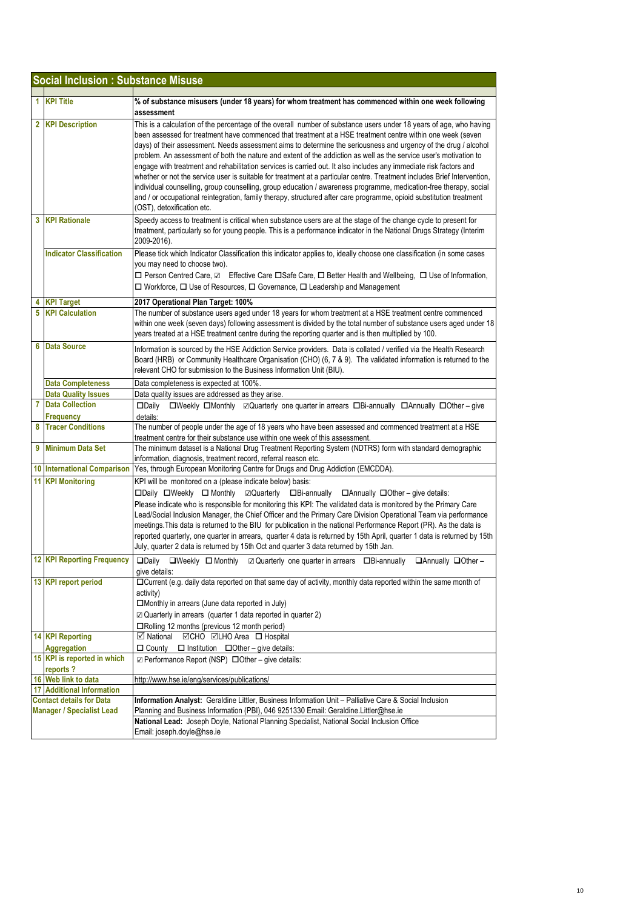## Social Inclusion : Substance Misuse

| | | |
|---|---|---|
| 1 | **KPI Title** | **% of substance misusers (under 18 years) for whom treatment has commenced within one week following assessment** |
| 2 | **KPI Description** | This is a calculation of the percentage of the overall number of substance users under 18 years of age, who having been assessed for treatment have commenced that treatment at a HSE treatment centre within one week (seven days) of their assessment. Needs assessment aims to determine the seriousness and urgency of the drug / alcohol problem. An assessment of both the nature and extent of the addiction as well as the service user's motivation to engage with treatment and rehabilitation services is carried out. It also includes any immediate risk factors and whether or not the service user is suitable for treatment at a particular centre. Treatment includes Brief Intervention, individual counselling, group counselling, group education / awareness programme, medication-free therapy, social and / or occupational reintegration, family therapy, structured after care programme, opioid substitution treatment (OST), detoxification etc. |
| 3 | **KPI Rationale** | Speedy access to treatment is critical when substance users are at the stage of the change cycle to present for treatment, particularly so for young people. This is a performance indicator in the National Drugs Strategy (Interim 2009-2016). |
| | **Indicator Classification** | Please tick which Indicator Classification this indicator applies to, ideally choose one classification (in some cases you may need to choose two).<br>☐ Person Centred Care, ☑ Effective Care ☐Safe Care, ☐ Better Health and Wellbeing, ☐ Use of Information, ☐ Workforce, ☐ Use of Resources, ☐ Governance, ☐ Leadership and Management |
| 4 | **KPI Target** | **2017 Operational Plan Target: 100%** |
| 5 | **KPI Calculation** | The number of substance users aged under 18 years for whom treatment at a HSE treatment centre commenced within one week (seven days) following assessment is divided by the total number of substance users aged under 18 years treated at a HSE treatment centre during the reporting quarter and is then multiplied by 100. |
| 6 | **Data Source** | Information is sourced by the HSE Addiction Service providers. Data is collated / verified via the Health Research Board (HRB) or Community Healthcare Organisation (CHO) (6, 7 & 9). The validated information is returned to the relevant CHO for submission to the Business Information Unit (BIU). |
| | **Data Completeness** | Data completeness is expected at 100%. |
| | **Data Quality Issues** | Data quality issues are addressed as they arise. |
| 7 | **Data Collection Frequency** | ☐Daily ☐Weekly ☐Monthly ☑Quarterly one quarter in arrears ☐Bi-annually ☐Annually ☐Other – give details: |
| 8 | **Tracer Conditions** | The number of people under the age of 18 years who have been assessed and commenced treatment at a HSE treatment centre for their substance use within one week of this assessment. |
| 9 | **Minimum Data Set** | The minimum dataset is a National Drug Treatment Reporting System (NDTRS) form with standard demographic information, diagnosis, treatment record, referral reason etc. |
| 10 | **International Comparison** | Yes, through European Monitoring Centre for Drugs and Drug Addiction (EMCDDA). |
| 11 | **KPI Monitoring** | KPI will be monitored on a (please indicate below) basis:<br>☐Daily ☐Weekly ☐ Monthly ☑Quarterly ☐Bi-annually ☐Annually ☐Other – give details:<br>Please indicate who is responsible for monitoring this KPI: The validated data is monitored by the Primary Care Lead/Social Inclusion Manager, the Chief Officer and the Primary Care Division Operational Team via performance meetings.This data is returned to the BIU for publication in the national Performance Report (PR). As the data is reported quarterly, one quarter in arrears, quarter 4 data is returned by 15th April, quarter 1 data is returned by 15th July, quarter 2 data is returned by 15th Oct and quarter 3 data returned by 15th Jan. |
| 12 | **KPI Reporting Frequency** | ☐Daily ☐Weekly ☐ Monthly ☑ Quarterly one quarter in arrears ☐Bi-annually ☐Annually ☐Other – give details: |
| 13 | **KPI report period** | ☐Current (e.g. daily data reported on that same day of activity, monthly data reported within the same month of activity)<br>☐Monthly in arrears (June data reported in July)<br>☑ Quarterly in arrears (quarter 1 data reported in quarter 2)<br>☐Rolling 12 months (previous 12 month period) |
| 14 | **KPI Reporting Aggregation** | ☑ National ☑CHO ☑LHO Area ☐ Hospital<br>☐ County ☐ Institution ☐Other – give details: |
| 15 | **KPI is reported in which reports ?** | ☑ Performance Report (NSP) ☐Other – give details: |
| 16 | **Web link to data** | http://www.hse.ie/eng/services/publications/ |
| 17 | **Additional Information** | |
| | **Contact details for Data Manager / Specialist Lead** | **Information Analyst:** Geraldine Littler, Business Information Unit – Palliative Care & Social Inclusion Planning and Business Information (PBI), 046 9251330 Email: Geraldine.Littler@hse.ie<br>**National Lead:** Joseph Doyle, National Planning Specialist, National Social Inclusion Office Email: joseph.doyle@hse.ie |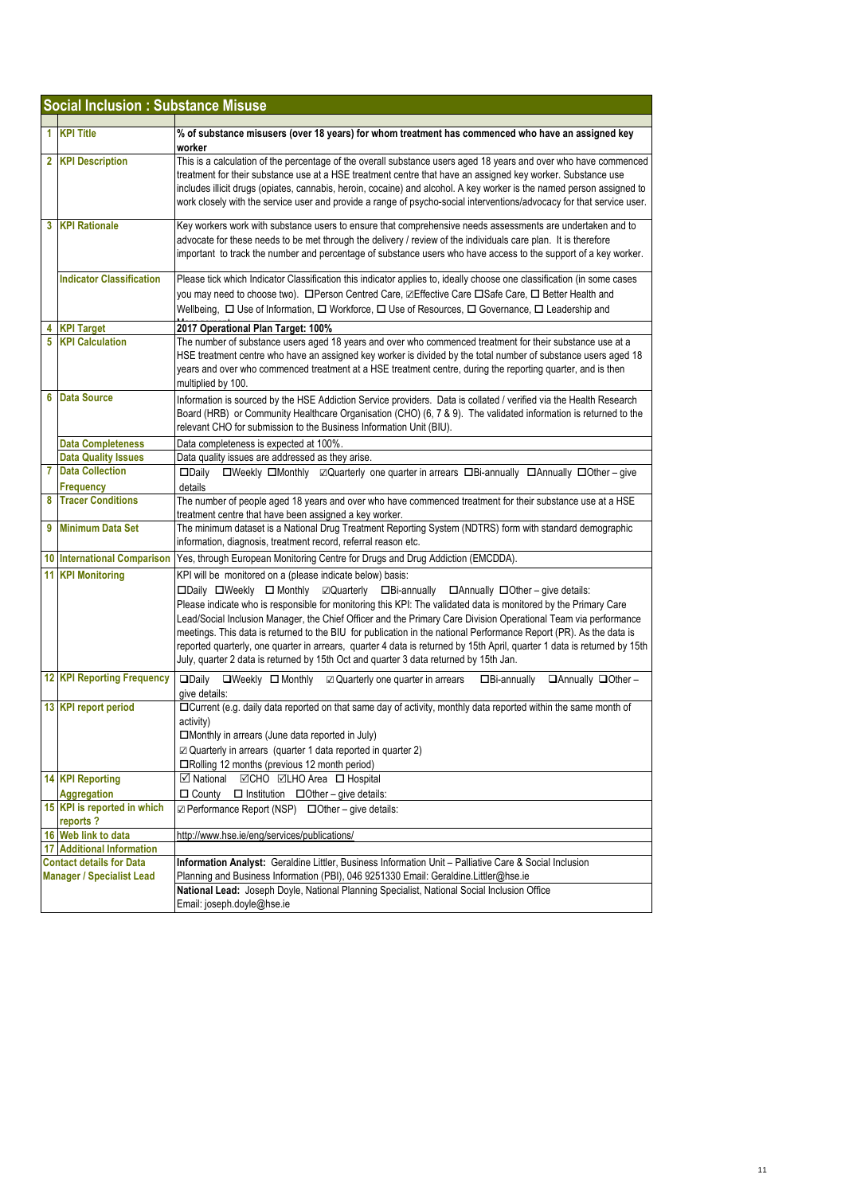## Social Inclusion : Substance Misuse

| | | |
|---|---|---|
| 1 | **KPI Title** | **% of substance misusers (over 18 years) for whom treatment has commenced who have an assigned key worker** |
| 2 | **KPI Description** | This is a calculation of the percentage of the overall substance users aged 18 years and over who have commenced treatment for their substance use at a HSE treatment centre that have an assigned key worker. Substance use includes illicit drugs (opiates, cannabis, heroin, cocaine) and alcohol. A key worker is the named person assigned to work closely with the service user and provide a range of psycho-social interventions/advocacy for that service user. |
| 3 | **KPI Rationale** | Key workers work with substance users to ensure that comprehensive needs assessments are undertaken and to advocate for these needs to be met through the delivery / review of the individuals care plan. It is therefore important to track the number and percentage of substance users who have access to the support of a key worker. |
| | **Indicator Classification** | Please tick which Indicator Classification this indicator applies to, ideally choose one classification (in some cases you may need to choose two). ☐Person Centred Care, ☑Effective Care ☐Safe Care, ☐ Better Health and Wellbeing, ☐ Use of Information, ☐ Workforce, ☐ Use of Resources, ☐ Governance, ☐ Leadership and Management |
| 4 | **KPI Target** | **2017 Operational Plan Target: 100%** |
| 5 | **KPI Calculation** | The number of substance users aged 18 years and over who commenced treatment for their substance use at a HSE treatment centre who have an assigned key worker is divided by the total number of substance users aged 18 years and over who commenced treatment at a HSE treatment centre, during the reporting quarter, and is then multiplied by 100. |
| 6 | **Data Source** | Information is sourced by the HSE Addiction Service providers. Data is collated / verified via the Health Research Board (HRB) or Community Healthcare Organisation (CHO) (6, 7 & 9). The validated information is returned to the relevant CHO for submission to the Business Information Unit (BIU). |
| | **Data Completeness** | Data completeness is expected at 100%. |
| | **Data Quality Issues** | Data quality issues are addressed as they arise. |
| 7 | **Data Collection Frequency** | ☐Daily ☐Weekly ☐Monthly ☑Quarterly one quarter in arrears ☐Bi-annually ☐Annually ☐Other – give details |
| 8 | **Tracer Conditions** | The number of people aged 18 years and over who have commenced treatment for their substance use at a HSE treatment centre that have been assigned a key worker. |
| 9 | **Minimum Data Set** | The minimum dataset is a National Drug Treatment Reporting System (NDTRS) form with standard demographic information, diagnosis, treatment record, referral reason etc. |
| 10 | **International Comparison** | Yes, through European Monitoring Centre for Drugs and Drug Addiction (EMCDDA). |
| 11 | **KPI Monitoring** | KPI will be monitored on a (please indicate below) basis: ☐Daily ☐Weekly ☐ Monthly ☑Quarterly ☐Bi-annually ☐Annually ☐Other – give details: Please indicate who is responsible for monitoring this KPI: The validated data is monitored by the Primary Care Lead/Social Inclusion Manager, the Chief Officer and the Primary Care Division Operational Team via performance meetings. This data is returned to the BIU for publication in the national Performance Report (PR). As the data is reported quarterly, one quarter in arrears, quarter 4 data is returned by 15th April, quarter 1 data is returned by 15th July, quarter 2 data is returned by 15th Oct and quarter 3 data returned by 15th Jan. |
| 12 | **KPI Reporting Frequency** | ☐Daily ☐Weekly ☐ Monthly ☑ Quarterly one quarter in arrears ☐Bi-annually ☐Annually ☐Other – give details: |
| 13 | **KPI report period** | ☐Current (e.g. daily data reported on that same day of activity, monthly data reported within the same month of activity) ☐Monthly in arrears (June data reported in July) ☑ Quarterly in arrears (quarter 1 data reported in quarter 2) ☐Rolling 12 months (previous 12 month period) |
| 14 | **KPI Reporting Aggregation** | ☑ National ☑CHO ☑LHO Area ☐ Hospital ☐ County ☐ Institution ☐Other – give details: |
| 15 | **KPI is reported in which reports ?** | ☑ Performance Report (NSP) ☐Other – give details: |
| 16 | **Web link to data** | http://www.hse.ie/eng/services/publications/ |
| 17 | **Additional Information** | |
| | **Contact details for Data Manager / Specialist Lead** | **Information Analyst:** Geraldine Littler, Business Information Unit – Palliative Care & Social Inclusion Planning and Business Information (PBI), 046 9251330 Email: Geraldine.Littler@hse.ie |
| | | **National Lead:** Joseph Doyle, National Planning Specialist, National Social Inclusion Office Email: joseph.doyle@hse.ie |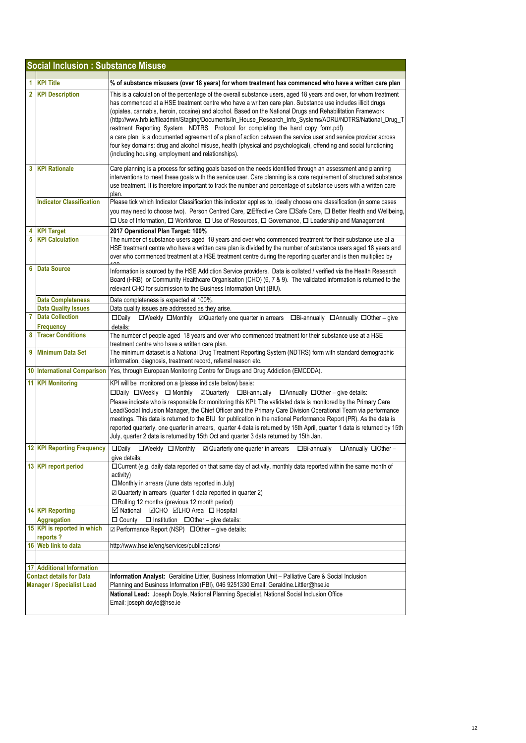## Social Inclusion : Substance Misuse

| # | Field | Details |
|---|---|---|
| 1 | **KPI Title** | **% of substance misusers (over 18 years) for whom treatment has commenced who have a written care plan** |
| 2 | **KPI Description** | This is a calculation of the percentage of the overall substance users, aged 18 years and over, for whom treatment has commenced at a HSE treatment centre who have a written care plan. Substance use includes illicit drugs (opiates, cannabis, heroin, cocaine) and alcohol. Based on the National Drugs and Rehabilitation Framework (http://www.hrb.ie/fileadmin/Staging/Documents/In_House_Research_Info_Systems/ADRU/NDTRS/National_Drug_Treatment_Reporting_System__NDTRS__Protocol_for_completing_the_hard_copy_form.pdf) a care plan is a documented agreement of a plan of action between the service user and service provider across four key domains: drug and alcohol misuse, health (physical and psychological), offending and social functioning (including housing, employment and relationships). |
| 3 | **KPI Rationale** | Care planning is a process for setting goals based on the needs identified through an assessment and planning interventions to meet these goals with the service user. Care planning is a core requirement of structured substance use treatment. It is therefore important to track the number and percentage of substance users with a written care plan. |
| | **Indicator Classification** | Please tick which Indicator Classification this indicator applies to, ideally choose one classification (in some cases you may need to choose two). Person Centred Care, ☑Effective Care ☐Safe Care, ☐ Better Health and Wellbeing, ☐ Use of Information, ☐ Workforce, ☐ Use of Resources, ☐ Governance, ☐ Leadership and Management |
| 4 | **KPI Target** | **2017 Operational Plan Target: 100%** |
| 5 | **KPI Calculation** | The number of substance users aged 18 years and over who commenced treatment for their substance use at a HSE treatment centre who have a written care plan is divided by the number of substance users aged 18 years and over who commenced treatment at a HSE treatment centre during the reporting quarter and is then multiplied by 100 |
| 6 | **Data Source** | Information is sourced by the HSE Addiction Service providers. Data is collated / verified via the Health Research Board (HRB) or Community Healthcare Organisation (CHO) (6, 7 & 9). The validated information is returned to the relevant CHO for submission to the Business Information Unit (BIU). |
| | **Data Completeness** | Data completeness is expected at 100%. |
| | **Data Quality Issues** | Data quality issues are addressed as they arise. |
| 7 | **Data Collection Frequency** | ☐Daily ☐Weekly ☐Monthly ☑Quarterly one quarter in arrears ☐Bi-annually ☐Annually ☐Other – give details: |
| 8 | **Tracer Conditions** | The number of people aged 18 years and over who commenced treatment for their substance use at a HSE treatment centre who have a written care plan. |
| 9 | **Minimum Data Set** | The minimum dataset is a National Drug Treatment Reporting System (NDTRS) form with standard demographic information, diagnosis, treatment record, referral reason etc. |
| 10 | **International Comparison** | Yes, through European Monitoring Centre for Drugs and Drug Addiction (EMCDDA). |
| 11 | **KPI Monitoring** | KPI will be monitored on a (please indicate below) basis: ☐Daily ☐Weekly ☐ Monthly ☑Quarterly ☐Bi-annually ☐Annually ☐Other – give details: Please indicate who is responsible for monitoring this KPI: The validated data is monitored by the Primary Care Lead/Social Inclusion Manager, the Chief Officer and the Primary Care Division Operational Team via performance meetings. This data is returned to the BIU for publication in the national Performance Report (PR). As the data is reported quarterly, one quarter in arrears, quarter 4 data is returned by 15th April, quarter 1 data is returned by 15th July, quarter 2 data is returned by 15th Oct and quarter 3 data returned by 15th Jan. |
| 12 | **KPI Reporting Frequency** | ☐Daily ☐Weekly ☐ Monthly ☑ Quarterly one quarter in arrears ☐Bi-annually ☐Annually ☐Other – give details: |
| 13 | **KPI report period** | ☐Current (e.g. daily data reported on that same day of activity, monthly data reported within the same month of activity) ☐Monthly in arrears (June data reported in July) ☑ Quarterly in arrears (quarter 1 data reported in quarter 2) ☐Rolling 12 months (previous 12 month period) |
| 14 | **KPI Reporting Aggregation** | ☑ National ☑CHO ☑LHO Area ☐ Hospital ☐ County ☐ Institution ☐Other – give details: |
| 15 | **KPI is reported in which reports ?** | ☑ Performance Report (NSP) ☐Other – give details: |
| 16 | **Web link to data** | http://www.hse.ie/eng/services/publications/ |
| 17 | **Additional Information** | |
| | **Contact details for Data Manager / Specialist Lead** | **Information Analyst:** Geraldine Littler, Business Information Unit – Palliative Care & Social Inclusion Planning and Business Information (PBI), 046 9251330 Email: Geraldine.Littler@hse.ie<br>**National Lead:** Joseph Doyle, National Planning Specialist, National Social Inclusion Office Email: joseph.doyle@hse.ie |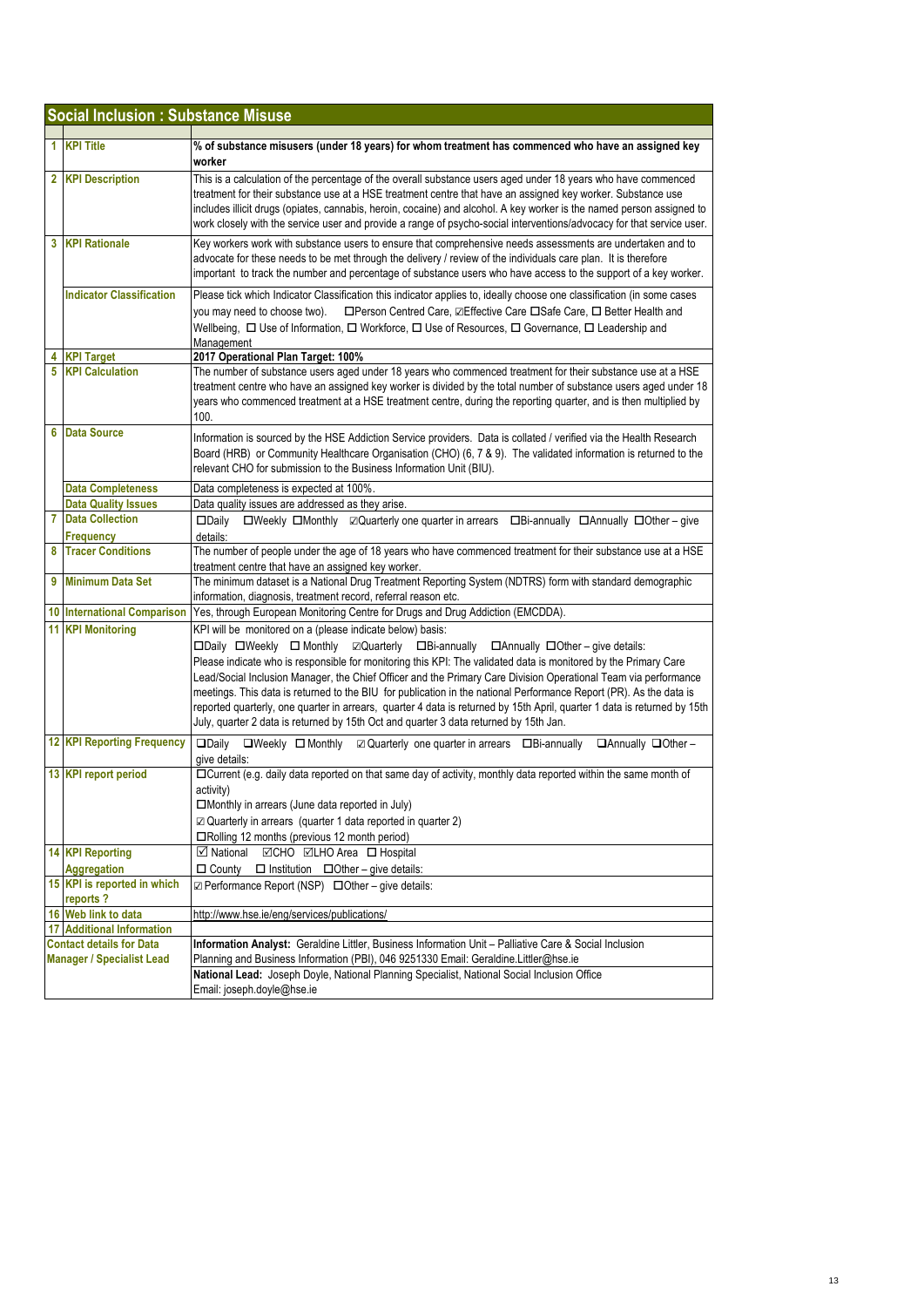## Social Inclusion : Substance Misuse

| | | |
|---|---|---|
| 1 | **KPI Title** | **% of substance misusers (under 18 years) for whom treatment has commenced who have an assigned key worker** |
| 2 | **KPI Description** | This is a calculation of the percentage of the overall substance users aged under 18 years who have commenced treatment for their substance use at a HSE treatment centre that have an assigned key worker. Substance use includes illicit drugs (opiates, cannabis, heroin, cocaine) and alcohol. A key worker is the named person assigned to work closely with the service user and provide a range of psycho-social interventions/advocacy for that service user. |
| 3 | **KPI Rationale** | Key workers work with substance users to ensure that comprehensive needs assessments are undertaken and to advocate for these needs to be met through the delivery / review of the individuals care plan. It is therefore important to track the number and percentage of substance users who have access to the support of a key worker. |
| | **Indicator Classification** | Please tick which Indicator Classification this indicator applies to, ideally choose one classification (in some cases you may need to choose two). ☐Person Centred Care, ☑Effective Care ☐Safe Care, ☐ Better Health and Wellbeing, ☐ Use of Information, ☐ Workforce, ☐ Use of Resources, ☐ Governance, ☐ Leadership and Management |
| 4 | **KPI Target** | **2017 Operational Plan Target: 100%** |
| 5 | **KPI Calculation** | The number of substance users aged under 18 years who commenced treatment for their substance use at a HSE treatment centre who have an assigned key worker is divided by the total number of substance users aged under 18 years who commenced treatment at a HSE treatment centre, during the reporting quarter, and is then multiplied by 100. |
| 6 | **Data Source** | Information is sourced by the HSE Addiction Service providers. Data is collated / verified via the Health Research Board (HRB) or Community Healthcare Organisation (CHO) (6, 7 & 9). The validated information is returned to the relevant CHO for submission to the Business Information Unit (BIU). |
| | **Data Completeness** | Data completeness is expected at 100%. |
| | **Data Quality Issues** | Data quality issues are addressed as they arise. |
| 7 | **Data Collection Frequency** | ☐Daily ☐Weekly ☐Monthly ☑Quarterly one quarter in arrears ☐Bi-annually ☐Annually ☐Other – give details: |
| 8 | **Tracer Conditions** | The number of people under the age of 18 years who have commenced treatment for their substance use at a HSE treatment centre that have an assigned key worker. |
| 9 | **Minimum Data Set** | The minimum dataset is a National Drug Treatment Reporting System (NDTRS) form with standard demographic information, diagnosis, treatment record, referral reason etc. |
| 10 | **International Comparison** | Yes, through European Monitoring Centre for Drugs and Drug Addiction (EMCDDA). |
| 11 | **KPI Monitoring** | KPI will be monitored on a (please indicate below) basis:<br>☐Daily ☐Weekly ☐ Monthly ☑Quarterly ☐Bi-annually ☐Annually ☐Other – give details:<br>Please indicate who is responsible for monitoring this KPI: The validated data is monitored by the Primary Care Lead/Social Inclusion Manager, the Chief Officer and the Primary Care Division Operational Team via performance meetings. This data is returned to the BIU for publication in the national Performance Report (PR). As the data is reported quarterly, one quarter in arrears, quarter 4 data is returned by 15th April, quarter 1 data is returned by 15th July, quarter 2 data is returned by 15th Oct and quarter 3 data returned by 15th Jan. |
| 12 | **KPI Reporting Frequency** | ☐Daily ☐Weekly ☐ Monthly ☑ Quarterly one quarter in arrears ☐Bi-annually ☐Annually ☐Other – give details: |
| 13 | **KPI report period** | ☐Current (e.g. daily data reported on that same day of activity, monthly data reported within the same month of activity)<br>☐Monthly in arrears (June data reported in July)<br>☑ Quarterly in arrears (quarter 1 data reported in quarter 2)<br>☐Rolling 12 months (previous 12 month period) |
| 14 | **KPI Reporting Aggregation** | ☑ National ☑CHO ☑LHO Area ☐ Hospital<br>☐ County ☐ Institution ☐Other – give details: |
| 15 | **KPI is reported in which reports ?** | ☑ Performance Report (NSP) ☐Other – give details: |
| 16 | **Web link to data** | http://www.hse.ie/eng/services/publications/ |
| 17 | **Additional Information** | |
| | **Contact details for Data Manager / Specialist Lead** | **Information Analyst:** Geraldine Littler, Business Information Unit – Palliative Care & Social Inclusion Planning and Business Information (PBI), 046 9251330 Email: Geraldine.Littler@hse.ie<br>**National Lead:** Joseph Doyle, National Planning Specialist, National Social Inclusion Office Email: joseph.doyle@hse.ie |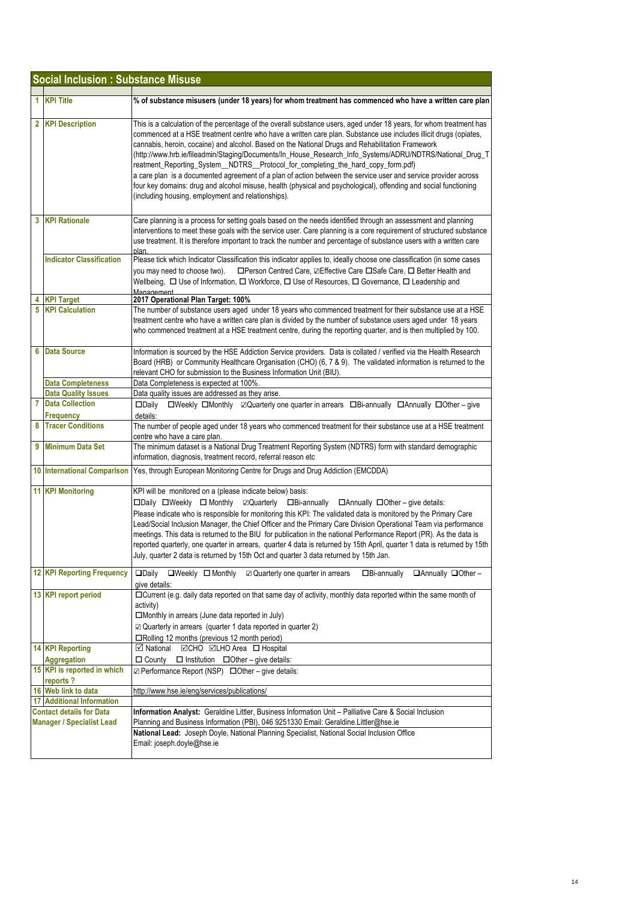## Social Inclusion : Substance Misuse

| | | |
|---|---|---|
| 1 | **KPI Title** | **% of substance misusers (under 18 years) for whom treatment has commenced who have a written care plan** |
| 2 | **KPI Description** | This is a calculation of the percentage of the overall substance users, aged under 18 years, for whom treatment has commenced at a HSE treatment centre who have a written care plan. Substance use includes illicit drugs (opiates, cannabis, heroin, cocaine) and alcohol. Based on the National Drugs and Rehabilitation Framework (http://www.hrb.ie/fileadmin/Staging/Documents/In_House_Research_Info_Systems/ADRU/NDTRS/National_Drug_Treatment_Reporting_System__NDTRS__Protocol_for_completing_the_hard_copy_form.pdf) a care plan is a documented agreement of a plan of action between the service user and service provider across four key domains: drug and alcohol misuse, health (physical and psychological), offending and social functioning (including housing, employment and relationships). |
| 3 | **KPI Rationale** | Care planning is a process for setting goals based on the needs identified through an assessment and planning interventions to meet these goals with the service user. Care planning is a core requirement of structured substance use treatment. It is therefore important to track the number and percentage of substance users with a written care plan. |
| | **Indicator Classification** | Please tick which Indicator Classification this indicator applies to, ideally choose one classification (in some cases you may need to choose two). ☐Person Centred Care, ☑Effective Care ☐Safe Care, ☐ Better Health and Wellbeing, ☐ Use of Information, ☐ Workforce, ☐ Use of Resources, ☐ Governance, ☐ Leadership and Management |
| 4 | **KPI Target** | **2017 Operational Plan Target: 100%** |
| 5 | **KPI Calculation** | The number of substance users aged under 18 years who commenced treatment for their substance use at a HSE treatment centre who have a written care plan is divided by the number of substance users aged under 18 years who commenced treatment at a HSE treatment centre, during the reporting quarter, and is then multiplied by 100. |
| 6 | **Data Source** | Information is sourced by the HSE Addiction Service providers. Data is collated / verified via the Health Research Board (HRB) or Community Healthcare Organisation (CHO) (6, 7 & 9). The validated information is returned to the relevant CHO for submission to the Business Information Unit (BIU). |
| | **Data Completeness** | Data Completeness is expected at 100%. |
| | **Data Quality Issues** | Data quality issues are addressed as they arise. |
| 7 | **Data Collection Frequency** | ☐Daily ☐Weekly ☐Monthly ☑Quarterly one quarter in arrears ☐Bi-annually ☐Annually ☐Other – give details: |
| 8 | **Tracer Conditions** | The number of people aged under 18 years who commenced treatment for their substance use at a HSE treatment centre who have a care plan. |
| 9 | **Minimum Data Set** | The minimum dataset is a National Drug Treatment Reporting System (NDTRS) form with standard demographic information, diagnosis, treatment record, referral reason etc |
| 10 | **International Comparison** | Yes, through European Monitoring Centre for Drugs and Drug Addiction (EMCDDA) |
| 11 | **KPI Monitoring** | KPI will be monitored on a (please indicate below) basis: ☐Daily ☐Weekly ☐ Monthly ☑Quarterly ☐Bi-annually ☐Annually ☐Other – give details: Please indicate who is responsible for monitoring this KPI: The validated data is monitored by the Primary Care Lead/Social Inclusion Manager, the Chief Officer and the Primary Care Division Operational Team via performance meetings. This data is returned to the BIU for publication in the national Performance Report (PR). As the data is reported quarterly, one quarter in arrears, quarter 4 data is returned by 15th April, quarter 1 data is returned by 15th July, quarter 2 data is returned by 15th Oct and quarter 3 data returned by 15th Jan. |
| 12 | **KPI Reporting Frequency** | ☐Daily ☐Weekly ☐ Monthly ☑ Quarterly one quarter in arrears ☐Bi-annually ☐Annually ☐Other – give details: |
| 13 | **KPI report period** | ☐Current (e.g. daily data reported on that same day of activity, monthly data reported within the same month of activity) ☐Monthly in arrears (June data reported in July) ☑ Quarterly in arrears (quarter 1 data reported in quarter 2) ☐Rolling 12 months (previous 12 month period) |
| 14 | **KPI Reporting Aggregation** | ☑ National ☑CHO ☑LHO Area ☐ Hospital ☐ County ☐ Institution ☐Other – give details: |
| 15 | **KPI is reported in which reports ?** | ☑ Performance Report (NSP) ☐Other – give details: |
| 16 | **Web link to data** | http://www.hse.ie/eng/services/publications/ |
| 17 | **Additional Information** | |
| | **Contact details for Data Manager / Specialist Lead** | **Information Analyst:** Geraldine Littler, Business Information Unit – Palliative Care & Social Inclusion Planning and Business Information (PBI), 046 9251330 Email: Geraldine.Littler@hse.ie |
| | | **National Lead:** Joseph Doyle, National Planning Specialist, National Social Inclusion Office Email: joseph.doyle@hse.ie |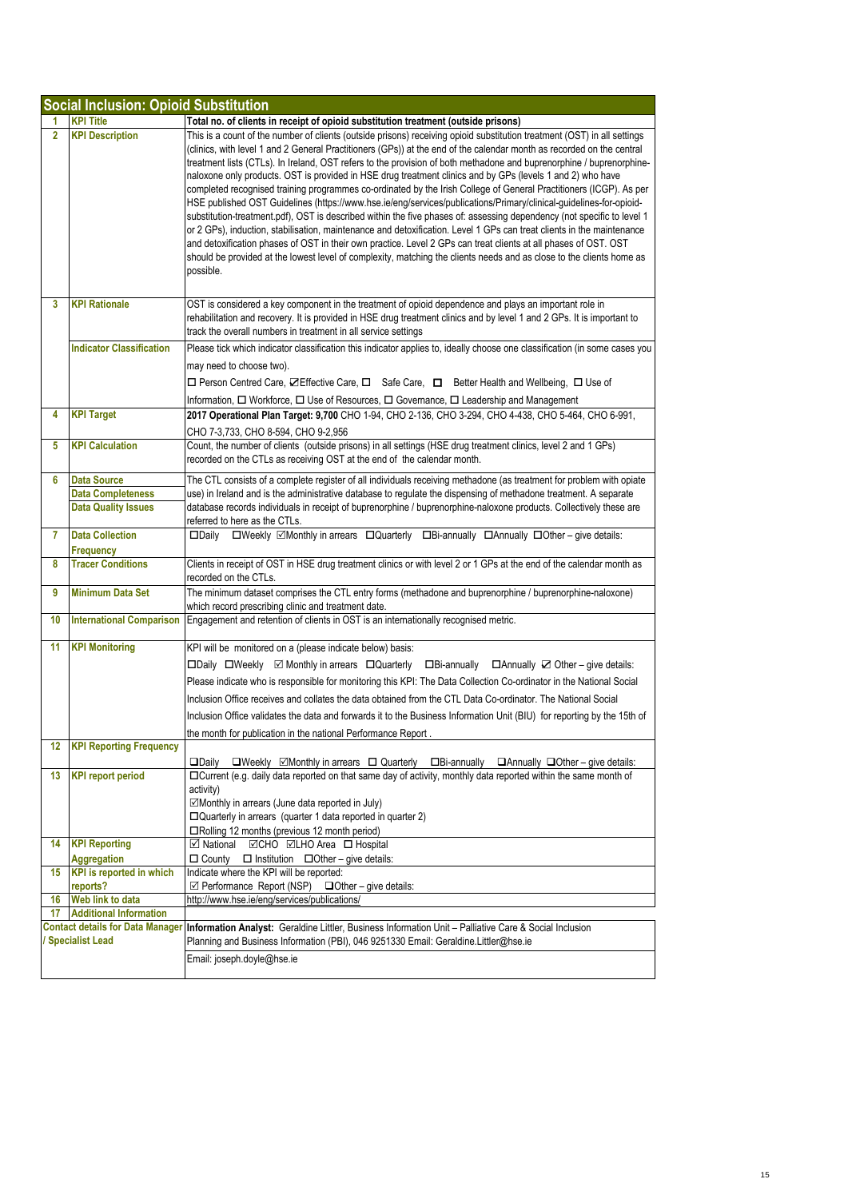## Social Inclusion: Opioid Substitution

| # | Field | Details |
|---|---|---|
| 1 | KPI Title | **Total no. of clients in receipt of opioid substitution treatment (outside prisons)** |
| 2 | KPI Description | This is a count of the number of clients (outside prisons) receiving opioid substitution treatment (OST) in all settings (clinics, with level 1 and 2 General Practitioners (GPs)) at the end of the calendar month as recorded on the central treatment lists (CTLs). In Ireland, OST refers to the provision of both methadone and buprenorphine / buprenorphine-naloxone only products. OST is provided in HSE drug treatment clinics and by GPs (levels 1 and 2) who have completed recognised training programmes co-ordinated by the Irish College of General Practitioners (ICGP). As per HSE published OST Guidelines (https://www.hse.ie/eng/services/publications/Primary/clinical-guidelines-for-opioid-substitution-treatment.pdf), OST is described within the five phases of: assessing dependency (not specific to level 1 or 2 GPs), induction, stabilisation, maintenance and detoxification. Level 1 GPs can treat clients in the maintenance and detoxification phases of OST in their own practice. Level 2 GPs can treat clients at all phases of OST. OST should be provided at the lowest level of complexity, matching the clients needs and as close to the clients home as possible. |
| 3 | KPI Rationale | OST is considered a key component in the treatment of opioid dependence and plays an important role in rehabilitation and recovery. It is provided in HSE drug treatment clinics and by level 1 and 2 GPs. It is important to track the overall numbers in treatment in all service settings |
| | Indicator Classification | Please tick which indicator classification this indicator applies to, ideally choose one classification (in some cases you may need to choose two).<br>☐ Person Centred Care, ☑ Effective Care, ☐ Safe Care, ☐ Better Health and Wellbeing, ☐ Use of Information, ☐ Workforce, ☐ Use of Resources, ☐ Governance, ☐ Leadership and Management |
| 4 | KPI Target | **2017 Operational Plan Target: 9,700** CHO 1-94, CHO 2-136, CHO 3-294, CHO 4-438, CHO 5-464, CHO 6-991, CHO 7-3,733, CHO 8-594, CHO 9-2,956 |
| 5 | KPI Calculation | Count, the number of clients (outside prisons) in all settings (HSE drug treatment clinics, level 2 and 1 GPs) recorded on the CTLs as receiving OST at the end of the calendar month. |
| 6 | Data Source<br>Data Completeness<br>Data Quality Issues | The CTL consists of a complete register of all individuals receiving methadone (as treatment for problem with opiate use) in Ireland and is the administrative database to regulate the dispensing of methadone treatment. A separate database records individuals in receipt of buprenorphine / buprenorphine-naloxone products. Collectively these are referred to here as the CTLs. |
| 7 | Data Collection Frequency | ☐ Daily ☐ Weekly ☑ Monthly in arrears ☐ Quarterly ☐ Bi-annually ☐ Annually ☐ Other – give details: |
| 8 | Tracer Conditions | Clients in receipt of OST in HSE drug treatment clinics or with level 2 or 1 GPs at the end of the calendar month as recorded on the CTLs. |
| 9 | Minimum Data Set | The minimum dataset comprises the CTL entry forms (methadone and buprenorphine / buprenorphine-naloxone) which record prescribing clinic and treatment date. |
| 10 | International Comparison | Engagement and retention of clients in OST is an internationally recognised metric. |
| 11 | KPI Monitoring | KPI will be monitored on a (please indicate below) basis:<br>☐ Daily ☐ Weekly ☑ Monthly in arrears ☐ Quarterly ☐ Bi-annually ☐ Annually ☑ Other – give details:<br>Please indicate who is responsible for monitoring this KPI: The Data Collection Co-ordinator in the National Social Inclusion Office receives and collates the data obtained from the CTL Data Co-ordinator. The National Social Inclusion Office validates the data and forwards it to the Business Information Unit (BIU) for reporting by the 15th of the month for publication in the national Performance Report . |
| 12 | KPI Reporting Frequency | ☐ Daily ☐ Weekly ☑ Monthly in arrears ☐ Quarterly ☐ Bi-annually ☐ Annually ☐ Other – give details: |
| 13 | KPI report period | ☐ Current (e.g. daily data reported on that same day of activity, monthly data reported within the same month of activity)<br>☑ Monthly in arrears (June data reported in July)<br>☐ Quarterly in arrears (quarter 1 data reported in quarter 2)<br>☐ Rolling 12 months (previous 12 month period) |
| 14 | KPI Reporting Aggregation | ☑ National ☑ CHO ☑ LHO Area ☐ Hospital<br>☐ County ☐ Institution ☐ Other – give details: |
| 15 | KPI is reported in which reports? | Indicate where the KPI will be reported:<br>☑ Performance Report (NSP) ☐ Other – give details: |
| 16 | Web link to data | http://www.hse.ie/eng/services/publications/ |
| 17 | Additional Information | |
| | Contact details for Data Manager / Specialist Lead | **Information Analyst:** Geraldine Littler, Business Information Unit – Palliative Care & Social Inclusion Planning and Business Information (PBI), 046 9251330 Email: Geraldine.Littler@hse.ie<br>Email: joseph.doyle@hse.ie |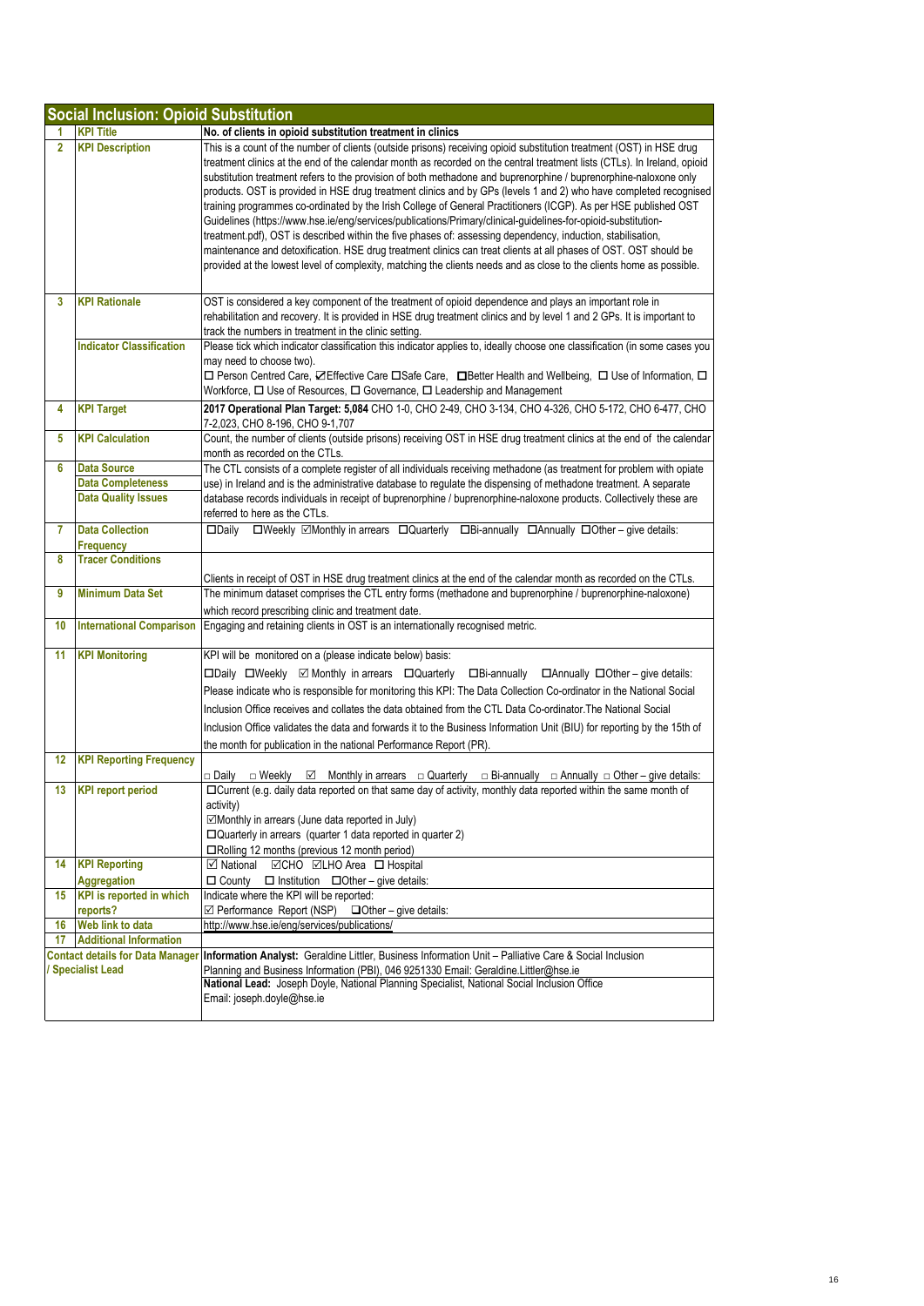## Social Inclusion: Opioid Substitution

| | | |
|---|---|---|
| 1 | **KPI Title** | **No. of clients in opioid substitution treatment in clinics** |
| 2 | **KPI Description** | This is a count of the number of clients (outside prisons) receiving opioid substitution treatment (OST) in HSE drug treatment clinics at the end of the calendar month as recorded on the central treatment lists (CTLs). In Ireland, opioid substitution treatment refers to the provision of both methadone and buprenorphine / buprenorphine-naloxone only products. OST is provided in HSE drug treatment clinics and by GPs (levels 1 and 2) who have completed recognised training programmes co-ordinated by the Irish College of General Practitioners (ICGP). As per HSE published OST Guidelines (https://www.hse.ie/eng/services/publications/Primary/clinical-guidelines-for-opioid-substitution-treatment.pdf), OST is described within the five phases of: assessing dependency, induction, stabilisation, maintenance and detoxification. HSE drug treatment clinics can treat clients at all phases of OST. OST should be provided at the lowest level of complexity, matching the clients needs and as close to the clients home as possible. |
| 3 | **KPI Rationale** | OST is considered a key component of the treatment of opioid dependence and plays an important role in rehabilitation and recovery. It is provided in HSE drug treatment clinics and by level 1 and 2 GPs. It is important to track the numbers in treatment in the clinic setting. |
| | **Indicator Classification** | Please tick which indicator classification this indicator applies to, ideally choose one classification (in some cases you may need to choose two).<br>☐ Person Centred Care, ☑Effective Care ☐Safe Care, ☐Better Health and Wellbeing, ☐ Use of Information, ☐ Workforce, ☐ Use of Resources, ☐ Governance, ☐ Leadership and Management |
| 4 | **KPI Target** | **2017 Operational Plan Target: 5,084** CHO 1-0, CHO 2-49, CHO 3-134, CHO 4-326, CHO 5-172, CHO 6-477, CHO 7-2,023, CHO 8-196, CHO 9-1,707 |
| 5 | **KPI Calculation** | Count, the number of clients (outside prisons) receiving OST in HSE drug treatment clinics at the end of the calendar month as recorded on the CTLs. |
| 6 | **Data Source**<br>**Data Completeness**<br>**Data Quality Issues** | The CTL consists of a complete register of all individuals receiving methadone (as treatment for problem with opiate use) in Ireland and is the administrative database to regulate the dispensing of methadone treatment. A separate database records individuals in receipt of buprenorphine / buprenorphine-naloxone products. Collectively these are referred to here as the CTLs. |
| 7 | **Data Collection Frequency** | ☐Daily ☐Weekly ☑Monthly in arrears ☐Quarterly ☐Bi-annually ☐Annually ☐Other – give details: |
| 8 | **Tracer Conditions** | Clients in receipt of OST in HSE drug treatment clinics at the end of the calendar month as recorded on the CTLs. |
| 9 | **Minimum Data Set** | The minimum dataset comprises the CTL entry forms (methadone and buprenorphine / buprenorphine-naloxone) which record prescribing clinic and treatment date. |
| 10 | **International Comparison** | Engaging and retaining clients in OST is an internationally recognised metric. |
| 11 | **KPI Monitoring** | KPI will be monitored on a (please indicate below) basis:<br>☐Daily ☐Weekly ☑ Monthly in arrears ☐Quarterly ☐Bi-annually ☐Annually ☐Other – give details:<br>Please indicate who is responsible for monitoring this KPI: The Data Collection Co-ordinator in the National Social Inclusion Office receives and collates the data obtained from the CTL Data Co-ordinator.The National Social Inclusion Office validates the data and forwards it to the Business Information Unit (BIU) for reporting by the 15th of the month for publication in the national Performance Report (PR). |
| 12 | **KPI Reporting Frequency** | ☐ Daily ☐ Weekly ☑ Monthly in arrears ☐ Quarterly ☐ Bi-annually ☐ Annually ☐ Other – give details: |
| 13 | **KPI report period** | ☐Current (e.g. daily data reported on that same day of activity, monthly data reported within the same month of activity)<br>☑Monthly in arrears (June data reported in July)<br>☐Quarterly in arrears (quarter 1 data reported in quarter 2)<br>☐Rolling 12 months (previous 12 month period) |
| 14 | **KPI Reporting Aggregation** | ☑ National ☑CHO ☑LHO Area ☐ Hospital<br>☐ County ☐ Institution ☐Other – give details: |
| 15 | **KPI is reported in which reports?** | Indicate where the KPI will be reported:<br>☑ Performance Report (NSP) ☐Other – give details: |
| 16 | **Web link to data** | http://www.hse.ie/eng/services/publications/ |
| 17 | **Additional Information** | |
| **Contact details for Data Manager / Specialist Lead** | | **Information Analyst:** Geraldine Littler, Business Information Unit – Palliative Care & Social Inclusion Planning and Business Information (PBI), 046 9251330 Email: Geraldine.Littler@hse.ie<br>**National Lead:** Joseph Doyle, National Planning Specialist, National Social Inclusion Office<br>Email: joseph.doyle@hse.ie |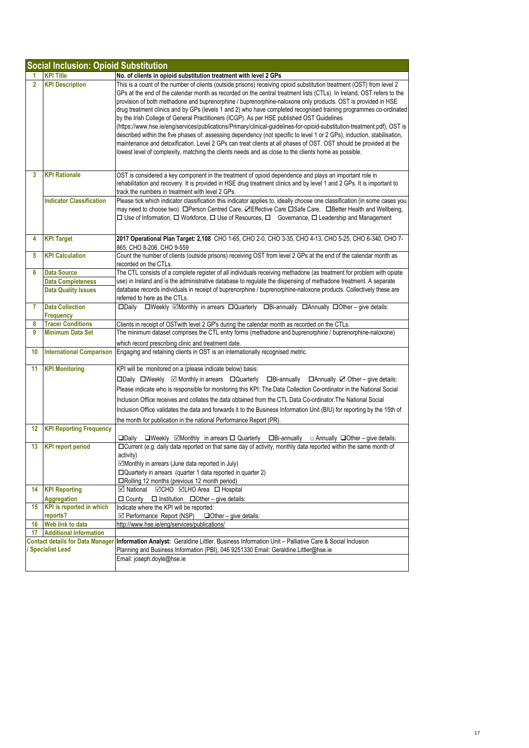## Social Inclusion: Opioid Substitution

| | | |
|---|---|---|
| 1 | **KPI Title** | **No. of clients in opioid substitution treatment with level 2 GPs** |
| 2 | **KPI Description** | This is a count of the number of clients (outside prisons) receiving opioid substitution treatment (OST) from level 2 GPs at the end of the calendar month as recorded on the central treatment lists (CTLs). In Ireland, OST refers to the provision of both methadone and buprenorphine / buprenorphine-naloxone only products. OST is provided in HSE drug treatment clinics and by GPs (levels 1 and 2) who have completed recognised training programmes co-ordinated by the Irish College of General Practitioners (ICGP). As per HSE published OST Guidelines (https://www.hse.ie/eng/services/publications/Primary/clinical-guidelines-for-opioid-substitution-treatment.pdf), OST is described within the five phases of: assessing dependency (not specific to level 1 or 2 GPs), induction, stabilisation, maintenance and detoxification. Level 2 GPs can treat clients at all phases of OST. OST should be provided at the lowest level of complexity, matching the clients needs and as close to the clients home as possible. |
| 3 | **KPI Rationale** | OST is considered a key component in the treatment of opioid dependence and plays an important role in rehabilitation and recovery. It is provided in HSE drug treatment clinics and by level 1 and 2 GPs. It is important to track the numbers in treatment with level 2 GPs. |
| | **Indicator Classification** | Please tick which indicator classification this indicator applies to, ideally choose one classification (in some cases you may need to choose two). ☐Person Centred Care, ☑Effective Care ☐Safe Care, ☐Better Health and Wellbeing, ☐ Use of Information, ☐ Workforce, ☐ Use of Resources, ☐ Governance, ☐ Leadership and Management |
| 4 | **KPI Target** | **2017 Operational Plan Target: 2,108** CHO 1-65, CHO 2-0, CHO 3-35, CHO 4-13, CHO 5-25, CHO 6-340, CHO 7-865, CHO 8-206, CHO 9-559 |
| 5 | **KPI Calculation** | Count the number of clients (outside prisons) receiving OST from level 2 GPs at the end of the calendar month as recorded on the CTLs. |
| 6 | **Data Source**<br>**Data Completeness**<br>**Data Quality Issues** | The CTL consists of a complete register of all individuals receiving methadone (as treatment for problem with opiate use) in Ireland and is the administrative database to regulate the dispensing of methadone treatment. A separate database records individuals in receipt of buprenorphine / buprenorphine-naloxone products. Collectively these are referred to here as the CTLs. |
| 7 | **Data Collection Frequency** | ☐Daily ☐Weekly ☑Monthly in arrears ☐Quarterly ☐Bi-annually ☐Annually ☐Other – give details: |
| 8 | **Tracer Conditions** | Clients in receipt of OSTwith level 2 GP's during the calendar month as recorded on the CTLs. |
| 9 | **Minimum Data Set** | The minimum dataset comprises the CTL entry forms (methadone and buprenorphine / buprenorphine-naloxone) which record prescribing clinic and treatment date. |
| 10 | **International Comparison** | Engaging and retaining clients in OST is an internationally recognised metric. |
| 11 | **KPI Monitoring** | KPI will be monitored on a (please indicate below) basis:<br>☐Daily ☐Weekly ☑ Monthly in arrears ☐Quarterly ☐Bi-annually ☐Annually ☑ Other – give details:<br>Please indicate who is responsible for monitoring this KPI: The Data Collection Co-ordinator in the National Social Inclusion Office receives and collates the data obtained from the CTL Data Co-ordinator.The National Social Inclusion Office validates the data and forwards it to the Business Information Unit (BIU) for reporting by the 15th of the month for publication in the national Performance Report (PR). |
| 12 | **KPI Reporting Frequency** | ☐Daily ☐Weekly ☑Monthly in arrears ☐ Quarterly ☐Bi-annually ☐ Annually ☐Other – give details: |
| 13 | **KPI report period** | ☐Current (e.g. daily data reported on that same day of activity, monthly data reported within the same month of activity)<br>☑Monthly in arrears (June data reported in July)<br>☐Quarterly in arrears (quarter 1 data reported in quarter 2)<br>☐Rolling 12 months (previous 12 month period) |
| 14 | **KPI Reporting Aggregation** | ☑ National ☑CHO ☑LHO Area ☐ Hospital<br>☐ County ☐ Institution ☐Other – give details: |
| 15 | **KPI is reported in which reports?** | Indicate where the KPI will be reported:<br>☑ Performance Report (NSP) ☐Other – give details: |
| 16 | **Web link to data** | http://www.hse.ie/eng/services/publications/ |
| 17 | **Additional Information** | |
| **Contact details for Data Manager / Specialist Lead** | | **Information Analyst:** Geraldine Littler, Business Information Unit – Palliative Care & Social Inclusion Planning and Business Information (PBI), 046 9251330 Email: Geraldine.Littler@hse.ie<br>Email: joseph.doyle@hse.ie |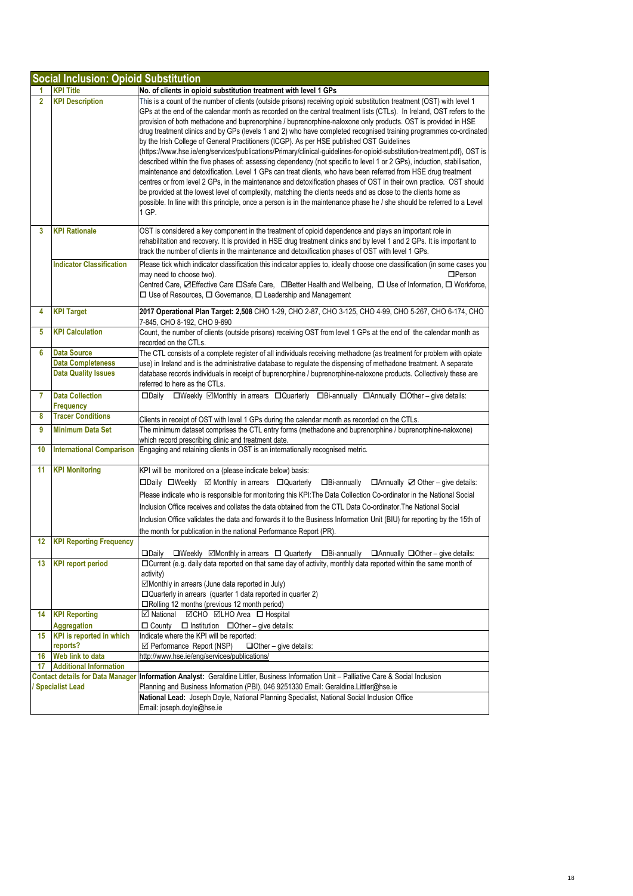## Social Inclusion: Opioid Substitution

| | | |
|---|---|---|
| 1 | **KPI Title** | **No. of clients in opioid substitution treatment with level 1 GPs** |
| 2 | **KPI Description** | This is a count of the number of clients (outside prisons) receiving opioid substitution treatment (OST) with level 1 GPs at the end of the calendar month as recorded on the central treatment lists (CTLs). In Ireland, OST refers to the provision of both methadone and buprenorphine / buprenorphine-naloxone only products. OST is provided in HSE drug treatment clinics and by GPs (levels 1 and 2) who have completed recognised training programmes co-ordinated by the Irish College of General Practitioners (ICGP). As per HSE published OST Guidelines (https://www.hse.ie/eng/services/publications/Primary/clinical-guidelines-for-opioid-substitution-treatment.pdf), OST is described within the five phases of: assessing dependency (not specific to level 1 or 2 GPs), induction, stabilisation, maintenance and detoxification. Level 1 GPs can treat clients, who have been referred from HSE drug treatment centres or from level 2 GPs, in the maintenance and detoxification phases of OST in their own practice. OST should be provided at the lowest level of complexity, matching the clients needs and as close to the clients home as possible. In line with this principle, once a person is in the maintenance phase he / she should be referred to a Level 1 GP. |
| 3 | **KPI Rationale** | OST is considered a key component in the treatment of opioid dependence and plays an important role in rehabilitation and recovery. It is provided in HSE drug treatment clinics and by level 1 and 2 GPs. It is important to track the number of clients in the maintenance and detoxification phases of OST with level 1 GPs. |
| | **Indicator Classification** | Please tick which indicator classification this indicator applies to, ideally choose one classification (in some cases you may need to choose two). ☐Person Centred Care, ☑Effective Care ☐Safe Care, ☐Better Health and Wellbeing, ☐ Use of Information, ☐ Workforce, ☐ Use of Resources, ☐ Governance, ☐ Leadership and Management |
| 4 | **KPI Target** | **2017 Operational Plan Target: 2,508** CHO 1-29, CHO 2-87, CHO 3-125, CHO 4-99, CHO 5-267, CHO 6-174, CHO 7-845, CHO 8-192, CHO 9-690 |
| 5 | **KPI Calculation** | Count, the number of clients (outside prisons) receiving OST from level 1 GPs at the end of the calendar month as recorded on the CTLs. |
| 6 | **Data Source** <br> **Data Completeness** <br> **Data Quality Issues** | The CTL consists of a complete register of all individuals receiving methadone (as treatment for problem with opiate use) in Ireland and is the administrative database to regulate the dispensing of methadone treatment. A separate database records individuals in receipt of buprenorphine / buprenorphine-naloxone products. Collectively these are referred to here as the CTLs. |
| 7 | **Data Collection Frequency** | ☐Daily ☐Weekly ☑Monthly in arrears ☐Quarterly ☐Bi-annually ☐Annually ☐Other – give details: |
| 8 | **Tracer Conditions** | Clients in receipt of OST with level 1 GPs during the calendar month as recorded on the CTLs. |
| 9 | **Minimum Data Set** | The minimum dataset comprises the CTL entry forms (methadone and buprenorphine / buprenorphine-naloxone) which record prescribing clinic and treatment date. |
| 10 | **International Comparison** | Engaging and retaining clients in OST is an internationally recognised metric. |
| 11 | **KPI Monitoring** | KPI will be monitored on a (please indicate below) basis: ☐Daily ☐Weekly ☑ Monthly in arrears ☐Quarterly ☐Bi-annually ☐Annually ☑ Other – give details: Please indicate who is responsible for monitoring this KPI:The Data Collection Co-ordinator in the National Social Inclusion Office receives and collates the data obtained from the CTL Data Co-ordinator.The National Social Inclusion Office validates the data and forwards it to the Business Information Unit (BIU) for reporting by the 15th of the month for publication in the national Performance Report (PR). |
| 12 | **KPI Reporting Frequency** | ☐Daily ☐Weekly ☑Monthly in arrears ☐ Quarterly ☐Bi-annually ☐Annually ☐Other – give details: |
| 13 | **KPI report period** | ☐Current (e.g. daily data reported on that same day of activity, monthly data reported within the same month of activity) <br> ☑Monthly in arrears (June data reported in July) <br> ☐Quarterly in arrears (quarter 1 data reported in quarter 2) <br> ☐Rolling 12 months (previous 12 month period) |
| 14 | **KPI Reporting Aggregation** | ☑ National ☑CHO ☑LHO Area ☐ Hospital ☐ County ☐ Institution ☐Other – give details: |
| 15 | **KPI is reported in which reports?** | Indicate where the KPI will be reported: ☑ Performance Report (NSP) ☐Other – give details: |
| 16 | **Web link to data** | http://www.hse.ie/eng/services/publications/ |
| 17 | **Additional Information** | |
| | **Contact details for Data Manager / Specialist Lead** | **Information Analyst:** Geraldine Littler, Business Information Unit – Palliative Care & Social Inclusion Planning and Business Information (PBI), 046 9251330 Email: Geraldine.Littler@hse.ie <br> **National Lead:** Joseph Doyle, National Planning Specialist, National Social Inclusion Office Email: joseph.doyle@hse.ie |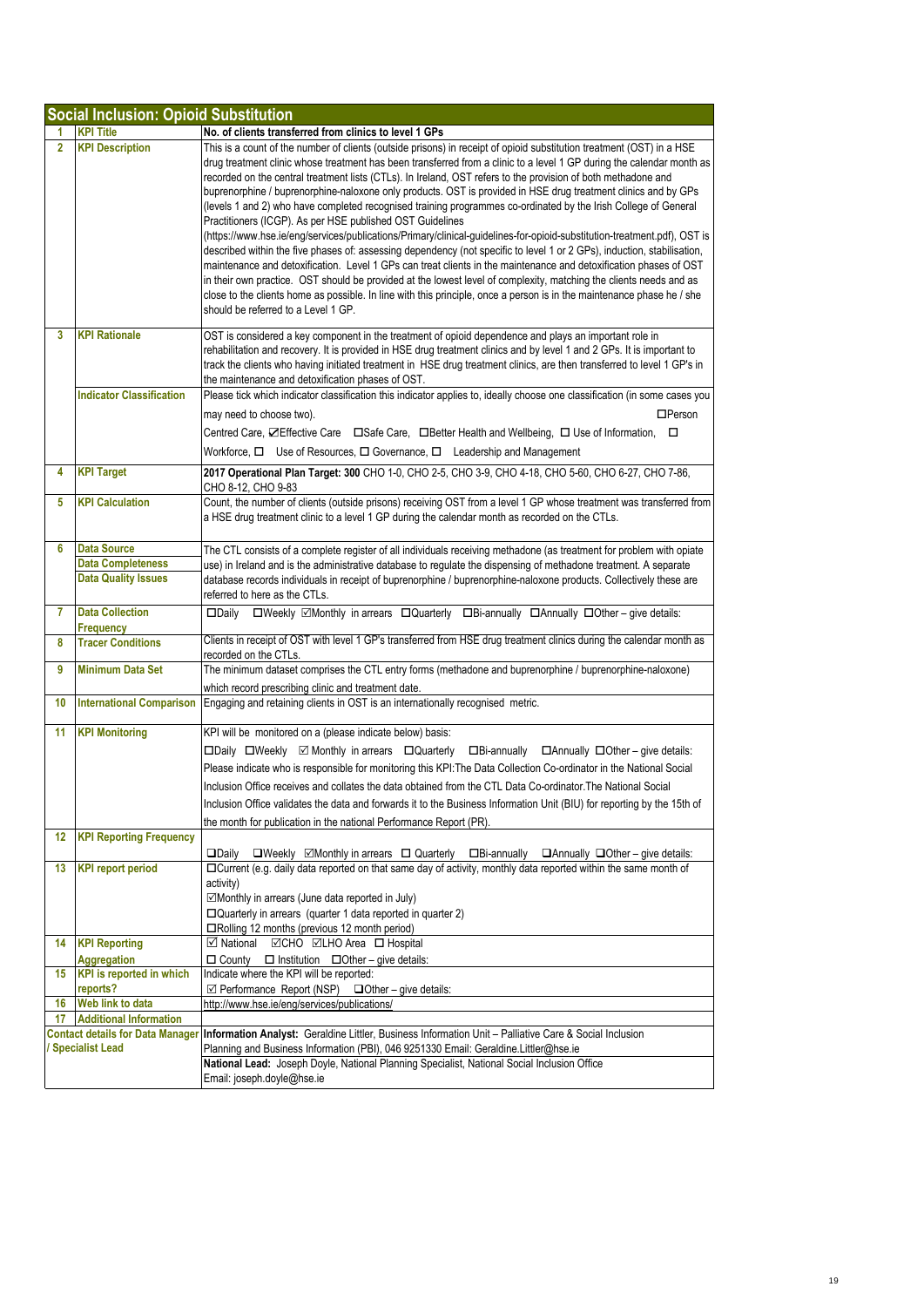## Social Inclusion: Opioid Substitution

| | | |
|---|---|---|
| 1 | **KPI Title** | **No. of clients transferred from clinics to level 1 GPs** |
| 2 | **KPI Description** | This is a count of the number of clients (outside prisons) in receipt of opioid substitution treatment (OST) in a HSE drug treatment clinic whose treatment has been transferred from a clinic to a level 1 GP during the calendar month as recorded on the central treatment lists (CTLs). In Ireland, OST refers to the provision of both methadone and buprenorphine / buprenorphine-naloxone only products. OST is provided in HSE drug treatment clinics and by GPs (levels 1 and 2) who have completed recognised training programmes co-ordinated by the Irish College of General Practitioners (ICGP). As per HSE published OST Guidelines (https://www.hse.ie/eng/services/publications/Primary/clinical-guidelines-for-opioid-substitution-treatment.pdf), OST is described within the five phases of: assessing dependency (not specific to level 1 or 2 GPs), induction, stabilisation, maintenance and detoxification. Level 1 GPs can treat clients in the maintenance and detoxification phases of OST in their own practice. OST should be provided at the lowest level of complexity, matching the clients needs and as close to the clients home as possible. In line with this principle, once a person is in the maintenance phase he / she should be referred to a Level 1 GP. |
| 3 | **KPI Rationale** | OST is considered a key component in the treatment of opioid dependence and plays an important role in rehabilitation and recovery. It is provided in HSE drug treatment clinics and by level 1 and 2 GPs. It is important to track the clients who having initiated treatment in HSE drug treatment clinics, are then transferred to level 1 GP's in the maintenance and detoxification phases of OST. |
| | **Indicator Classification** | Please tick which indicator classification this indicator applies to, ideally choose one classification (in some cases you may need to choose two). ☐Person Centred Care, ☑Effective Care ☐Safe Care, ☐Better Health and Wellbeing, ☐ Use of Information, ☐ Workforce, ☐ Use of Resources, ☐ Governance, ☐ Leadership and Management |
| 4 | **KPI Target** | **2017 Operational Plan Target: 300** CHO 1-0, CHO 2-5, CHO 3-9, CHO 4-18, CHO 5-60, CHO 6-27, CHO 7-86, CHO 8-12, CHO 9-83 |
| 5 | **KPI Calculation** | Count, the number of clients (outside prisons) receiving OST from a level 1 GP whose treatment was transferred from a HSE drug treatment clinic to a level 1 GP during the calendar month as recorded on the CTLs. |
| 6 | **Data Source** **Data Completeness** **Data Quality Issues** | The CTL consists of a complete register of all individuals receiving methadone (as treatment for problem with opiate use) in Ireland and is the administrative database to regulate the dispensing of methadone treatment. A separate database records individuals in receipt of buprenorphine / buprenorphine-naloxone products. Collectively these are referred to here as the CTLs. |
| 7 | **Data Collection Frequency** | ☐Daily ☐Weekly ☑Monthly in arrears ☐Quarterly ☐Bi-annually ☐Annually ☐Other – give details: |
| 8 | **Tracer Conditions** | Clients in receipt of OST with level 1 GP's transferred from HSE drug treatment clinics during the calendar month as recorded on the CTLs. |
| 9 | **Minimum Data Set** | The minimum dataset comprises the CTL entry forms (methadone and buprenorphine / buprenorphine-naloxone) which record prescribing clinic and treatment date. |
| 10 | **International Comparison** | Engaging and retaining clients in OST is an internationally recognised metric. |
| 11 | **KPI Monitoring** | KPI will be monitored on a (please indicate below) basis: ☐Daily ☐Weekly ☑ Monthly in arrears ☐Quarterly ☐Bi-annually ☐Annually ☐Other – give details: Please indicate who is responsible for monitoring this KPI:The Data Collection Co-ordinator in the National Social Inclusion Office receives and collates the data obtained from the CTL Data Co-ordinator.The National Social Inclusion Office validates the data and forwards it to the Business Information Unit (BIU) for reporting by the 15th of the month for publication in the national Performance Report (PR). |
| 12 | **KPI Reporting Frequency** | ☐Daily ☐Weekly ☑Monthly in arrears ☐ Quarterly ☐Bi-annually ☐Annually ☐Other – give details: |
| 13 | **KPI report period** | ☐Current (e.g. daily data reported on that same day of activity, monthly data reported within the same month of activity) ☑Monthly in arrears (June data reported in July) ☐Quarterly in arrears (quarter 1 data reported in quarter 2) ☐Rolling 12 months (previous 12 month period) |
| 14 | **KPI Reporting Aggregation** | ☑ National ☑CHO ☑LHO Area ☐ Hospital ☐ County ☐ Institution ☐Other – give details: |
| 15 | **KPI is reported in which reports?** | Indicate where the KPI will be reported: ☑ Performance Report (NSP) ☐Other – give details: |
| 16 | **Web link to data** | http://www.hse.ie/eng/services/publications/ |
| 17 | **Additional Information** | |
| **Contact details for Data Manager / Specialist Lead** | | **Information Analyst:** Geraldine Littler, Business Information Unit – Palliative Care & Social Inclusion Planning and Business Information (PBI), 046 9251330 Email: Geraldine.Littler@hse.ie |
| | | **National Lead:** Joseph Doyle, National Planning Specialist, National Social Inclusion Office Email: joseph.doyle@hse.ie |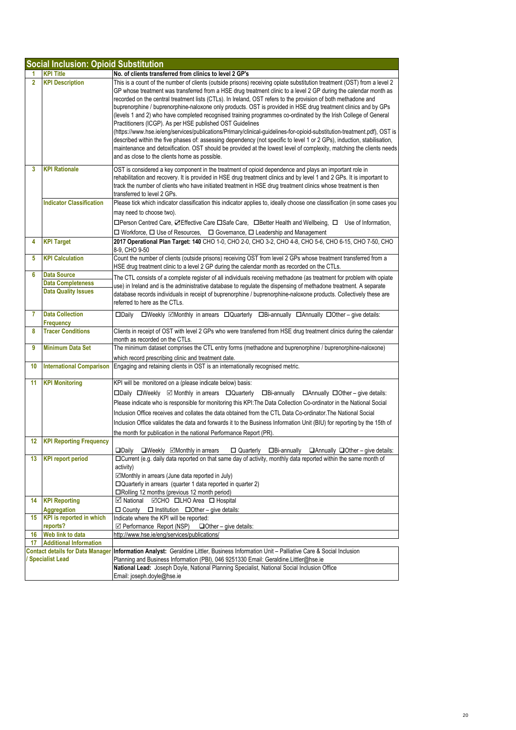## Social Inclusion: Opioid Substitution

| | | |
|---|---|---|
| 1 | **KPI Title** | **No. of clients transferred from clinics to level 2 GP's** |
| 2 | **KPI Description** | This is a count of the number of clients (outside prisons) receiving opiate substitution treatment (OST) from a level 2 GP whose treatment was transferred from a HSE drug treatment clinic to a level 2 GP during the calendar month as recorded on the central treatment lists (CTLs). In Ireland, OST refers to the provision of both methadone and buprenorphine / buprenorphine-naloxone only products. OST is provided in HSE drug treatment clinics and by GPs (levels 1 and 2) who have completed recognised training programmes co-ordinated by the Irish College of General Practitioners (ICGP). As per HSE published OST Guidelines (https://www.hse.ie/eng/services/publications/Primary/clinical-guidelines-for-opioid-substitution-treatment.pdf), OST is described within the five phases of: assessing dependency (not specific to level 1 or 2 GPs), induction, stabilisation, maintenance and detoxification. OST should be provided at the lowest level of complexity, matching the clients needs and as close to the clients home as possible. |
| 3 | **KPI Rationale** | OST is considered a key component in the treatment of opioid dependence and plays an important role in rehabilitation and recovery. It is provided in HSE drug treatment clinics and by level 1 and 2 GPs. It is important to track the number of clients who have initiated treatment in HSE drug treatment clinics whose treatment is then transferred to level 2 GPs. |
| | **Indicator Classification** | Please tick which indicator classification this indicator applies to, ideally choose one classification (in some cases you may need to choose two).<br>☐Person Centred Care, ☑Effective Care ☐Safe Care, ☐Better Health and Wellbeing, ☐ Use of Information, ☐ Workforce, ☐ Use of Resources, ☐ Governance, ☐ Leadership and Management |
| 4 | **KPI Target** | **2017 Operational Plan Target: 140** CHO 1-0, CHO 2-0, CHO 3-2, CHO 4-8, CHO 5-6, CHO 6-15, CHO 7-50, CHO 8-9, CHO 9-50 |
| 5 | **KPI Calculation** | Count the number of clients (outside prisons) receiving OST from level 2 GPs whose treatment transferred from a HSE drug treatment clinic to a level 2 GP during the calendar month as recorded on the CTLs. |
| 6 | **Data Source**<br>**Data Completeness**<br>**Data Quality Issues** | The CTL consists of a complete register of all individuals receiving methadone (as treatment for problem with opiate use) in Ireland and is the administrative database to regulate the dispensing of methadone treatment. A separate database records individuals in receipt of buprenorphine / buprenorphine-naloxone products. Collectively these are referred to here as the CTLs. |
| 7 | **Data Collection Frequency** | ☐Daily ☐Weekly ☑Monthly in arrears ☐Quarterly ☐Bi-annually ☐Annually ☐Other – give details: |
| 8 | **Tracer Conditions** | Clients in receipt of OST with level 2 GPs who were transferred from HSE drug treatment clinics during the calendar month as recorded on the CTLs. |
| 9 | **Minimum Data Set** | The minimum dataset comprises the CTL entry forms (methadone and buprenorphine / buprenorphine-naloxone) which record prescribing clinic and treatment date. |
| 10 | **International Comparison** | Engaging and retaining clients in OST is an internationally recognised metric. |
| 11 | **KPI Monitoring** | KPI will be monitored on a (please indicate below) basis:<br>☐Daily ☐Weekly ☑ Monthly in arrears ☐Quarterly ☐Bi-annually ☐Annually ☐Other – give details:<br>Please indicate who is responsible for monitoring this KPI:The Data Collection Co-ordinator in the National Social Inclusion Office receives and collates the data obtained from the CTL Data Co-ordinator.The National Social Inclusion Office validates the data and forwards it to the Business Information Unit (BIU) for reporting by the 15th of the month for publication in the national Performance Report (PR). |
| 12 | **KPI Reporting Frequency** | ☐Daily ☐Weekly ☑Monthly in arrears ☐ Quarterly ☐Bi-annually ☐Annually ☐Other – give details: |
| 13 | **KPI report period** | ☐Current (e.g. daily data reported on that same day of activity, monthly data reported within the same month of activity)<br>☑Monthly in arrears (June data reported in July)<br>☐Quarterly in arrears (quarter 1 data reported in quarter 2)<br>☐Rolling 12 months (previous 12 month period) |
| 14 | **KPI Reporting Aggregation** | ☑ National ☑CHO ☐LHO Area ☐ Hospital<br>☐ County ☐ Institution ☐Other – give details: |
| 15 | **KPI is reported in which reports?** | Indicate where the KPI will be reported:<br>☑ Performance Report (NSP) ☐Other – give details: |
| 16 | **Web link to data** | http://www.hse.ie/eng/services/publications/ |
| 17 | **Additional Information** | |
| | **Contact details for Data Manager / Specialist Lead** | **Information Analyst:** Geraldine Littler, Business Information Unit – Palliative Care & Social Inclusion Planning and Business Information (PBI), 046 9251330 Email: Geraldine.Littler@hse.ie<br>**National Lead:** Joseph Doyle, National Planning Specialist, National Social Inclusion Office Email: joseph.doyle@hse.ie |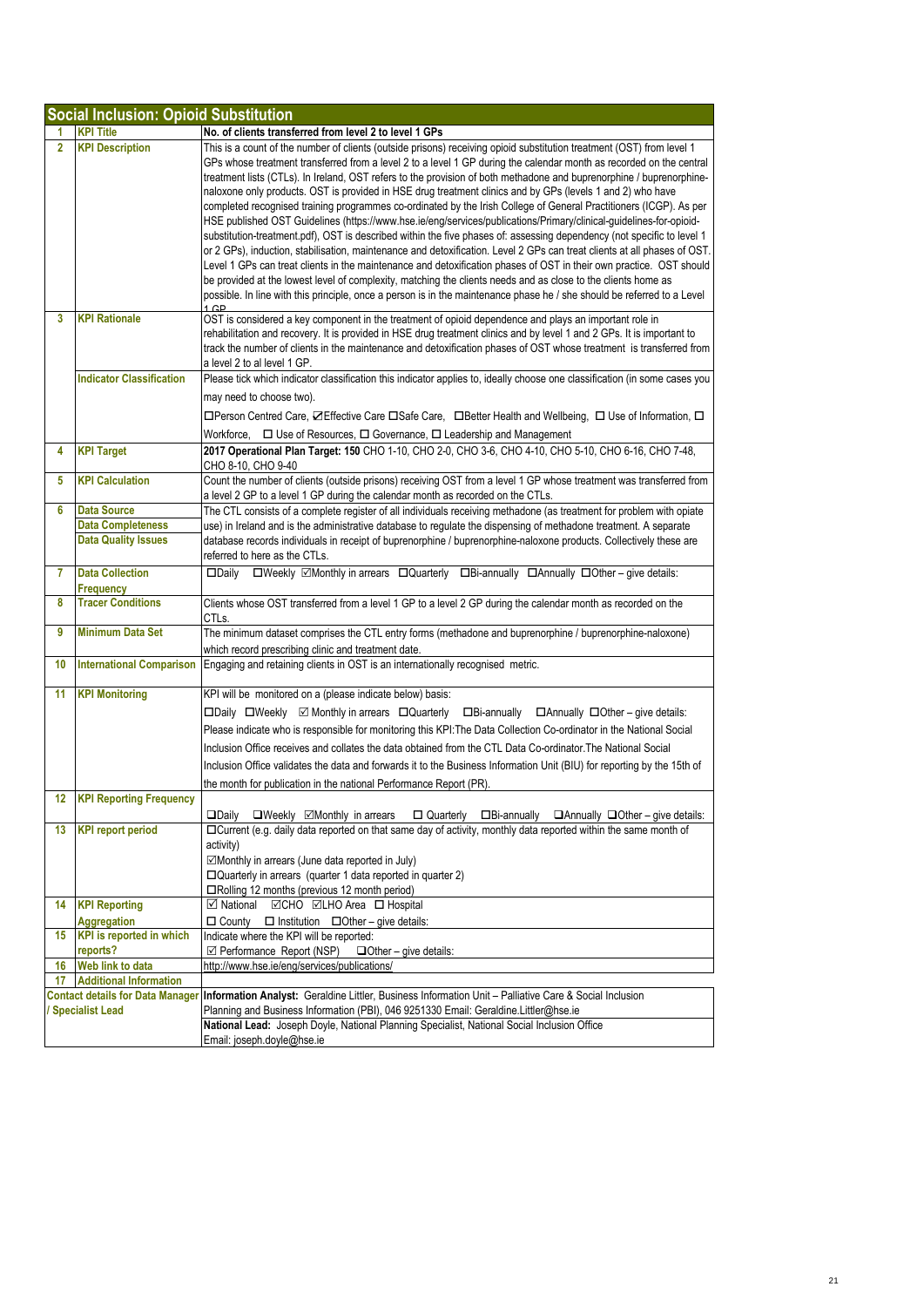## Social Inclusion: Opioid Substitution

| | | |
|---|---|---|
| 1 | **KPI Title** | **No. of clients transferred from level 2 to level 1 GPs** |
| 2 | **KPI Description** | This is a count of the number of clients (outside prisons) receiving opioid substitution treatment (OST) from level 1 GPs whose treatment transferred from a level 2 to a level 1 GP during the calendar month as recorded on the central treatment lists (CTLs). In Ireland, OST refers to the provision of both methadone and buprenorphine / buprenorphine-naloxone only products. OST is provided in HSE drug treatment clinics and by GPs (levels 1 and 2) who have completed recognised training programmes co-ordinated by the Irish College of General Practitioners (ICGP). As per HSE published OST Guidelines (https://www.hse.ie/eng/services/publications/Primary/clinical-guidelines-for-opioid-substitution-treatment.pdf), OST is described within the five phases of: assessing dependency (not specific to level 1 or 2 GPs), induction, stabilisation, maintenance and detoxification. Level 2 GPs can treat clients at all phases of OST. Level 1 GPs can treat clients in the maintenance and detoxification phases of OST in their own practice. OST should be provided at the lowest level of complexity, matching the clients needs and as close to the clients home as possible. In line with this principle, once a person is in the maintenance phase he / she should be referred to a Level 1 GP. |
| 3 | **KPI Rationale** | OST is considered a key component in the treatment of opioid dependence and plays an important role in rehabilitation and recovery. It is provided in HSE drug treatment clinics and by level 1 and 2 GPs. It is important to track the number of clients in the maintenance and detoxification phases of OST whose treatment is transferred from a level 2 to al level 1 GP. |
| | **Indicator Classification** | Please tick which indicator classification this indicator applies to, ideally choose one classification (in some cases you may need to choose two).<br>☐Person Centred Care, ☑Effective Care ☐Safe Care, ☐Better Health and Wellbeing, ☐ Use of Information, ☐ Workforce, ☐ Use of Resources, ☐ Governance, ☐ Leadership and Management |
| 4 | **KPI Target** | **2017 Operational Plan Target: 150** CHO 1-10, CHO 2-0, CHO 3-6, CHO 4-10, CHO 5-10, CHO 6-16, CHO 7-48, CHO 8-10, CHO 9-40 |
| 5 | **KPI Calculation** | Count the number of clients (outside prisons) receiving OST from a level 1 GP whose treatment was transferred from a level 2 GP to a level 1 GP during the calendar month as recorded on the CTLs. |
| 6 | **Data Source**<br>**Data Completeness**<br>**Data Quality Issues** | The CTL consists of a complete register of all individuals receiving methadone (as treatment for problem with opiate use) in Ireland and is the administrative database to regulate the dispensing of methadone treatment. A separate database records individuals in receipt of buprenorphine / buprenorphine-naloxone products. Collectively these are referred to here as the CTLs. |
| 7 | **Data Collection Frequency** | ☐Daily ☐Weekly ☑Monthly in arrears ☐Quarterly ☐Bi-annually ☐Annually ☐Other – give details: |
| 8 | **Tracer Conditions** | Clients whose OST transferred from a level 1 GP to a level 2 GP during the calendar month as recorded on the CTLs. |
| 9 | **Minimum Data Set** | The minimum dataset comprises the CTL entry forms (methadone and buprenorphine / buprenorphine-naloxone) which record prescribing clinic and treatment date. |
| 10 | **International Comparison** | Engaging and retaining clients in OST is an internationally recognised metric. |
| 11 | **KPI Monitoring** | KPI will be monitored on a (please indicate below) basis:<br>☐Daily ☐Weekly ☑ Monthly in arrears ☐Quarterly ☐Bi-annually ☐Annually ☐Other – give details:<br>Please indicate who is responsible for monitoring this KPI:The Data Collection Co-ordinator in the National Social Inclusion Office receives and collates the data obtained from the CTL Data Co-ordinator.The National Social Inclusion Office validates the data and forwards it to the Business Information Unit (BIU) for reporting by the 15th of the month for publication in the national Performance Report (PR). |
| 12 | **KPI Reporting Frequency** | ☐Daily ☐Weekly ☑Monthly in arrears ☐ Quarterly ☐Bi-annually ☐Annually ☐Other – give details: |
| 13 | **KPI report period** | ☐Current (e.g. daily data reported on that same day of activity, monthly data reported within the same month of activity)<br>☑Monthly in arrears (June data reported in July)<br>☐Quarterly in arrears (quarter 1 data reported in quarter 2)<br>☐Rolling 12 months (previous 12 month period) |
| 14 | **KPI Reporting Aggregation** | ☑ National ☑CHO ☑LHO Area ☐ Hospital<br>☐ County ☐ Institution ☐Other – give details: |
| 15 | **KPI is reported in which reports?** | Indicate where the KPI will be reported:<br>☑ Performance Report (NSP) ☐Other – give details: |
| 16 | **Web link to data** | http://www.hse.ie/eng/services/publications/ |
| 17 | **Additional Information** | |
| **Contact details for Data Manager / Specialist Lead** | | **Information Analyst:** Geraldine Littler, Business Information Unit – Palliative Care & Social Inclusion Planning and Business Information (PBI), 046 9251330 Email: Geraldine.Littler@hse.ie<br>**National Lead:** Joseph Doyle, National Planning Specialist, National Social Inclusion Office Email: joseph.doyle@hse.ie |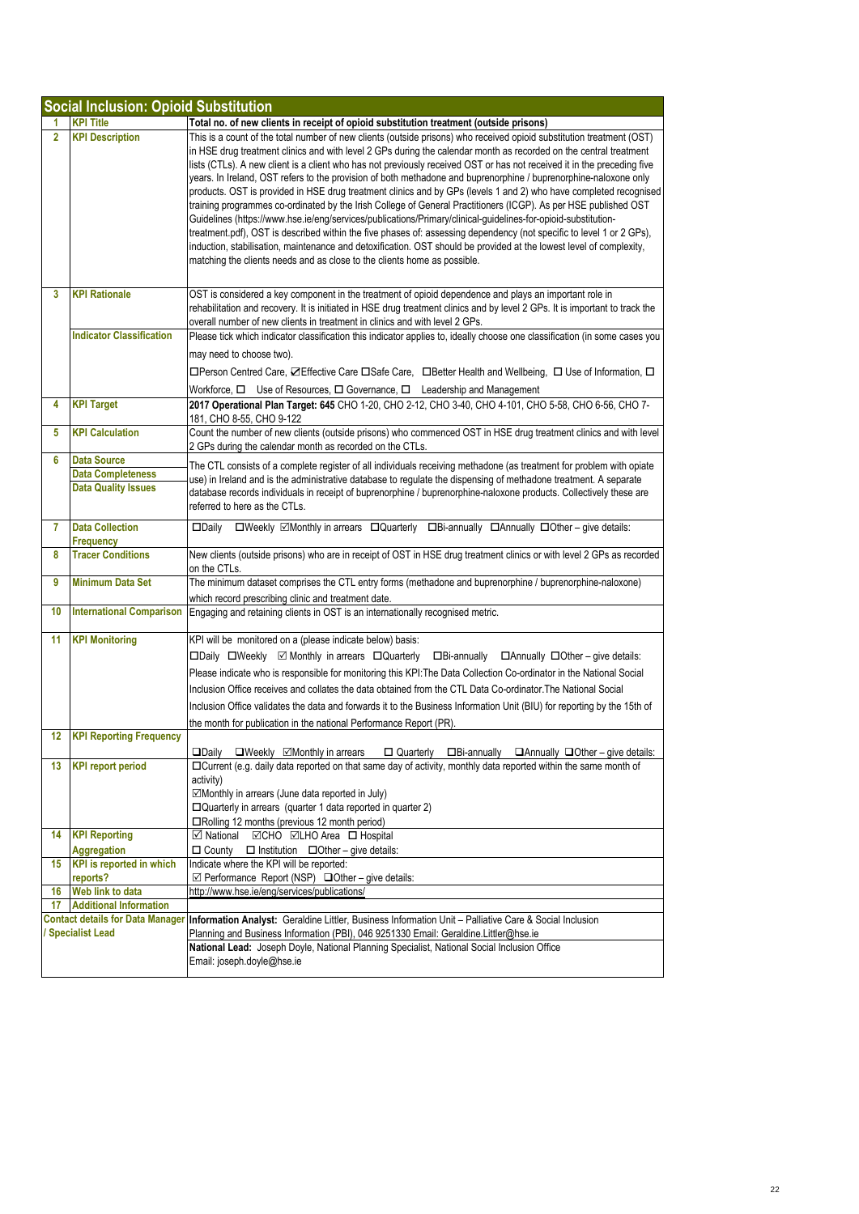## Social Inclusion: Opioid Substitution

| | | |
|---|---|---|
| 1 | **KPI Title** | **Total no. of new clients in receipt of opioid substitution treatment (outside prisons)** |
| 2 | **KPI Description** | This is a count of the total number of new clients (outside prisons) who received opioid substitution treatment (OST) in HSE drug treatment clinics and with level 2 GPs during the calendar month as recorded on the central treatment lists (CTLs). A new client is a client who has not previously received OST or has not received it in the preceding five years. In Ireland, OST refers to the provision of both methadone and buprenorphine / buprenorphine-naloxone only products. OST is provided in HSE drug treatment clinics and by GPs (levels 1 and 2) who have completed recognised training programmes co-ordinated by the Irish College of General Practitioners (ICGP). As per HSE published OST Guidelines (https://www.hse.ie/eng/services/publications/Primary/clinical-guidelines-for-opioid-substitution-treatment.pdf), OST is described within the five phases of: assessing dependency (not specific to level 1 or 2 GPs), induction, stabilisation, maintenance and detoxification. OST should be provided at the lowest level of complexity, matching the clients needs and as close to the clients home as possible. |
| 3 | **KPI Rationale** | OST is considered a key component in the treatment of opioid dependence and plays an important role in rehabilitation and recovery. It is initiated in HSE drug treatment clinics and by level 2 GPs. It is important to track the overall number of new clients in treatment in clinics and with level 2 GPs. |
| | **Indicator Classification** | Please tick which indicator classification this indicator applies to, ideally choose one classification (in some cases you may need to choose two).<br>☐Person Centred Care, ☑Effective Care ☐Safe Care, ☐Better Health and Wellbeing, ☐ Use of Information, ☐ Workforce, ☐ Use of Resources, ☐ Governance, ☐ Leadership and Management |
| 4 | **KPI Target** | **2017 Operational Plan Target: 645** CHO 1-20, CHO 2-12, CHO 3-40, CHO 4-101, CHO 5-58, CHO 6-56, CHO 7-181, CHO 8-55, CHO 9-122 |
| 5 | **KPI Calculation** | Count the number of new clients (outside prisons) who commenced OST in HSE drug treatment clinics and with level 2 GPs during the calendar month as recorded on the CTLs. |
| 6 | **Data Source**<br>**Data Completeness**<br>**Data Quality Issues** | The CTL consists of a complete register of all individuals receiving methadone (as treatment for problem with opiate use) in Ireland and is the administrative database to regulate the dispensing of methadone treatment. A separate database records individuals in receipt of buprenorphine / buprenorphine-naloxone products. Collectively these are referred to here as the CTLs. |
| 7 | **Data Collection Frequency** | ☐Daily ☐Weekly ☑Monthly in arrears ☐Quarterly ☐Bi-annually ☐Annually ☐Other – give details: |
| 8 | **Tracer Conditions** | New clients (outside prisons) who are in receipt of OST in HSE drug treatment clinics or with level 2 GPs as recorded on the CTLs. |
| 9 | **Minimum Data Set** | The minimum dataset comprises the CTL entry forms (methadone and buprenorphine / buprenorphine-naloxone) which record prescribing clinic and treatment date. |
| 10 | **International Comparison** | Engaging and retaining clients in OST is an internationally recognised metric. |
| 11 | **KPI Monitoring** | KPI will be monitored on a (please indicate below) basis:<br>☐Daily ☐Weekly ☑ Monthly in arrears ☐Quarterly ☐Bi-annually ☐Annually ☐Other – give details:<br>Please indicate who is responsible for monitoring this KPI:The Data Collection Co-ordinator in the National Social Inclusion Office receives and collates the data obtained from the CTL Data Co-ordinator.The National Social Inclusion Office validates the data and forwards it to the Business Information Unit (BIU) for reporting by the 15th of the month for publication in the national Performance Report (PR). |
| 12 | **KPI Reporting Frequency** | ☐Daily ☐Weekly ☑Monthly in arrears ☐ Quarterly ☐Bi-annually ☐Annually ☐Other – give details: |
| 13 | **KPI report period** | ☐Current (e.g. daily data reported on that same day of activity, monthly data reported within the same month of activity)<br>☑Monthly in arrears (June data reported in July)<br>☐Quarterly in arrears (quarter 1 data reported in quarter 2)<br>☐Rolling 12 months (previous 12 month period) |
| 14 | **KPI Reporting Aggregation** | ☑ National ☑CHO ☑LHO Area ☐ Hospital<br>☐ County ☐ Institution ☐Other – give details: |
| 15 | **KPI is reported in which reports?** | Indicate where the KPI will be reported:<br>☑ Performance Report (NSP) ☐Other – give details: |
| 16 | **Web link to data** | http://www.hse.ie/eng/services/publications/ |
| 17 | **Additional Information** | |
| **Contact details for Data Manager / Specialist Lead** | | **Information Analyst:** Geraldine Littler, Business Information Unit – Palliative Care & Social Inclusion Planning and Business Information (PBI), 046 9251330 Email: Geraldine.Littler@hse.ie<br>**National Lead:** Joseph Doyle, National Planning Specialist, National Social Inclusion Office Email: joseph.doyle@hse.ie |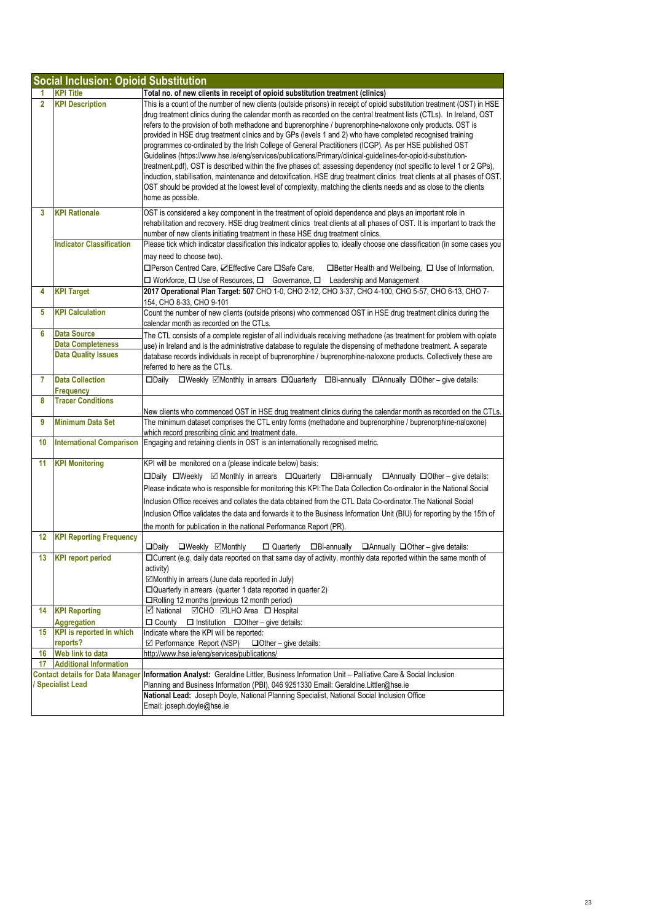## Social Inclusion: Opioid Substitution

| | | |
|---|---|---|
| 1 | **KPI Title** | **Total no. of new clients in receipt of opioid substitution treatment (clinics)** |
| 2 | **KPI Description** | This is a count of the number of new clients (outside prisons) in receipt of opioid substitution treatment (OST) in HSE drug treatment clinics during the calendar month as recorded on the central treatment lists (CTLs). In Ireland, OST refers to the provision of both methadone and buprenorphine / buprenorphine-naloxone only products. OST is provided in HSE drug treatment clinics and by GPs (levels 1 and 2) who have completed recognised training programmes co-ordinated by the Irish College of General Practitioners (ICGP). As per HSE published OST Guidelines (https://www.hse.ie/eng/services/publications/Primary/clinical-guidelines-for-opioid-substitution-treatment.pdf), OST is described within the five phases of: assessing dependency (not specific to level 1 or 2 GPs), induction, stabilisation, maintenance and detoxification. HSE drug treatment clinics treat clients at all phases of OST. OST should be provided at the lowest level of complexity, matching the clients needs and as close to the clients home as possible. |
| 3 | **KPI Rationale** | OST is considered a key component in the treatment of opioid dependence and plays an important role in rehabilitation and recovery. HSE drug treatment clinics treat clients at all phases of OST. It is important to track the number of new clients initiating treatment in these HSE drug treatment clinics. |
| | **Indicator Classification** | Please tick which indicator classification this indicator applies to, ideally choose one classification (in some cases you may need to choose two). ☐Person Centred Care, ☑Effective Care ☐Safe Care, ☐Better Health and Wellbeing, ☐ Use of Information, ☐ Workforce, ☐ Use of Resources, ☐ Governance, ☐ Leadership and Management |
| 4 | **KPI Target** | **2017 Operational Plan Target: 507** CHO 1-0, CHO 2-12, CHO 3-37, CHO 4-100, CHO 5-57, CHO 6-13, CHO 7-154, CHO 8-33, CHO 9-101 |
| 5 | **KPI Calculation** | Count the number of new clients (outside prisons) who commenced OST in HSE drug treatment clinics during the calendar month as recorded on the CTLs. |
| 6 | **Data Source** **Data Completeness** **Data Quality Issues** | The CTL consists of a complete register of all individuals receiving methadone (as treatment for problem with opiate use) in Ireland and is the administrative database to regulate the dispensing of methadone treatment. A separate database records individuals in receipt of buprenorphine / buprenorphine-naloxone products. Collectively these are referred to here as the CTLs. |
| 7 | **Data Collection Frequency** | ☐Daily ☐Weekly ☑Monthly in arrears ☐Quarterly ☐Bi-annually ☐Annually ☐Other – give details: |
| 8 | **Tracer Conditions** | New clients who commenced OST in HSE drug treatment clinics during the calendar month as recorded on the CTLs. |
| 9 | **Minimum Data Set** | The minimum dataset comprises the CTL entry forms (methadone and buprenorphine / buprenorphine-naloxone) which record prescribing clinic and treatment date. |
| 10 | **International Comparison** | Engaging and retaining clients in OST is an internationally recognised metric. |
| 11 | **KPI Monitoring** | KPI will be monitored on a (please indicate below) basis: ☐Daily ☐Weekly ☑ Monthly in arrears ☐Quarterly ☐Bi-annually ☐Annually ☐Other – give details: Please indicate who is responsible for monitoring this KPI:The Data Collection Co-ordinator in the National Social Inclusion Office receives and collates the data obtained from the CTL Data Co-ordinator.The National Social Inclusion Office validates the data and forwards it to the Business Information Unit (BIU) for reporting by the 15th of the month for publication in the national Performance Report (PR). |
| 12 | **KPI Reporting Frequency** | ☐Daily ☐Weekly ☑Monthly ☐ Quarterly ☐Bi-annually ☐Annually ☐Other – give details: |
| 13 | **KPI report period** | ☐Current (e.g. daily data reported on that same day of activity, monthly data reported within the same month of activity) ☑Monthly in arrears (June data reported in July) ☐Quarterly in arrears (quarter 1 data reported in quarter 2) ☐Rolling 12 months (previous 12 month period) |
| 14 | **KPI Reporting Aggregation** | ☑ National ☑CHO ☑LHO Area ☐ Hospital ☐ County ☐ Institution ☐Other – give details: |
| 15 | **KPI is reported in which reports?** | Indicate where the KPI will be reported: ☑ Performance Report (NSP) ☐Other – give details: |
| 16 | **Web link to data** | http://www.hse.ie/eng/services/publications/ |
| 17 | **Additional Information** | |
| **Contact details for Data Manager / Specialist Lead** | | **Information Analyst:** Geraldine Littler, Business Information Unit – Palliative Care & Social Inclusion Planning and Business Information (PBI), 046 9251330 Email: Geraldine.Littler@hse.ie |
| | | **National Lead:** Joseph Doyle, National Planning Specialist, National Social Inclusion Office Email: joseph.doyle@hse.ie |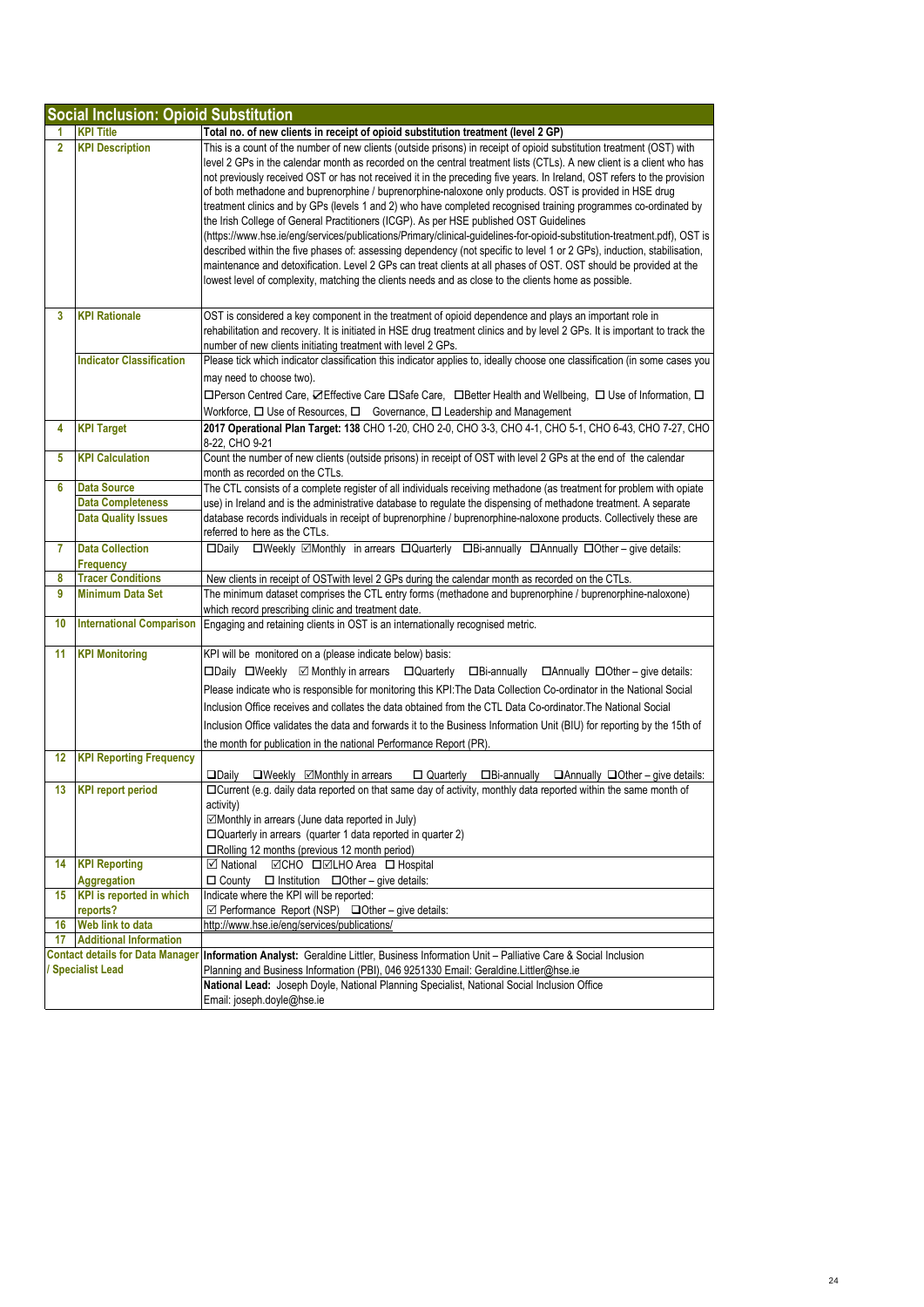## Social Inclusion: Opioid Substitution

| | | |
|---|---|---|
| 1 | **KPI Title** | **Total no. of new clients in receipt of opioid substitution treatment (level 2 GP)** |
| 2 | **KPI Description** | This is a count of the number of new clients (outside prisons) in receipt of opioid substitution treatment (OST) with level 2 GPs in the calendar month as recorded on the central treatment lists (CTLs). A new client is a client who has not previously received OST or has not received it in the preceding five years. In Ireland, OST refers to the provision of both methadone and buprenorphine / buprenorphine-naloxone only products. OST is provided in HSE drug treatment clinics and by GPs (levels 1 and 2) who have completed recognised training programmes co-ordinated by the Irish College of General Practitioners (ICGP). As per HSE published OST Guidelines (https://www.hse.ie/eng/services/publications/Primary/clinical-guidelines-for-opioid-substitution-treatment.pdf), OST is described within the five phases of: assessing dependency (not specific to level 1 or 2 GPs), induction, stabilisation, maintenance and detoxification. Level 2 GPs can treat clients at all phases of OST. OST should be provided at the lowest level of complexity, matching the clients needs and as close to the clients home as possible. |
| 3 | **KPI Rationale** | OST is considered a key component in the treatment of opioid dependence and plays an important role in rehabilitation and recovery. It is initiated in HSE drug treatment clinics and by level 2 GPs. It is important to track the number of new clients initiating treatment with level 2 GPs. |
| | **Indicator Classification** | Please tick which indicator classification this indicator applies to, ideally choose one classification (in some cases you may need to choose two).<br>☐Person Centred Care, ☑Effective Care ☐Safe Care, ☐Better Health and Wellbeing, ☐ Use of Information, ☐ Workforce, ☐ Use of Resources, ☐ Governance, ☐ Leadership and Management |
| 4 | **KPI Target** | **2017 Operational Plan Target: 138** CHO 1-20, CHO 2-0, CHO 3-3, CHO 4-1, CHO 5-1, CHO 6-43, CHO 7-27, CHO 8-22, CHO 9-21 |
| 5 | **KPI Calculation** | Count the number of new clients (outside prisons) in receipt of OST with level 2 GPs at the end of the calendar month as recorded on the CTLs. |
| 6 | **Data Source**<br>**Data Completeness**<br>**Data Quality Issues** | The CTL consists of a complete register of all individuals receiving methadone (as treatment for problem with opiate use) in Ireland and is the administrative database to regulate the dispensing of methadone treatment. A separate database records individuals in receipt of buprenorphine / buprenorphine-naloxone products. Collectively these are referred to here as the CTLs. |
| 7 | **Data Collection Frequency** | ☐Daily ☐Weekly ☑Monthly in arrears ☐Quarterly ☐Bi-annually ☐Annually ☐Other – give details: |
| 8 | **Tracer Conditions** | New clients in receipt of OSTwith level 2 GPs during the calendar month as recorded on the CTLs. |
| 9 | **Minimum Data Set** | The minimum dataset comprises the CTL entry forms (methadone and buprenorphine / buprenorphine-naloxone) which record prescribing clinic and treatment date. |
| 10 | **International Comparison** | Engaging and retaining clients in OST is an internationally recognised metric. |
| 11 | **KPI Monitoring** | KPI will be monitored on a (please indicate below) basis:<br>☐Daily ☐Weekly ☑ Monthly in arrears ☐Quarterly ☐Bi-annually ☐Annually ☐Other – give details:<br>Please indicate who is responsible for monitoring this KPI:The Data Collection Co-ordinator in the National Social Inclusion Office receives and collates the data obtained from the CTL Data Co-ordinator.The National Social Inclusion Office validates the data and forwards it to the Business Information Unit (BIU) for reporting by the 15th of the month for publication in the national Performance Report (PR). |
| 12 | **KPI Reporting Frequency** | ☐Daily ☐Weekly ☑Monthly in arrears ☐ Quarterly ☐Bi-annually ☐Annually ☐Other – give details: |
| 13 | **KPI report period** | ☐Current (e.g. daily data reported on that same day of activity, monthly data reported within the same month of activity)<br>☑Monthly in arrears (June data reported in July)<br>☐Quarterly in arrears (quarter 1 data reported in quarter 2)<br>☐Rolling 12 months (previous 12 month period) |
| 14 | **KPI Reporting Aggregation** | ☑ National ☑CHO ☐☑LHO Area ☐ Hospital<br>☐ County ☐ Institution ☐Other – give details: |
| 15 | **KPI is reported in which reports?** | Indicate where the KPI will be reported:<br>☑ Performance Report (NSP) ☐Other – give details: |
| 16 | **Web link to data** | http://www.hse.ie/eng/services/publications/ |
| 17 | **Additional Information** | |
| **Contact details for Data Manager / Specialist Lead** | | **Information Analyst:** Geraldine Littler, Business Information Unit – Palliative Care & Social Inclusion Planning and Business Information (PBI), 046 9251330 Email: Geraldine.Littler@hse.ie |
| | | **National Lead:** Joseph Doyle, National Planning Specialist, National Social Inclusion Office<br>Email: joseph.doyle@hse.ie |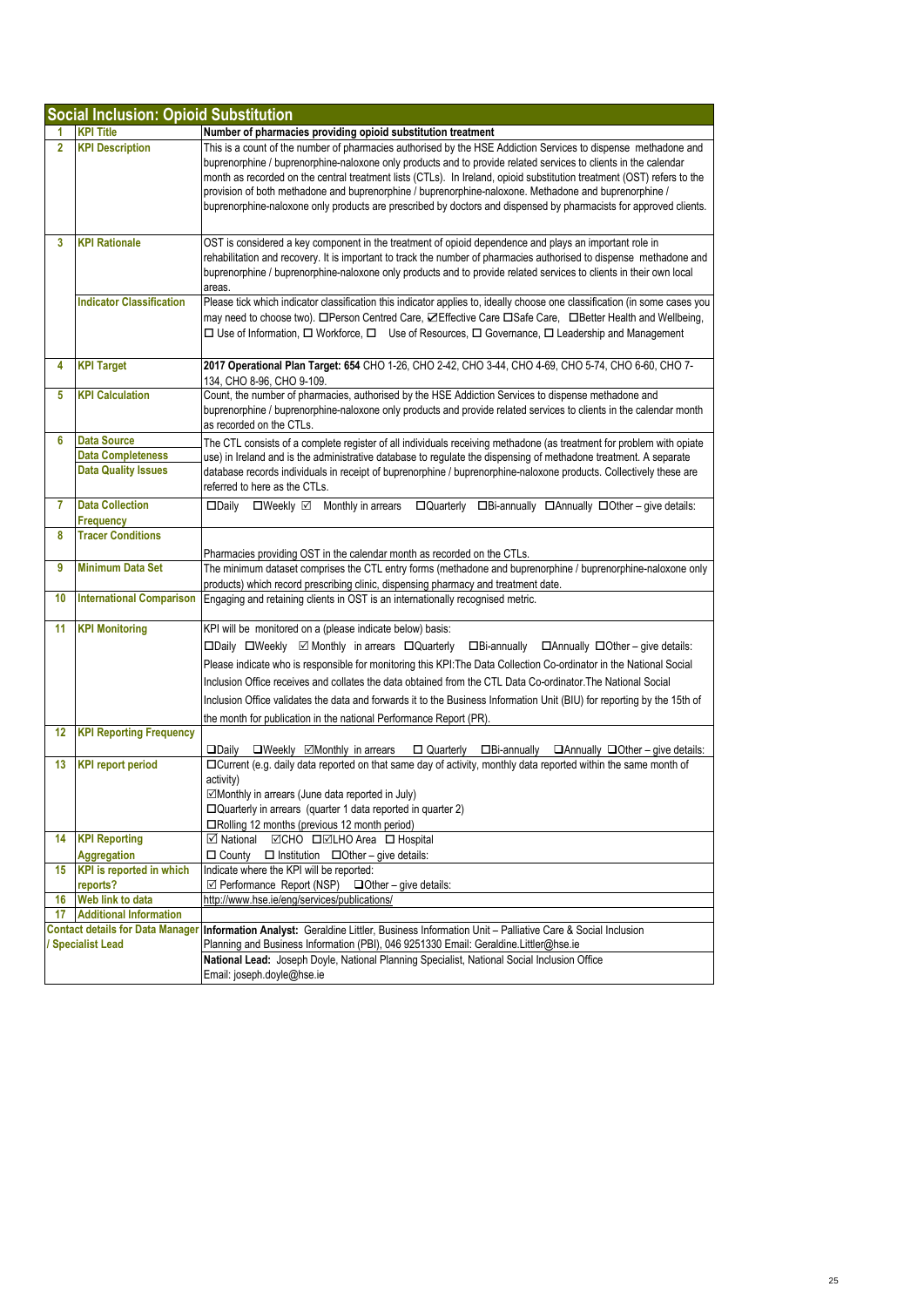## Social Inclusion: Opioid Substitution

| | | |
|---|---|---|
| 1 | **KPI Title** | **Number of pharmacies providing opioid substitution treatment** |
| 2 | **KPI Description** | This is a count of the number of pharmacies authorised by the HSE Addiction Services to dispense methadone and buprenorphine / buprenorphine-naloxone only products and to provide related services to clients in the calendar month as recorded on the central treatment lists (CTLs). In Ireland, opioid substitution treatment (OST) refers to the provision of both methadone and buprenorphine / buprenorphine-naloxone. Methadone and buprenorphine / buprenorphine-naloxone only products are prescribed by doctors and dispensed by pharmacists for approved clients. |
| 3 | **KPI Rationale** | OST is considered a key component in the treatment of opioid dependence and plays an important role in rehabilitation and recovery. It is important to track the number of pharmacies authorised to dispense methadone and buprenorphine / buprenorphine-naloxone only products and to provide related services to clients in their own local areas. |
| | **Indicator Classification** | Please tick which indicator classification this indicator applies to, ideally choose one classification (in some cases you may need to choose two). ☐Person Centred Care, ☑Effective Care ☐Safe Care, ☐Better Health and Wellbeing, ☐ Use of Information, ☐ Workforce, ☐ Use of Resources, ☐ Governance, ☐ Leadership and Management |
| 4 | **KPI Target** | **2017 Operational Plan Target: 654** CHO 1-26, CHO 2-42, CHO 3-44, CHO 4-69, CHO 5-74, CHO 6-60, CHO 7-134, CHO 8-96, CHO 9-109. |
| 5 | **KPI Calculation** | Count, the number of pharmacies, authorised by the HSE Addiction Services to dispense methadone and buprenorphine / buprenorphine-naloxone only products and provide related services to clients in the calendar month as recorded on the CTLs. |
| 6 | **Data Source** / **Data Completeness** / **Data Quality Issues** | The CTL consists of a complete register of all individuals receiving methadone (as treatment for problem with opiate use) in Ireland and is the administrative database to regulate the dispensing of methadone treatment. A separate database records individuals in receipt of buprenorphine / buprenorphine-naloxone products. Collectively these are referred to here as the CTLs. |
| 7 | **Data Collection Frequency** | ☐Daily ☐Weekly ☑ Monthly in arrears ☐Quarterly ☐Bi-annually ☐Annually ☐Other – give details: |
| 8 | **Tracer Conditions** | Pharmacies providing OST in the calendar month as recorded on the CTLs. |
| 9 | **Minimum Data Set** | The minimum dataset comprises the CTL entry forms (methadone and buprenorphine / buprenorphine-naloxone only products) which record prescribing clinic, dispensing pharmacy and treatment date. |
| 10 | **International Comparison** | Engaging and retaining clients in OST is an internationally recognised metric. |
| 11 | **KPI Monitoring** | KPI will be monitored on a (please indicate below) basis:<br>☐Daily ☐Weekly ☑ Monthly in arrears ☐Quarterly ☐Bi-annually ☐Annually ☐Other – give details:<br>Please indicate who is responsible for monitoring this KPI:The Data Collection Co-ordinator in the National Social Inclusion Office receives and collates the data obtained from the CTL Data Co-ordinator.The National Social Inclusion Office validates the data and forwards it to the Business Information Unit (BIU) for reporting by the 15th of the month for publication in the national Performance Report (PR). |
| 12 | **KPI Reporting Frequency** | ☐Daily ☐Weekly ☑Monthly in arrears ☐ Quarterly ☐Bi-annually ☐Annually ☐Other – give details: |
| 13 | **KPI report period** | ☐Current (e.g. daily data reported on that same day of activity, monthly data reported within the same month of activity)<br>☑Monthly in arrears (June data reported in July)<br>☐Quarterly in arrears (quarter 1 data reported in quarter 2)<br>☐Rolling 12 months (previous 12 month period) |
| 14 | **KPI Reporting Aggregation** | ☑ National ☑CHO ☐☑LHO Area ☐ Hospital<br>☐ County ☐ Institution ☐Other – give details: |
| 15 | **KPI is reported in which reports?** | Indicate where the KPI will be reported:<br>☑ Performance Report (NSP) ☐Other – give details: |
| 16 | **Web link to data** | http://www.hse.ie/eng/services/publications/ |
| 17 | **Additional Information** | |
| | **Contact details for Data Manager / Specialist Lead** | **Information Analyst:** Geraldine Littler, Business Information Unit – Palliative Care & Social Inclusion Planning and Business Information (PBI), 046 9251330 Email: Geraldine.Littler@hse.ie<br>**National Lead:** Joseph Doyle, National Planning Specialist, National Social Inclusion Office Email: joseph.doyle@hse.ie |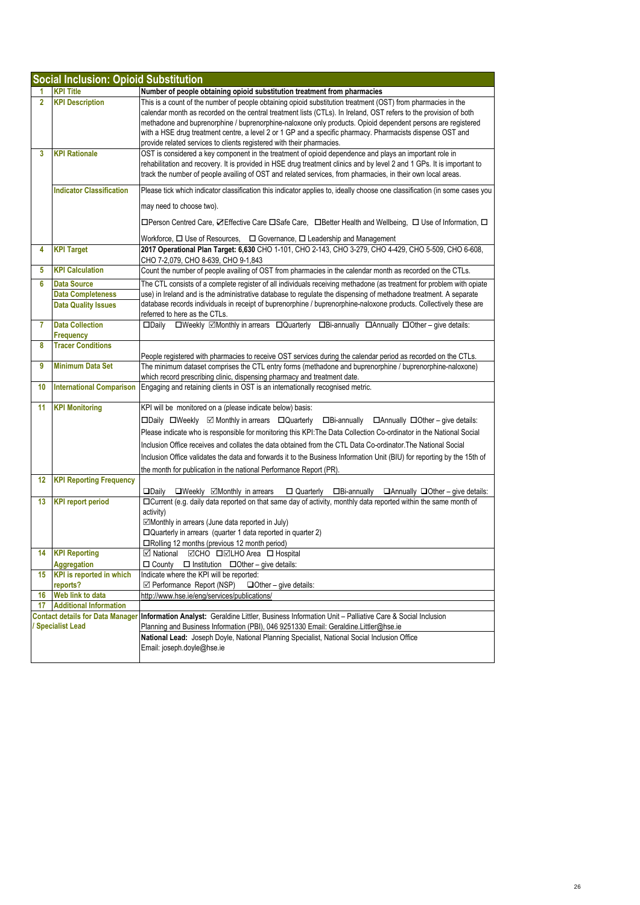## Social Inclusion: Opioid Substitution

| | | |
|---|---|---|
| 1 | **KPI Title** | **Number of people obtaining opioid substitution treatment from pharmacies** |
| 2 | **KPI Description** | This is a count of the number of people obtaining opioid substitution treatment (OST) from pharmacies in the calendar month as recorded on the central treatment lists (CTLs). In Ireland, OST refers to the provision of both methadone and buprenorphine / buprenorphine-naloxone only products. Opioid dependent persons are registered with a HSE drug treatment centre, a level 2 or 1 GP and a specific pharmacy. Pharmacists dispense OST and provide related services to clients registered with their pharmacies. |
| 3 | **KPI Rationale** | OST is considered a key component in the treatment of opioid dependence and plays an important role in rehabilitation and recovery. It is provided in HSE drug treatment clinics and by level 2 and 1 GPs. It is important to track the number of people availing of OST and related services, from pharmacies, in their own local areas. |
| | **Indicator Classification** | Please tick which indicator classification this indicator applies to, ideally choose one classification (in some cases you may need to choose two). ☐Person Centred Care, ☑Effective Care ☐Safe Care, ☐Better Health and Wellbeing, ☐ Use of Information, ☐ Workforce, ☐ Use of Resources, ☐ Governance, ☐ Leadership and Management |
| 4 | **KPI Target** | **2017 Operational Plan Target: 6,630** CHO 1-101, CHO 2-143, CHO 3-279, CHO 4-429, CHO 5-509, CHO 6-608, CHO 7-2,079, CHO 8-639, CHO 9-1,843 |
| 5 | **KPI Calculation** | Count the number of people availing of OST from pharmacies in the calendar month as recorded on the CTLs. |
| 6 | **Data Source**<br>**Data Completeness**<br>**Data Quality Issues** | The CTL consists of a complete register of all individuals receiving methadone (as treatment for problem with opiate use) in Ireland and is the administrative database to regulate the dispensing of methadone treatment. A separate database records individuals in receipt of buprenorphine / buprenorphine-naloxone products. Collectively these are referred to here as the CTLs. |
| 7 | **Data Collection Frequency** | ☐Daily ☐Weekly ☑Monthly in arrears ☐Quarterly ☐Bi-annually ☐Annually ☐Other – give details: |
| 8 | **Tracer Conditions** | People registered with pharmacies to receive OST services during the calendar period as recorded on the CTLs. |
| 9 | **Minimum Data Set** | The minimum dataset comprises the CTL entry forms (methadone and buprenorphine / buprenorphine-naloxone) which record prescribing clinic, dispensing pharmacy and treatment date. |
| 10 | **International Comparison** | Engaging and retaining clients in OST is an internationally recognised metric. |
| 11 | **KPI Monitoring** | KPI will be monitored on a (please indicate below) basis:<br>☐Daily ☐Weekly ☑ Monthly in arrears ☐Quarterly ☐Bi-annually ☐Annually ☐Other – give details:<br>Please indicate who is responsible for monitoring this KPI:The Data Collection Co-ordinator in the National Social Inclusion Office receives and collates the data obtained from the CTL Data Co-ordinator.The National Social Inclusion Office validates the data and forwards it to the Business Information Unit (BIU) for reporting by the 15th of the month for publication in the national Performance Report (PR). |
| 12 | **KPI Reporting Frequency** | ☐Daily ☐Weekly ☑Monthly in arrears ☐ Quarterly ☐Bi-annually ☐Annually ☐Other – give details: |
| 13 | **KPI report period** | ☐Current (e.g. daily data reported on that same day of activity, monthly data reported within the same month of activity)<br>☑Monthly in arrears (June data reported in July)<br>☐Quarterly in arrears (quarter 1 data reported in quarter 2)<br>☐Rolling 12 months (previous 12 month period) |
| 14 | **KPI Reporting Aggregation** | ☑ National ☑CHO ☐☑LHO Area ☐ Hospital<br>☐ County ☐ Institution ☐Other – give details: |
| 15 | **KPI is reported in which reports?** | Indicate where the KPI will be reported:<br>☑ Performance Report (NSP) ☐Other – give details: |
| 16 | **Web link to data** | http://www.hse.ie/eng/services/publications/ |
| 17 | **Additional Information** | |
| | **Contact details for Data Manager / Specialist Lead** | **Information Analyst:** Geraldine Littler, Business Information Unit – Palliative Care & Social Inclusion Planning and Business Information (PBI), 046 9251330 Email: Geraldine.Littler@hse.ie<br>**National Lead:** Joseph Doyle, National Planning Specialist, National Social Inclusion Office<br>Email: joseph.doyle@hse.ie |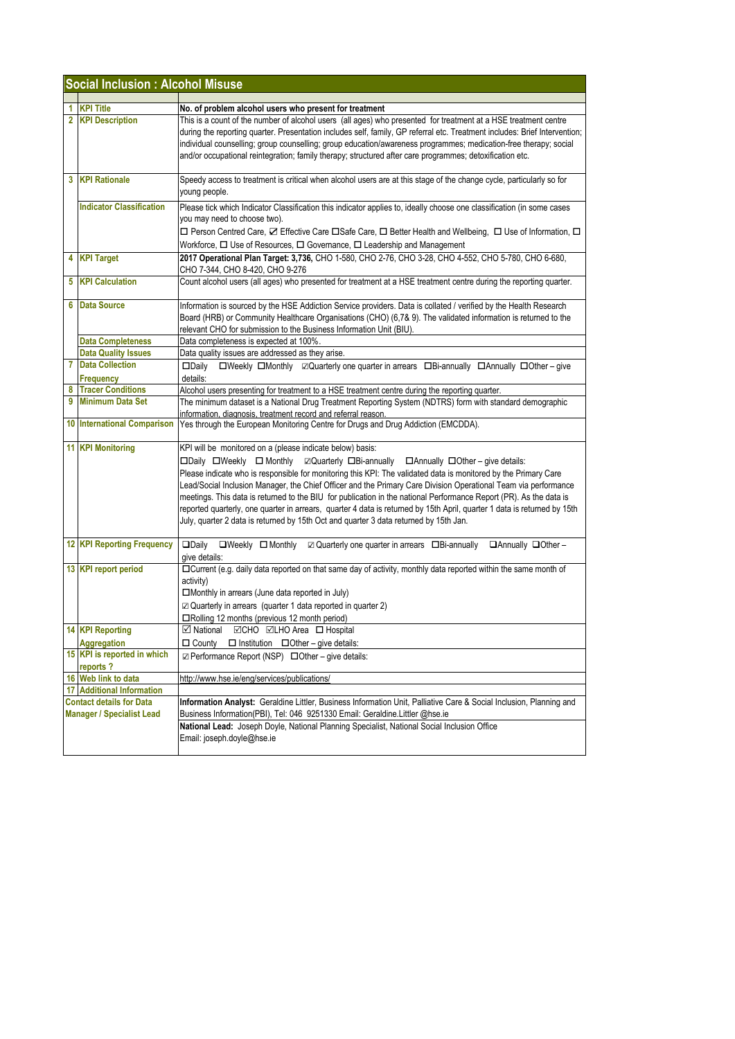## Social Inclusion : Alcohol Misuse

| | | |
|---|---|---|
| 1 | KPI Title | **No. of problem alcohol users who present for treatment** |
| 2 | KPI Description | This is a count of the number of alcohol users (all ages) who presented for treatment at a HSE treatment centre during the reporting quarter. Presentation includes self, family, GP referral etc. Treatment includes: Brief Intervention; individual counselling; group counselling; group education/awareness programmes; medication-free therapy; social and/or occupational reintegration; family therapy; structured after care programmes; detoxification etc. |
| 3 | KPI Rationale | Speedy access to treatment is critical when alcohol users are at this stage of the change cycle, particularly so for young people. |
| | Indicator Classification | Please tick which Indicator Classification this indicator applies to, ideally choose one classification (in some cases you may need to choose two). ☐ Person Centred Care, ☑ Effective Care ☐Safe Care, ☐ Better Health and Wellbeing, ☐ Use of Information, ☐ Workforce, ☐ Use of Resources, ☐ Governance, ☐ Leadership and Management |
| 4 | KPI Target | **2017 Operational Plan Target: 3,736,** CHO 1-580, CHO 2-76, CHO 3-28, CHO 4-552, CHO 5-780, CHO 6-680, CHO 7-344, CHO 8-420, CHO 9-276 |
| 5 | KPI Calculation | Count alcohol users (all ages) who presented for treatment at a HSE treatment centre during the reporting quarter. |
| 6 | Data Source | Information is sourced by the HSE Addiction Service providers. Data is collated / verified by the Health Research Board (HRB) or Community Healthcare Organisations (CHO) (6,7& 9). The validated information is returned to the relevant CHO for submission to the Business Information Unit (BIU). |
| | Data Completeness | Data completeness is expected at 100%. |
| | Data Quality Issues | Data quality issues are addressed as they arise. |
| 7 | Data Collection Frequency | ☐Daily ☐Weekly ☐Monthly ☑Quarterly one quarter in arrears ☐Bi-annually ☐Annually ☐Other – give details: |
| 8 | Tracer Conditions | Alcohol users presenting for treatment to a HSE treatment centre during the reporting quarter. |
| 9 | Minimum Data Set | The minimum dataset is a National Drug Treatment Reporting System (NDTRS) form with standard demographic information, diagnosis, treatment record and referral reason. |
| 10 | International Comparison | Yes through the European Monitoring Centre for Drugs and Drug Addiction (EMCDDA). |
| 11 | KPI Monitoring | KPI will be monitored on a (please indicate below) basis: ☐Daily ☐Weekly ☐ Monthly ☑Quarterly ☐Bi-annually ☐Annually ☐Other – give details: Please indicate who is responsible for monitoring this KPI: The validated data is monitored by the Primary Care Lead/Social Inclusion Manager, the Chief Officer and the Primary Care Division Operational Team via performance meetings. This data is returned to the BIU for publication in the national Performance Report (PR). As the data is reported quarterly, one quarter in arrears, quarter 4 data is returned by 15th April, quarter 1 data is returned by 15th July, quarter 2 data is returned by 15th Oct and quarter 3 data returned by 15th Jan. |
| 12 | KPI Reporting Frequency | ☐Daily ☐Weekly ☐ Monthly ☑ Quarterly one quarter in arrears ☐Bi-annually ☐Annually ☐Other – give details: |
| 13 | KPI report period | ☐Current (e.g. daily data reported on that same day of activity, monthly data reported within the same month of activity) ☐Monthly in arrears (June data reported in July) ☑ Quarterly in arrears (quarter 1 data reported in quarter 2) ☐Rolling 12 months (previous 12 month period) |
| 14 | KPI Reporting Aggregation | ☑ National ☑CHO ☑LHO Area ☐ Hospital ☐ County ☐ Institution ☐Other – give details: |
| 15 | KPI is reported in which reports ? | ☑ Performance Report (NSP) ☐Other – give details: |
| 16 | Web link to data | http://www.hse.ie/eng/services/publications/ |
| 17 | Additional Information | |
| Contact details for Data Manager / Specialist Lead | | **Information Analyst:** Geraldine Littler, Business Information Unit, Palliative Care & Social Inclusion, Planning and Business Information(PBI), Tel: 046 9251330 Email: Geraldine.Littler @hse.ie |
| | | **National Lead:** Joseph Doyle, National Planning Specialist, National Social Inclusion Office Email: joseph.doyle@hse.ie |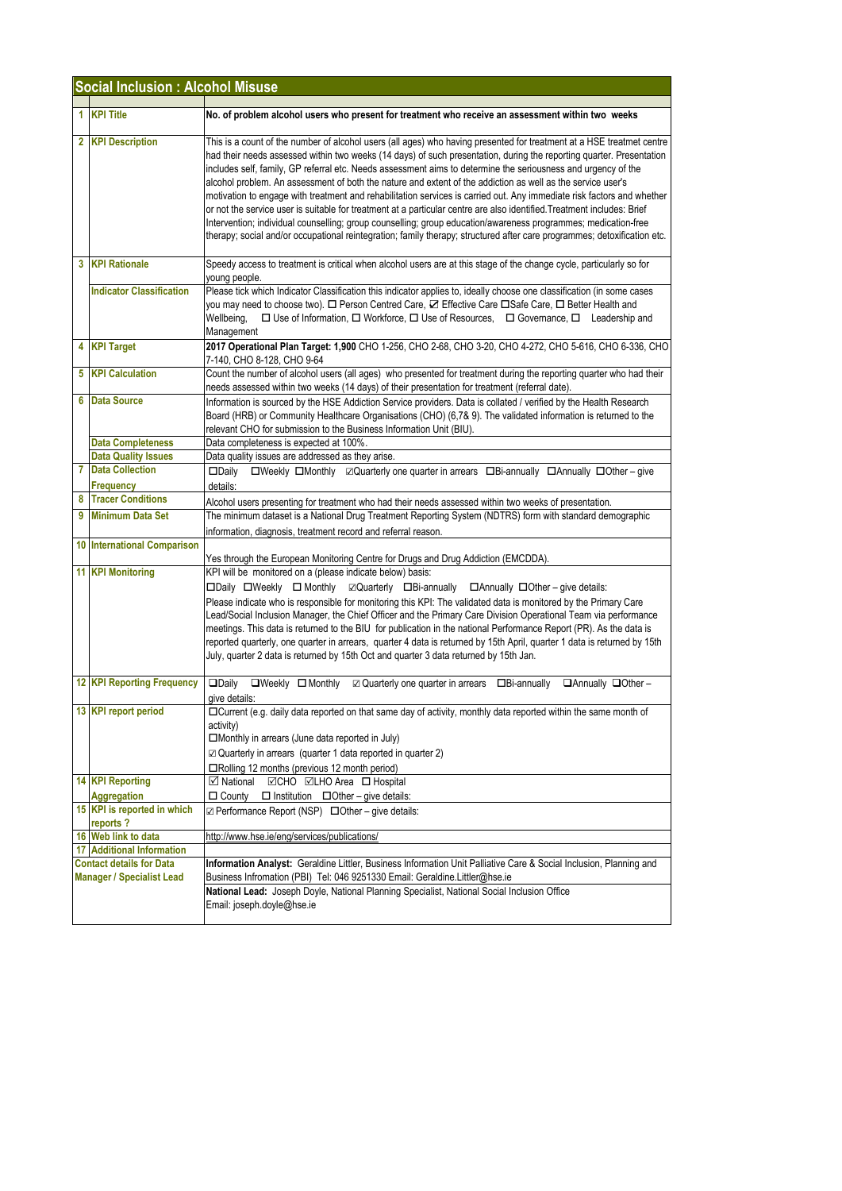## Social Inclusion : Alcohol Misuse

| | | |
|---|---|---|
| 1 | **KPI Title** | **No. of problem alcohol users who present for treatment who receive an assessment within two weeks** |
| 2 | **KPI Description** | This is a count of the number of alcohol users (all ages) who having presented for treatment at a HSE treatmet centre had their needs assessed within two weeks (14 days) of such presentation, during the reporting quarter. Presentation includes self, family, GP referral etc. Needs assessment aims to determine the seriousness and urgency of the alcohol problem. An assessment of both the nature and extent of the addiction as well as the service user's motivation to engage with treatment and rehabilitation services is carried out. Any immediate risk factors and whether or not the service user is suitable for treatment at a particular centre are also identified.Treatment includes: Brief Intervention; individual counselling; group counselling; group education/awareness programmes; medication-free therapy; social and/or occupational reintegration; family therapy; structured after care programmes; detoxification etc. |
| 3 | **KPI Rationale** | Speedy access to treatment is critical when alcohol users are at this stage of the change cycle, particularly so for young people. |
| | **Indicator Classification** | Please tick which Indicator Classification this indicator applies to, ideally choose one classification (in some cases you may need to choose two). ☐ Person Centred Care, ☑ Effective Care ☐Safe Care, ☐ Better Health and Wellbeing, ☐ Use of Information, ☐ Workforce, ☐ Use of Resources, ☐ Governance, ☐ Leadership and Management |
| 4 | **KPI Target** | **2017 Operational Plan Target: 1,900** CHO 1-256, CHO 2-68, CHO 3-20, CHO 4-272, CHO 5-616, CHO 6-336, CHO 7-140, CHO 8-128, CHO 9-64 |
| 5 | **KPI Calculation** | Count the number of alcohol users (all ages) who presented for treatment during the reporting quarter who had their needs assessed within two weeks (14 days) of their presentation for treatment (referral date). |
| 6 | **Data Source** | Information is sourced by the HSE Addiction Service providers. Data is collated / verified by the Health Research Board (HRB) or Community Healthcare Organisations (CHO) (6,7& 9). The validated information is returned to the relevant CHO for submission to the Business Information Unit (BIU). |
| | **Data Completeness** | Data completeness is expected at 100%. |
| | **Data Quality Issues** | Data quality issues are addressed as they arise. |
| 7 | **Data Collection Frequency** | ☐Daily ☐Weekly ☐Monthly ☑Quarterly one quarter in arrears ☐Bi-annually ☐Annually ☐Other – give details: |
| 8 | **Tracer Conditions** | Alcohol users presenting for treatment who had their needs assessed within two weeks of presentation. |
| 9 | **Minimum Data Set** | The minimum dataset is a National Drug Treatment Reporting System (NDTRS) form with standard demographic information, diagnosis, treatment record and referral reason. |
| 10 | **International Comparison** | Yes through the European Monitoring Centre for Drugs and Drug Addiction (EMCDDA). |
| 11 | **KPI Monitoring** | KPI will be monitored on a (please indicate below) basis:<br>☐Daily ☐Weekly ☐ Monthly ☑Quarterly ☐Bi-annually ☐Annually ☐Other – give details:<br>Please indicate who is responsible for monitoring this KPI: The validated data is monitored by the Primary Care Lead/Social Inclusion Manager, the Chief Officer and the Primary Care Division Operational Team via performance meetings. This data is returned to the BIU for publication in the national Performance Report (PR). As the data is reported quarterly, one quarter in arrears, quarter 4 data is returned by 15th April, quarter 1 data is returned by 15th July, quarter 2 data is returned by 15th Oct and quarter 3 data returned by 15th Jan. |
| 12 | **KPI Reporting Frequency** | ☐Daily ☐Weekly ☐ Monthly ☑ Quarterly one quarter in arrears ☐Bi-annually ☐Annually ☐Other – give details: |
| 13 | **KPI report period** | ☐Current (e.g. daily data reported on that same day of activity, monthly data reported within the same month of activity)<br>☐Monthly in arrears (June data reported in July)<br>☑ Quarterly in arrears (quarter 1 data reported in quarter 2)<br>☐Rolling 12 months (previous 12 month period) |
| 14 | **KPI Reporting Aggregation** | ☑ National ☑CHO ☑LHO Area ☐ Hospital<br>☐ County ☐ Institution ☐Other – give details: |
| 15 | **KPI is reported in which reports ?** | ☑ Performance Report (NSP) ☐Other – give details: |
| 16 | **Web link to data** | http://www.hse.ie/eng/services/publications/ |
| 17 | **Additional Information** | |
| | **Contact details for Data Manager / Specialist Lead** | **Information Analyst:** Geraldine Littler, Business Information Unit Palliative Care & Social Inclusion, Planning and Business Infromation (PBI) Tel: 046 9251330 Email: Geraldine.Littler@hse.ie<br>**National Lead:** Joseph Doyle, National Planning Specialist, National Social Inclusion Office<br>Email: joseph.doyle@hse.ie |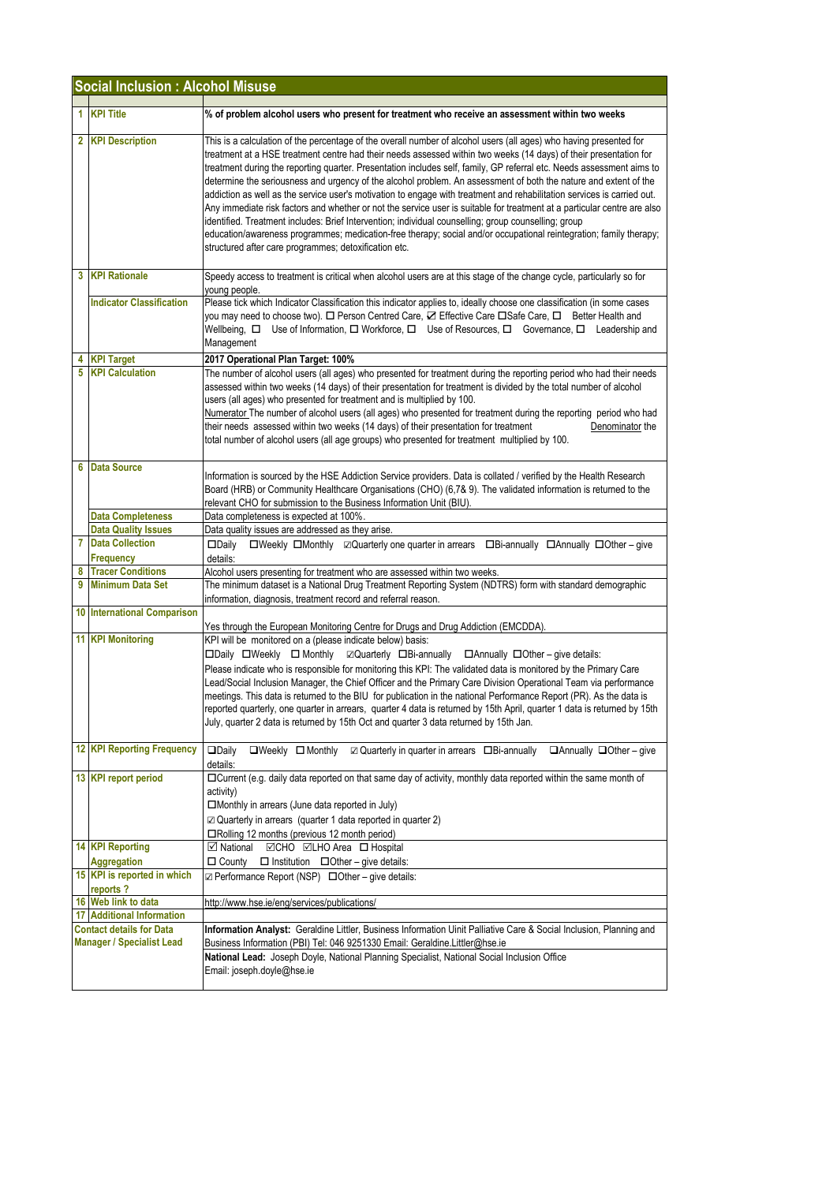## Social Inclusion : Alcohol Misuse

| | | |
|---|---|---|
| 1 | **KPI Title** | **% of problem alcohol users who present for treatment who receive an assessment within two weeks** |
| 2 | **KPI Description** | This is a calculation of the percentage of the overall number of alcohol users (all ages) who having presented for treatment at a HSE treatment centre had their needs assessed within two weeks (14 days) of their presentation for treatment during the reporting quarter. Presentation includes self, family, GP referral etc. Needs assessment aims to determine the seriousness and urgency of the alcohol problem. An assessment of both the nature and extent of the addiction as well as the service user's motivation to engage with treatment and rehabilitation services is carried out. Any immediate risk factors and whether or not the service user is suitable for treatment at a particular centre are also identified. Treatment includes: Brief Intervention; individual counselling; group counselling; group education/awareness programmes; medication-free therapy; social and/or occupational reintegration; family therapy; structured after care programmes; detoxification etc. |
| 3 | **KPI Rationale** | Speedy access to treatment is critical when alcohol users are at this stage of the change cycle, particularly so for young people. |
| | **Indicator Classification** | Please tick which Indicator Classification this indicator applies to, ideally choose one classification (in some cases you may need to choose two). ☐ Person Centred Care, ☑ Effective Care ☐Safe Care, ☐ Better Health and Wellbeing, ☐ Use of Information, ☐ Workforce, ☐ Use of Resources, ☐ Governance, ☐ Leadership and Management |
| 4 | **KPI Target** | **2017 Operational Plan Target: 100%** |
| 5 | **KPI Calculation** | The number of alcohol users (all ages) who presented for treatment during the reporting period who had their needs assessed within two weeks (14 days) of their presentation for treatment is divided by the total number of alcohol users (all ages) who presented for treatment and is multiplied by 100.<br>Numerator The number of alcohol users (all ages) who presented for treatment during the reporting period who had their needs assessed within two weeks (14 days) of their presentation for treatment Denominator the total number of alcohol users (all age groups) who presented for treatment multiplied by 100. |
| 6 | **Data Source** | Information is sourced by the HSE Addiction Service providers. Data is collated / verified by the Health Research Board (HRB) or Community Healthcare Organisations (CHO) (6,7& 9). The validated information is returned to the relevant CHO for submission to the Business Information Unit (BIU). |
| | **Data Completeness** | Data completeness is expected at 100%. |
| | **Data Quality Issues** | Data quality issues are addressed as they arise. |
| 7 | **Data Collection Frequency** | ☐Daily ☐Weekly ☐Monthly ☑Quarterly one quarter in arrears ☐Bi-annually ☐Annually ☐Other – give details: |
| 8 | **Tracer Conditions** | Alcohol users presenting for treatment who are assessed within two weeks. |
| 9 | **Minimum Data Set** | The minimum dataset is a National Drug Treatment Reporting System (NDTRS) form with standard demographic information, diagnosis, treatment record and referral reason. |
| 10 | **International Comparison** | Yes through the European Monitoring Centre for Drugs and Drug Addiction (EMCDDA). |
| 11 | **KPI Monitoring** | KPI will be monitored on a (please indicate below) basis:<br>☐Daily ☐Weekly ☐ Monthly ☑Quarterly ☐Bi-annually ☐Annually ☐Other – give details:<br>Please indicate who is responsible for monitoring this KPI: The validated data is monitored by the Primary Care Lead/Social Inclusion Manager, the Chief Officer and the Primary Care Division Operational Team via performance meetings. This data is returned to the BIU for publication in the national Performance Report (PR). As the data is reported quarterly, one quarter in arrears, quarter 4 data is returned by 15th April, quarter 1 data is returned by 15th July, quarter 2 data is returned by 15th Oct and quarter 3 data returned by 15th Jan. |
| 12 | **KPI Reporting Frequency** | ☐Daily ☐Weekly ☐ Monthly ☑ Quarterly in quarter in arrears ☐Bi-annually ☐Annually ☐Other – give details: |
| 13 | **KPI report period** | ☐Current (e.g. daily data reported on that same day of activity, monthly data reported within the same month of activity)<br>☐Monthly in arrears (June data reported in July)<br>☑ Quarterly in arrears (quarter 1 data reported in quarter 2)<br>☐Rolling 12 months (previous 12 month period) |
| 14 | **KPI Reporting Aggregation** | ☑ National ☑CHO ☑LHO Area ☐ Hospital<br>☐ County ☐ Institution ☐Other – give details: |
| 15 | **KPI is reported in which reports ?** | ☑ Performance Report (NSP) ☐Other – give details: |
| 16 | **Web link to data** | http://www.hse.ie/eng/services/publications/ |
| 17 | **Additional Information** | |
| | **Contact details for Data Manager / Specialist Lead** | **Information Analyst:** Geraldine Littler, Business Information Uinit Palliative Care & Social Inclusion, Planning and Business Information (PBI) Tel: 046 9251330 Email: Geraldine.Littler@hse.ie<br>**National Lead:** Joseph Doyle, National Planning Specialist, National Social Inclusion Office<br>Email: joseph.doyle@hse.ie |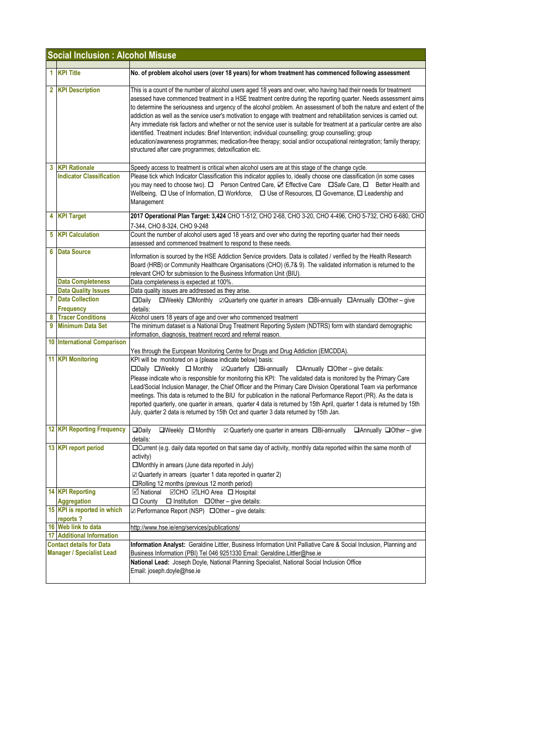## Social Inclusion : Alcohol Misuse

| | | |
|---|---|---|
| 1 | **KPI Title** | **No. of problem alcohol users (over 18 years) for whom treatment has commenced following assessment** |
| 2 | **KPI Description** | This is a count of the number of alcohol users aged 18 years and over, who having had their needs for treatment asessed have commenced treatment in a HSE treatment centre during the reporting quarter. Needs assessment aims to determine the seriousness and urgency of the alcohol problem. An assessment of both the nature and extent of the addiction as well as the service user's motivation to engage with treatment and rehabilitation services is carried out. Any immediate risk factors and whether or not the service user is suitable for treatment at a particular centre are also identified. Treatment includes: Brief Intervention; individual counselling; group counselling; group education/awareness programmes; medication-free therapy; social and/or occupational reintegration; family therapy; structured after care programmes; detoxification etc. |
| 3 | **KPI Rationale** | Speedy access to treatment is critical when alcohol users are at this stage of the change cycle. |
| | **Indicator Classification** | Please tick which Indicator Classification this indicator applies to, ideally choose one classification (in some cases you may need to choose two). ☐ Person Centred Care, ☑ Effective Care ☐Safe Care, ☐ Better Health and Wellbeing, ☐ Use of Information, ☐ Workforce, ☐ Use of Resources, ☐ Governance, ☐ Leadership and Management |
| 4 | **KPI Target** | **2017 Operational Plan Target: 3,424** CHO 1-512, CHO 2-68, CHO 3-20, CHO 4-496, CHO 5-732, CHO 6-680, CHO 7-344, CHO 8-324, CHO 9-248 |
| 5 | **KPI Calculation** | Count the number of alcohol users aged 18 years and over who during the reporting quarter had their needs assessed and commenced treatment to respond to these needs. |
| 6 | **Data Source** | Information is sourced by the HSE Addiction Service providers. Data is collated / verified by the Health Research Board (HRB) or Community Healthcare Organisations (CHO) (6,7& 9). The validated information is returned to the relevant CHO for submission to the Business Information Unit (BIU). |
| | **Data Completeness** | Data completeness is expected at 100%. |
| | **Data Quality Issues** | Data quality issues are addressed as they arise. |
| 7 | **Data Collection Frequency** | ☐Daily ☐Weekly ☐Monthly ☑Quarterly one quarter in arrears ☐Bi-annually ☐Annually ☐Other – give details: |
| 8 | **Tracer Conditions** | Alcohol users 18 years of age and over who commenced treatment |
| 9 | **Minimum Data Set** | The minimum dataset is a National Drug Treatment Reporting System (NDTRS) form with standard demographic information, diagnosis, treatment record and referral reason. |
| 10 | **International Comparison** | Yes through the European Monitoring Centre for Drugs and Drug Addiction (EMCDDA). |
| 11 | **KPI Monitoring** | KPI will be monitored on a (please indicate below) basis:<br>☐Daily ☐Weekly ☐ Monthly ☑Quarterly ☐Bi-annually ☐Annually ☐Other – give details:<br>Please indicate who is responsible for monitoring this KPI: The validated data is monitored by the Primary Care Lead/Social Inclusion Manager, the Chief Officer and the Primary Care Division Operational Team via performance meetings. This data is returned to the BIU for publication in the national Performance Report (PR). As the data is reported quarterly, one quarter in arrears, quarter 4 data is returned by 15th April, quarter 1 data is returned by 15th July, quarter 2 data is returned by 15th Oct and quarter 3 data returned by 15th Jan. |
| 12 | **KPI Reporting Frequency** | ☐Daily ☐Weekly ☐ Monthly ☑ Quarterly one quarter in arrears ☐Bi-annually ☐Annually ☐Other – give details: |
| 13 | **KPI report period** | ☐Current (e.g. daily data reported on that same day of activity, monthly data reported within the same month of activity)<br>☐Monthly in arrears (June data reported in July)<br>☑ Quarterly in arrears (quarter 1 data reported in quarter 2)<br>☐Rolling 12 months (previous 12 month period) |
| 14 | **KPI Reporting Aggregation** | ☑ National ☑CHO ☑LHO Area ☐ Hospital<br>☐ County ☐ Institution ☐Other – give details: |
| 15 | **KPI is reported in which reports ?** | ☑ Performance Report (NSP) ☐Other – give details: |
| 16 | **Web link to data** | http://www.hse.ie/eng/services/publications/ |
| 17 | **Additional Information** | |
| **Contact details for Data Manager / Specialist Lead** | | **Information Analyst:** Geraldine Littler, Business Information Unit Palliative Care & Social Inclusion, Planning and Business Information (PBI) Tel 046 9251330 Email: Geraldine.Littler@hse.ie<br>**National Lead:** Joseph Doyle, National Planning Specialist, National Social Inclusion Office<br>Email: joseph.doyle@hse.ie |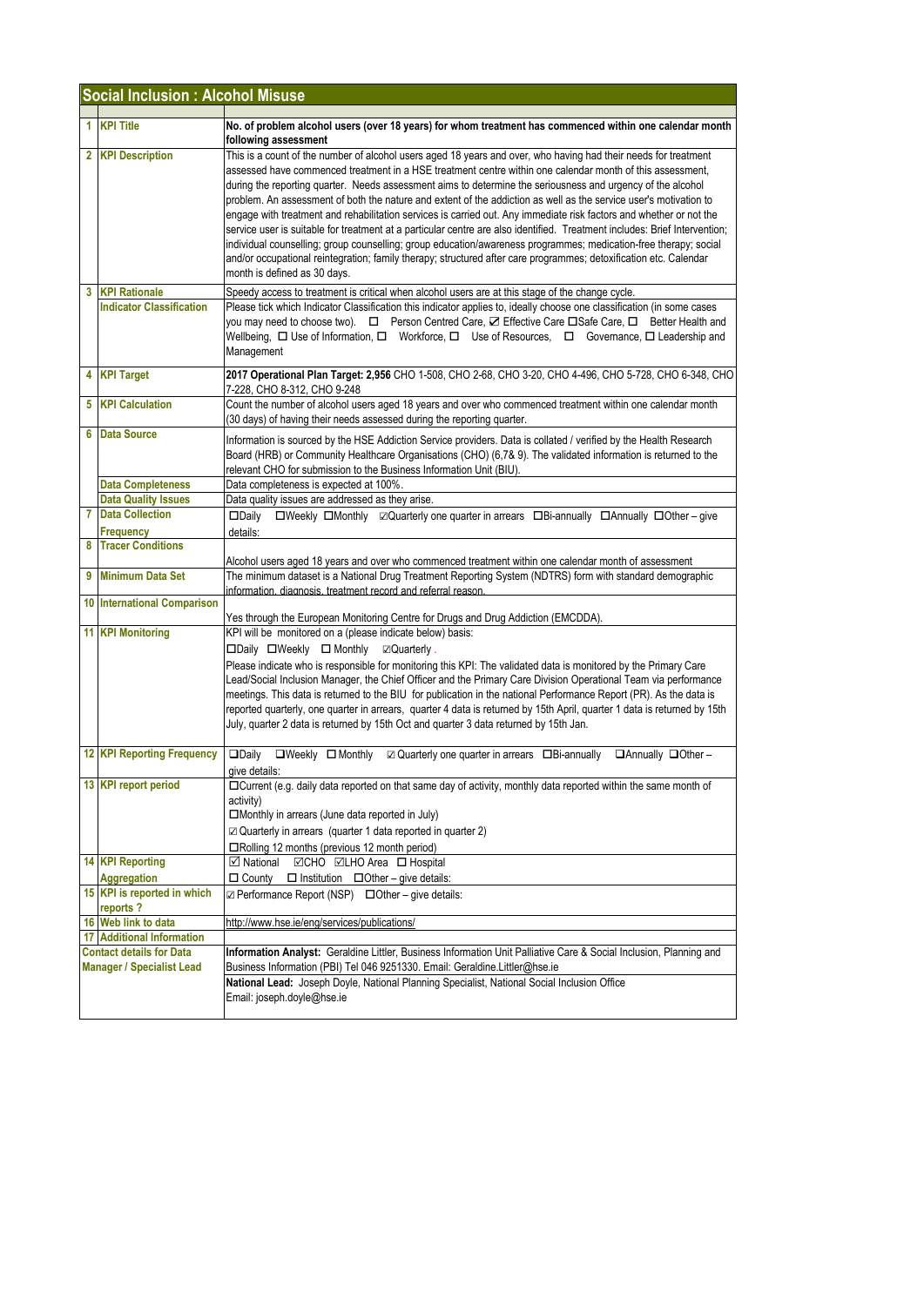## Social Inclusion : Alcohol Misuse

| | | |
|---|---|---|
| 1 | **KPI Title** | **No. of problem alcohol users (over 18 years) for whom treatment has commenced within one calendar month following assessment** |
| 2 | **KPI Description** | This is a count of the number of alcohol users aged 18 years and over, who having had their needs for treatment assessed have commenced treatment in a HSE treatment centre within one calendar month of this assessment, during the reporting quarter. Needs assessment aims to determine the seriousness and urgency of the alcohol problem. An assessment of both the nature and extent of the addiction as well as the service user's motivation to engage with treatment and rehabilitation services is carried out. Any immediate risk factors and whether or not the service user is suitable for treatment at a particular centre are also identified. Treatment includes: Brief Intervention; individual counselling; group counselling; group education/awareness programmes; medication-free therapy; social and/or occupational reintegration; family therapy; structured after care programmes; detoxification etc. Calendar month is defined as 30 days. |
| 3 | **KPI Rationale** | Speedy access to treatment is critical when alcohol users are at this stage of the change cycle. |
| | **Indicator Classification** | Please tick which Indicator Classification this indicator applies to, ideally choose one classification (in some cases you may need to choose two). ☐ Person Centred Care, ☑ Effective Care ☐Safe Care, ☐ Better Health and Wellbeing, ☐ Use of Information, ☐ Workforce, ☐ Use of Resources, ☐ Governance, ☐ Leadership and Management |
| 4 | **KPI Target** | **2017 Operational Plan Target: 2,956** CHO 1-508, CHO 2-68, CHO 3-20, CHO 4-496, CHO 5-728, CHO 6-348, CHO 7-228, CHO 8-312, CHO 9-248 |
| 5 | **KPI Calculation** | Count the number of alcohol users aged 18 years and over who commenced treatment within one calendar month (30 days) of having their needs assessed during the reporting quarter. |
| 6 | **Data Source** | Information is sourced by the HSE Addiction Service providers. Data is collated / verified by the Health Research Board (HRB) or Community Healthcare Organisations (CHO) (6,7& 9). The validated information is returned to the relevant CHO for submission to the Business Information Unit (BIU). |
| | **Data Completeness** | Data completeness is expected at 100%. |
| | **Data Quality Issues** | Data quality issues are addressed as they arise. |
| 7 | **Data Collection Frequency** | ☐Daily ☐Weekly ☐Monthly ☑Quarterly one quarter in arrears ☐Bi-annually ☐Annually ☐Other – give details: |
| 8 | **Tracer Conditions** | Alcohol users aged 18 years and over who commenced treatment within one calendar month of assessment |
| 9 | **Minimum Data Set** | The minimum dataset is a National Drug Treatment Reporting System (NDTRS) form with standard demographic information, diagnosis, treatment record and referral reason. |
| 10 | **International Comparison** | Yes through the European Monitoring Centre for Drugs and Drug Addiction (EMCDDA). |
| 11 | **KPI Monitoring** | KPI will be monitored on a (please indicate below) basis:<br>☐Daily ☐Weekly ☐ Monthly ☑Quarterly .<br>Please indicate who is responsible for monitoring this KPI: The validated data is monitored by the Primary Care Lead/Social Inclusion Manager, the Chief Officer and the Primary Care Division Operational Team via performance meetings. This data is returned to the BIU for publication in the national Performance Report (PR). As the data is reported quarterly, one quarter in arrears, quarter 4 data is returned by 15th April, quarter 1 data is returned by 15th July, quarter 2 data is returned by 15th Oct and quarter 3 data returned by 15th Jan. |
| 12 | **KPI Reporting Frequency** | ☐Daily ☐Weekly ☐ Monthly ☑ Quarterly one quarter in arrears ☐Bi-annually ☐Annually ☐Other – give details: |
| 13 | **KPI report period** | ☐Current (e.g. daily data reported on that same day of activity, monthly data reported within the same month of activity)<br>☐Monthly in arrears (June data reported in July)<br>☑ Quarterly in arrears (quarter 1 data reported in quarter 2)<br>☐Rolling 12 months (previous 12 month period) |
| 14 | **KPI Reporting Aggregation** | ☑ National ☑CHO ☑LHO Area ☐ Hospital<br>☐ County ☐ Institution ☐Other – give details: |
| 15 | **KPI is reported in which reports ?** | ☑ Performance Report (NSP) ☐Other – give details: |
| 16 | **Web link to data** | http://www.hse.ie/eng/services/publications/ |
| 17 | **Additional Information** | |
| | **Contact details for Data Manager / Specialist Lead** | **Information Analyst:** Geraldine Littler, Business Information Unit Palliative Care & Social Inclusion, Planning and Business Information (PBI) Tel 046 9251330. Email: Geraldine.Littler@hse.ie<br>**National Lead:** Joseph Doyle, National Planning Specialist, National Social Inclusion Office<br>Email: joseph.doyle@hse.ie |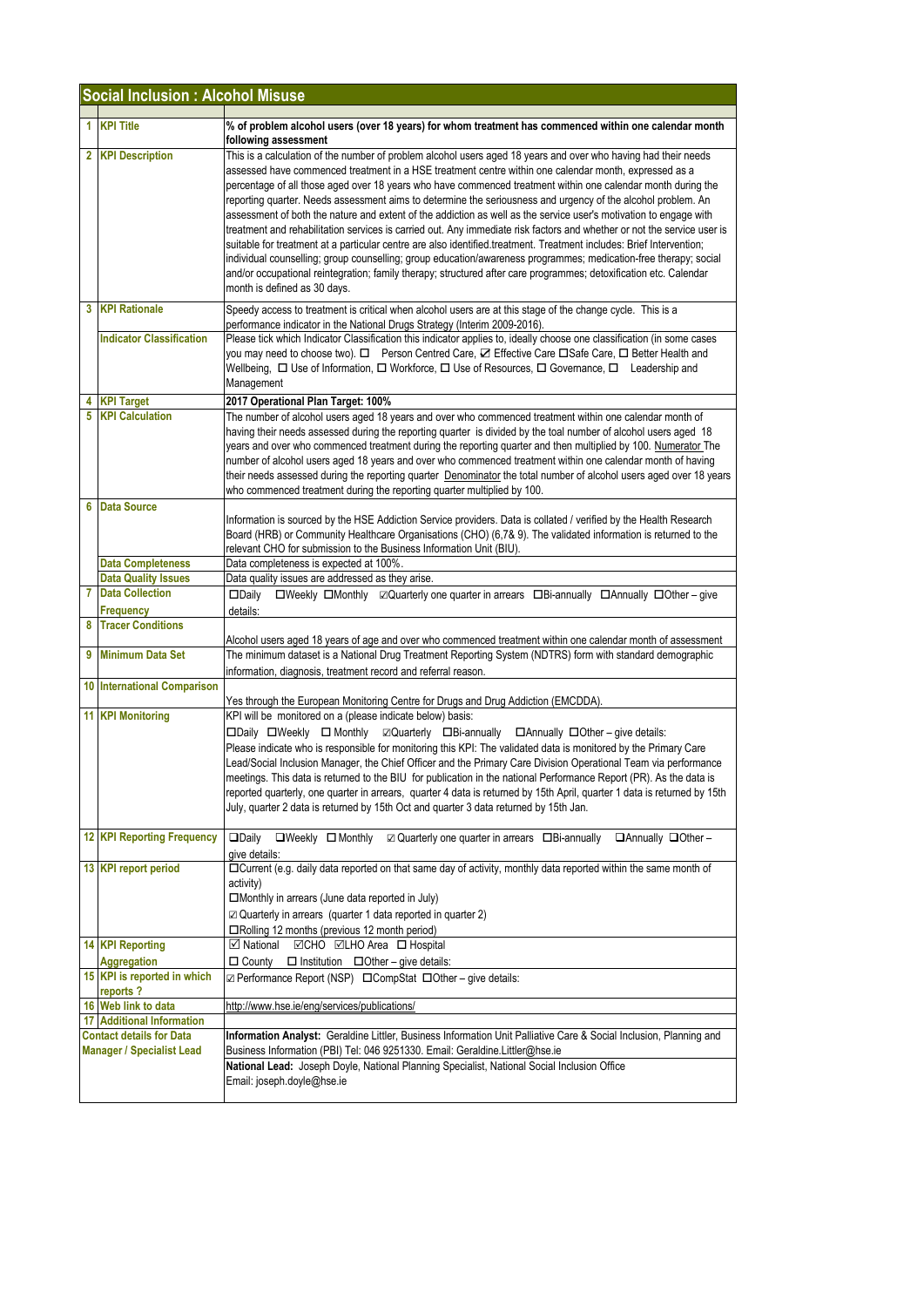## Social Inclusion : Alcohol Misuse

| | | |
|---|---|---|
| 1 | **KPI Title** | **% of problem alcohol users (over 18 years) for whom treatment has commenced within one calendar month following assessment** |
| 2 | **KPI Description** | This is a calculation of the number of problem alcohol users aged 18 years and over who having had their needs assessed have commenced treatment in a HSE treatment centre within one calendar month, expressed as a percentage of all those aged over 18 years who have commenced treatment within one calendar month during the reporting quarter. Needs assessment aims to determine the seriousness and urgency of the alcohol problem. An assessment of both the nature and extent of the addiction as well as the service user's motivation to engage with treatment and rehabilitation services is carried out. Any immediate risk factors and whether or not the service user is suitable for treatment at a particular centre are also identified.treatment. Treatment includes: Brief Intervention; individual counselling; group counselling; group education/awareness programmes; medication-free therapy; social and/or occupational reintegration; family therapy; structured after care programmes; detoxification etc. Calendar month is defined as 30 days. |
| 3 | **KPI Rationale** | Speedy access to treatment is critical when alcohol users are at this stage of the change cycle. This is a performance indicator in the National Drugs Strategy (Interim 2009-2016). |
| | **Indicator Classification** | Please tick which Indicator Classification this indicator applies to, ideally choose one classification (in some cases you may need to choose two). ☐ Person Centred Care, ☑ Effective Care ☐Safe Care, ☐ Better Health and Wellbeing, ☐ Use of Information, ☐ Workforce, ☐ Use of Resources, ☐ Governance, ☐ Leadership and Management |
| 4 | **KPI Target** | **2017 Operational Plan Target: 100%** |
| 5 | **KPI Calculation** | The number of alcohol users aged 18 years and over who commenced treatment within one calendar month of having their needs assessed during the reporting quarter is divided by the toal number of alcohol users aged 18 years and over who commenced treatment during the reporting quarter and then multiplied by 100. Numerator The number of alcohol users aged 18 years and over who commenced treatment within one calendar month of having their needs assessed during the reporting quarter Denominator the total number of alcohol users aged over 18 years who commenced treatment during the reporting quarter multiplied by 100. |
| 6 | **Data Source** | Information is sourced by the HSE Addiction Service providers. Data is collated / verified by the Health Research Board (HRB) or Community Healthcare Organisations (CHO) (6,7& 9). The validated information is returned to the relevant CHO for submission to the Business Information Unit (BIU). |
| | **Data Completeness** | Data completeness is expected at 100%. |
| | **Data Quality Issues** | Data quality issues are addressed as they arise. |
| 7 | **Data Collection Frequency** | ☐Daily ☐Weekly ☐Monthly ☑Quarterly one quarter in arrears ☐Bi-annually ☐Annually ☐Other – give details: |
| 8 | **Tracer Conditions** | Alcohol users aged 18 years of age and over who commenced treatment within one calendar month of assessment |
| 9 | **Minimum Data Set** | The minimum dataset is a National Drug Treatment Reporting System (NDTRS) form with standard demographic information, diagnosis, treatment record and referral reason. |
| 10 | **International Comparison** | Yes through the European Monitoring Centre for Drugs and Drug Addiction (EMCDDA). |
| 11 | **KPI Monitoring** | KPI will be monitored on a (please indicate below) basis: ☐Daily ☐Weekly ☐ Monthly ☑Quarterly ☐Bi-annually ☐Annually ☐Other – give details: Please indicate who is responsible for monitoring this KPI: The validated data is monitored by the Primary Care Lead/Social Inclusion Manager, the Chief Officer and the Primary Care Division Operational Team via performance meetings. This data is returned to the BIU for publication in the national Performance Report (PR). As the data is reported quarterly, one quarter in arrears, quarter 4 data is returned by 15th April, quarter 1 data is returned by 15th July, quarter 2 data is returned by 15th Oct and quarter 3 data returned by 15th Jan. |
| 12 | **KPI Reporting Frequency** | ☐Daily ☐Weekly ☐ Monthly ☑ Quarterly one quarter in arrears ☐Bi-annually ☐Annually ☐Other – give details: |
| 13 | **KPI report period** | ☐Current (e.g. daily data reported on that same day of activity, monthly data reported within the same month of activity) ☐Monthly in arrears (June data reported in July) ☑ Quarterly in arrears (quarter 1 data reported in quarter 2) ☐Rolling 12 months (previous 12 month period) |
| 14 | **KPI Reporting Aggregation** | ☑ National ☑CHO ☑LHO Area ☐ Hospital ☐ County ☐ Institution ☐Other – give details: |
| 15 | **KPI is reported in which reports ?** | ☑ Performance Report (NSP) ☐CompStat ☐Other – give details: |
| 16 | **Web link to data** | http://www.hse.ie/eng/services/publications/ |
| 17 | **Additional Information** | |
| | **Contact details for Data Manager / Specialist Lead** | **Information Analyst:** Geraldine Littler, Business Information Unit Palliative Care & Social Inclusion, Planning and Business Information (PBI) Tel: 046 9251330. Email: Geraldine.Littler@hse.ie |
| | | **National Lead:** Joseph Doyle, National Planning Specialist, National Social Inclusion Office Email: joseph.doyle@hse.ie |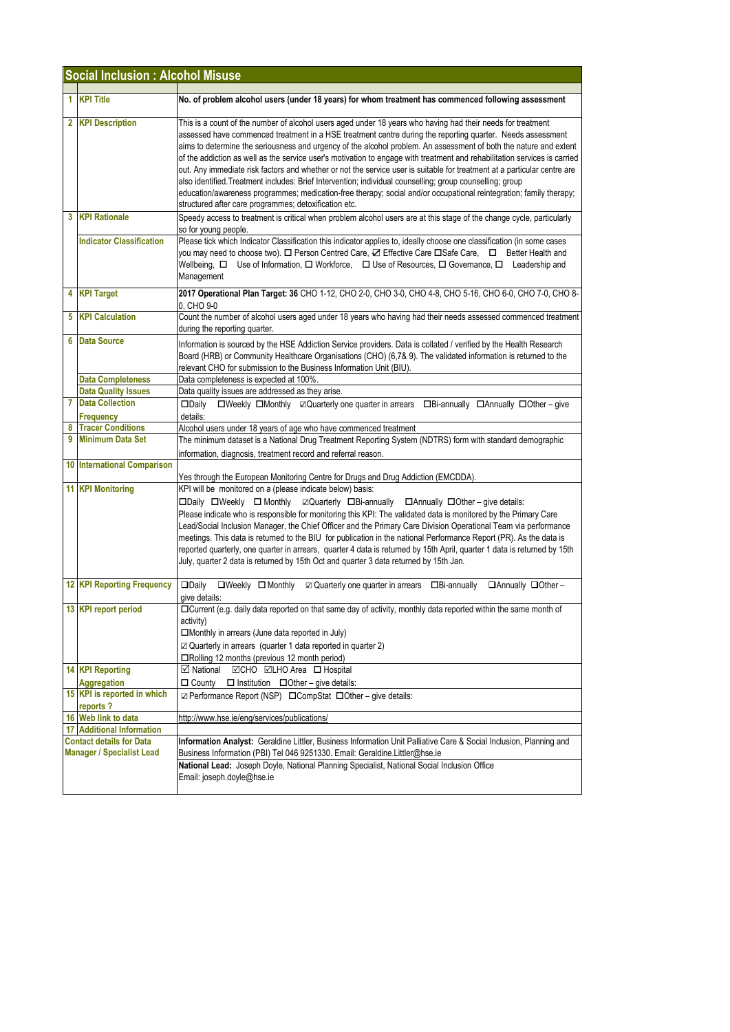## Social Inclusion : Alcohol Misuse

| | | |
|---|---|---|
| 1 | **KPI Title** | **No. of problem alcohol users (under 18 years) for whom treatment has commenced following assessment** |
| 2 | **KPI Description** | This is a count of the number of alcohol users aged under 18 years who having had their needs for treatment assessed have commenced treatment in a HSE treatment centre during the reporting quarter. Needs assessment aims to determine the seriousness and urgency of the alcohol problem. An assessment of both the nature and extent of the addiction as well as the service user's motivation to engage with treatment and rehabilitation services is carried out. Any immediate risk factors and whether or not the service user is suitable for treatment at a particular centre are also identified.Treatment includes: Brief Intervention; individual counselling; group counselling; group education/awareness programmes; medication-free therapy; social and/or occupational reintegration; family therapy; structured after care programmes; detoxification etc. |
| 3 | **KPI Rationale** | Speedy access to treatment is critical when problem alcohol users are at this stage of the change cycle, particularly so for young people. |
| | **Indicator Classification** | Please tick which Indicator Classification this indicator applies to, ideally choose one classification (in some cases you may need to choose two). ☐ Person Centred Care, ☑ Effective Care ☐Safe Care, ☐ Better Health and Wellbeing, ☐ Use of Information, ☐ Workforce, ☐ Use of Resources, ☐ Governance, ☐ Leadership and Management |
| 4 | **KPI Target** | **2017 Operational Plan Target: 36** CHO 1-12, CHO 2-0, CHO 3-0, CHO 4-8, CHO 5-16, CHO 6-0, CHO 7-0, CHO 8-0, CHO 9-0 |
| 5 | **KPI Calculation** | Count the number of alcohol users aged under 18 years who having had their needs assessed commenced treatment during the reporting quarter. |
| 6 | **Data Source** | Information is sourced by the HSE Addiction Service providers. Data is collated / verified by the Health Research Board (HRB) or Community Healthcare Organisations (CHO) (6,7& 9). The validated information is returned to the relevant CHO for submission to the Business Information Unit (BIU). |
| | **Data Completeness** | Data completeness is expected at 100%. |
| | **Data Quality Issues** | Data quality issues are addressed as they arise. |
| 7 | **Data Collection Frequency** | ☐Daily ☐Weekly ☐Monthly ☑Quarterly one quarter in arrears ☐Bi-annually ☐Annually ☐Other – give details: |
| 8 | **Tracer Conditions** | Alcohol users under 18 years of age who have commenced treatment |
| 9 | **Minimum Data Set** | The minimum dataset is a National Drug Treatment Reporting System (NDTRS) form with standard demographic information, diagnosis, treatment record and referral reason. |
| 10 | **International Comparison** | Yes through the European Monitoring Centre for Drugs and Drug Addiction (EMCDDA). |
| 11 | **KPI Monitoring** | KPI will be monitored on a (please indicate below) basis: ☐Daily ☐Weekly ☐ Monthly ☑Quarterly ☐Bi-annually ☐Annually ☐Other – give details: Please indicate who is responsible for monitoring this KPI: The validated data is monitored by the Primary Care Lead/Social Inclusion Manager, the Chief Officer and the Primary Care Division Operational Team via performance meetings. This data is returned to the BIU for publication in the national Performance Report (PR). As the data is reported quarterly, one quarter in arrears, quarter 4 data is returned by 15th April, quarter 1 data is returned by 15th July, quarter 2 data is returned by 15th Oct and quarter 3 data returned by 15th Jan. |
| 12 | **KPI Reporting Frequency** | ☐Daily ☐Weekly ☐ Monthly ☑ Quarterly one quarter in arrears ☐Bi-annually ☐Annually ☐Other – give details: |
| 13 | **KPI report period** | ☐Current (e.g. daily data reported on that same day of activity, monthly data reported within the same month of activity) ☐Monthly in arrears (June data reported in July) ☑ Quarterly in arrears (quarter 1 data reported in quarter 2) ☐Rolling 12 months (previous 12 month period) |
| 14 | **KPI Reporting Aggregation** | ☑ National ☑CHO ☑LHO Area ☐ Hospital ☐ County ☐ Institution ☐Other – give details: |
| 15 | **KPI is reported in which reports ?** | ☑ Performance Report (NSP) ☐CompStat ☐Other – give details: |
| 16 | **Web link to data** | http://www.hse.ie/eng/services/publications/ |
| 17 | **Additional Information** | |
| | **Contact details for Data Manager / Specialist Lead** | **Information Analyst:** Geraldine Littler, Business Information Unit Palliative Care & Social Inclusion, Planning and Business Information (PBI) Tel 046 9251330. Email: Geraldine.Littler@hse.ie<br>**National Lead:** Joseph Doyle, National Planning Specialist, National Social Inclusion Office Email: joseph.doyle@hse.ie |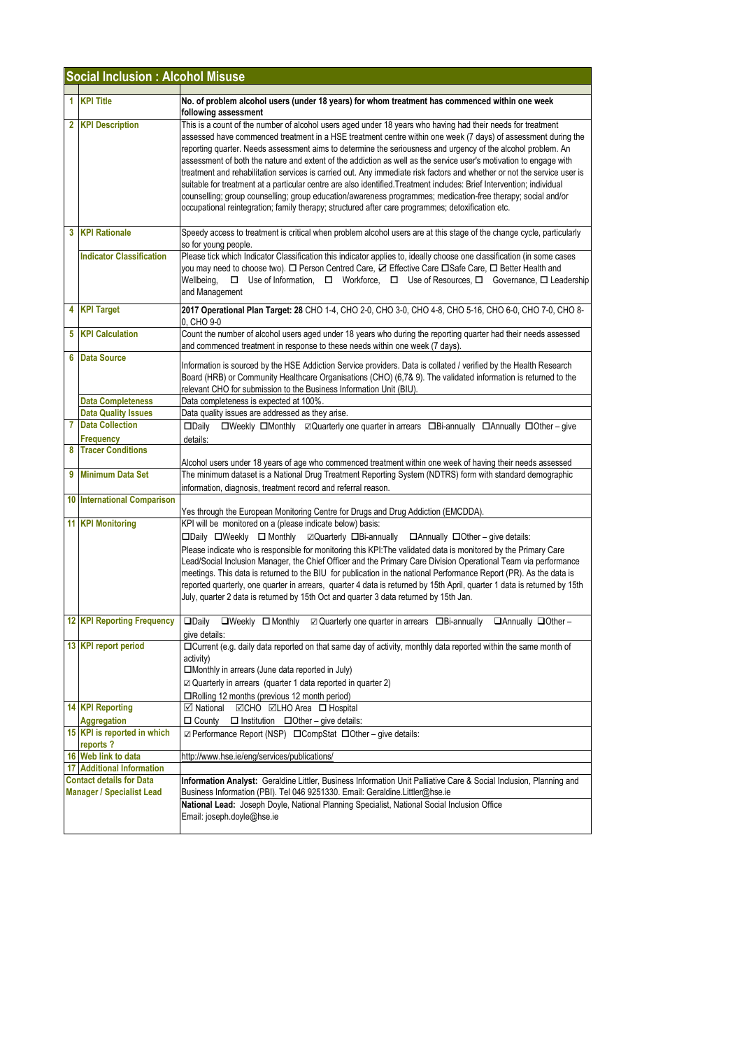## Social Inclusion : Alcohol Misuse

| | | |
|---|---|---|
| 1 | **KPI Title** | **No. of problem alcohol users (under 18 years) for whom treatment has commenced within one week following assessment** |
| 2 | **KPI Description** | This is a count of the number of alcohol users aged under 18 years who having had their needs for treatment assessed have commenced treatment in a HSE treatment centre within one week (7 days) of assessment during the reporting quarter. Needs assessment aims to determine the seriousness and urgency of the alcohol problem. An assessment of both the nature and extent of the addiction as well as the service user's motivation to engage with treatment and rehabilitation services is carried out. Any immediate risk factors and whether or not the service user is suitable for treatment at a particular centre are also identified.Treatment includes: Brief Intervention; individual counselling; group counselling; group education/awareness programmes; medication-free therapy; social and/or occupational reintegration; family therapy; structured after care programmes; detoxification etc. |
| 3 | **KPI Rationale** | Speedy access to treatment is critical when problem alcohol users are at this stage of the change cycle, particularly so for young people. |
| | **Indicator Classification** | Please tick which Indicator Classification this indicator applies to, ideally choose one classification (in some cases you may need to choose two). ☐ Person Centred Care, ☑ Effective Care ☐Safe Care, ☐ Better Health and Wellbeing, ☐ Use of Information, ☐ Workforce, ☐ Use of Resources, ☐ Governance, ☐ Leadership and Management |
| 4 | **KPI Target** | **2017 Operational Plan Target: 28** CHO 1-4, CHO 2-0, CHO 3-0, CHO 4-8, CHO 5-16, CHO 6-0, CHO 7-0, CHO 8-0, CHO 9-0 |
| 5 | **KPI Calculation** | Count the number of alcohol users aged under 18 years who during the reporting quarter had their needs assessed and commenced treatment in response to these needs within one week (7 days). |
| 6 | **Data Source** | Information is sourced by the HSE Addiction Service providers. Data is collated / verified by the Health Research Board (HRB) or Community Healthcare Organisations (CHO) (6,7& 9). The validated information is returned to the relevant CHO for submission to the Business Information Unit (BIU). |
| | **Data Completeness** | Data completeness is expected at 100%. |
| | **Data Quality Issues** | Data quality issues are addressed as they arise. |
| 7 | **Data Collection Frequency** | ☐Daily ☐Weekly ☐Monthly ☑Quarterly one quarter in arrears ☐Bi-annually ☐Annually ☐Other – give details: |
| 8 | **Tracer Conditions** | Alcohol users under 18 years of age who commenced treatment within one week of having their needs assessed |
| 9 | **Minimum Data Set** | The minimum dataset is a National Drug Treatment Reporting System (NDTRS) form with standard demographic information, diagnosis, treatment record and referral reason. |
| 10 | **International Comparison** | Yes through the European Monitoring Centre for Drugs and Drug Addiction (EMCDDA). |
| 11 | **KPI Monitoring** | KPI will be monitored on a (please indicate below) basis: ☐Daily ☐Weekly ☐ Monthly ☑Quarterly ☐Bi-annually ☐Annually ☐Other – give details: Please indicate who is responsible for monitoring this KPI:The validated data is monitored by the Primary Care Lead/Social Inclusion Manager, the Chief Officer and the Primary Care Division Operational Team via performance meetings. This data is returned to the BIU for publication in the national Performance Report (PR). As the data is reported quarterly, one quarter in arrears, quarter 4 data is returned by 15th April, quarter 1 data is returned by 15th July, quarter 2 data is returned by 15th Oct and quarter 3 data returned by 15th Jan. |
| 12 | **KPI Reporting Frequency** | ☐Daily ☐Weekly ☐ Monthly ☑ Quarterly one quarter in arrears ☐Bi-annually ☐Annually ☐Other – give details: |
| 13 | **KPI report period** | ☐Current (e.g. daily data reported on that same day of activity, monthly data reported within the same month of activity) ☐Monthly in arrears (June data reported in July) ☑ Quarterly in arrears (quarter 1 data reported in quarter 2) ☐Rolling 12 months (previous 12 month period) |
| 14 | **KPI Reporting Aggregation** | ☑ National ☑CHO ☑LHO Area ☐ Hospital ☐ County ☐ Institution ☐Other – give details: |
| 15 | **KPI is reported in which reports ?** | ☑ Performance Report (NSP) ☐CompStat ☐Other – give details: |
| 16 | **Web link to data** | http://www.hse.ie/eng/services/publications/ |
| 17 | **Additional Information** | |
| | **Contact details for Data Manager / Specialist Lead** | **Information Analyst:** Geraldine Littler, Business Information Unit Palliative Care & Social Inclusion, Planning and Business Information (PBI). Tel 046 9251330. Email: Geraldine.Littler@hse.ie **National Lead:** Joseph Doyle, National Planning Specialist, National Social Inclusion Office Email: joseph.doyle@hse.ie |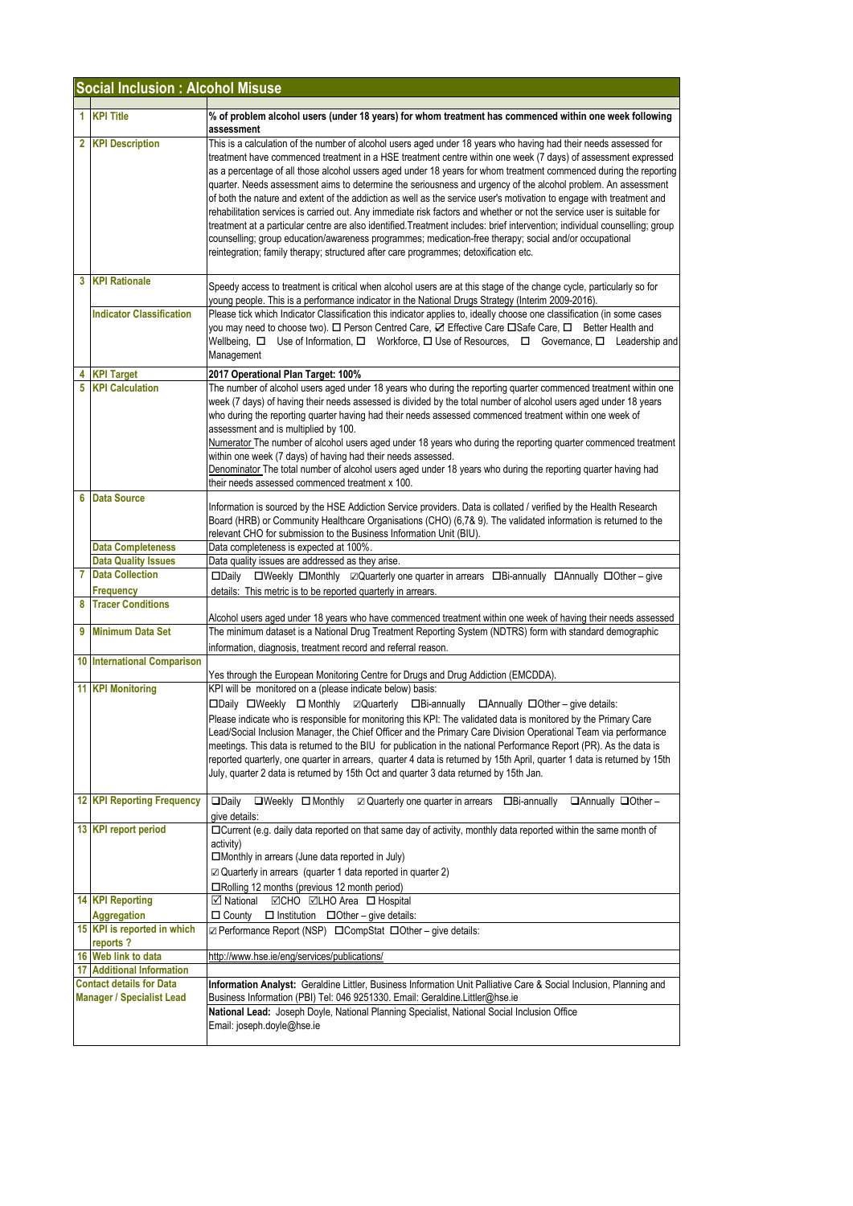## Social Inclusion : Alcohol Misuse

| | | |
|---|---|---|
| 1 | **KPI Title** | **% of problem alcohol users (under 18 years) for whom treatment has commenced within one week following assessment** |
| 2 | **KPI Description** | This is a calculation of the number of alcohol users aged under 18 years who having had their needs assessed for treatment have commenced treatment in a HSE treatment centre within one week (7 days) of assessment expressed as a percentage of all those alcohol users aged under 18 years for whom treatment commenced during the reporting quarter. Needs assessment aims to determine the seriousness and urgency of the alcohol problem. An assessment of both the nature and extent of the addiction as well as the service user's motivation to engage with treatment and rehabilitation services is carried out. Any immediate risk factors and whether or not the service user is suitable for treatment at a particular centre are also identified.Treatment includes: brief intervention; individual counselling; group counselling; group education/awareness programmes; medication-free therapy; social and/or occupational reintegration; family therapy; structured after care programmes; detoxification etc. |
| 3 | **KPI Rationale** | Speedy access to treatment is critical when alcohol users are at this stage of the change cycle, particularly so for young people. This is a performance indicator in the National Drugs Strategy (Interim 2009-2016). |
| | **Indicator Classification** | Please tick which Indicator Classification this indicator applies to, ideally choose one classification (in some cases you may need to choose two). ☐ Person Centred Care, ☑ Effective Care ☐Safe Care, ☐ Better Health and Wellbeing, ☐ Use of Information, ☐ Workforce, ☐ Use of Resources, ☐ Governance, ☐ Leadership and Management |
| 4 | **KPI Target** | **2017 Operational Plan Target: 100%** |
| 5 | **KPI Calculation** | The number of alcohol users aged under 18 years who during the reporting quarter commenced treatment within one week (7 days) of having their needs assessed is divided by the total number of alcohol users aged under 18 years who during the reporting quarter having had their needs assessed commenced treatment within one week of assessment and is multiplied by 100.<br>Numerator The number of alcohol users aged under 18 years who during the reporting quarter commenced treatment within one week (7 days) of having had their needs assessed.<br>Denominator The total number of alcohol users aged under 18 years who during the reporting quarter having had their needs assessed commenced treatment x 100. |
| 6 | **Data Source** | Information is sourced by the HSE Addiction Service providers. Data is collated / verified by the Health Research Board (HRB) or Community Healthcare Organisations (CHO) (6,7& 9). The validated information is returned to the relevant CHO for submission to the Business Information Unit (BIU). |
| | **Data Completeness** | Data completeness is expected at 100%. |
| | **Data Quality Issues** | Data quality issues are addressed as they arise. |
| 7 | **Data Collection Frequency** | ☐Daily ☐Weekly ☐Monthly ☑Quarterly one quarter in arrears ☐Bi-annually ☐Annually ☐Other – give details: This metric is to be reported quarterly in arrears. |
| 8 | **Tracer Conditions** | Alcohol users aged under 18 years who have commenced treatment within one week of having their needs assessed |
| 9 | **Minimum Data Set** | The minimum dataset is a National Drug Treatment Reporting System (NDTRS) form with standard demographic information, diagnosis, treatment record and referral reason. |
| 10 | **International Comparison** | Yes through the European Monitoring Centre for Drugs and Drug Addiction (EMCDDA). |
| 11 | **KPI Monitoring** | KPI will be monitored on a (please indicate below) basis:<br>☐Daily ☐Weekly ☐ Monthly ☑Quarterly ☐Bi-annually ☐Annually ☐Other – give details:<br>Please indicate who is responsible for monitoring this KPI: The validated data is monitored by the Primary Care Lead/Social Inclusion Manager, the Chief Officer and the Primary Care Division Operational Team via performance meetings. This data is returned to the BIU for publication in the national Performance Report (PR). As the data is reported quarterly, one quarter in arrears, quarter 4 data is returned by 15th April, quarter 1 data is returned by 15th July, quarter 2 data is returned by 15th Oct and quarter 3 data returned by 15th Jan. |
| 12 | **KPI Reporting Frequency** | ☐Daily ☐Weekly ☐ Monthly ☑ Quarterly one quarter in arrears ☐Bi-annually ☐Annually ☐Other – give details: |
| 13 | **KPI report period** | ☐Current (e.g. daily data reported on that same day of activity, monthly data reported within the same month of activity)<br>☐Monthly in arrears (June data reported in July)<br>☑ Quarterly in arrears (quarter 1 data reported in quarter 2)<br>☐Rolling 12 months (previous 12 month period) |
| 14 | **KPI Reporting Aggregation** | ☑ National ☑CHO ☑LHO Area ☐ Hospital<br>☐ County ☐ Institution ☐Other – give details: |
| 15 | **KPI is reported in which reports ?** | ☑ Performance Report (NSP) ☐CompStat ☐Other – give details: |
| 16 | **Web link to data** | http://www.hse.ie/eng/services/publications/ |
| 17 | **Additional Information** | |
| | **Contact details for Data Manager / Specialist Lead** | **Information Analyst:** Geraldine Littler, Business Information Unit Palliative Care & Social Inclusion, Planning and Business Information (PBI) Tel: 046 9251330. Email: Geraldine.Littler@hse.ie<br>**National Lead:** Joseph Doyle, National Planning Specialist, National Social Inclusion Office<br>Email: joseph.doyle@hse.ie |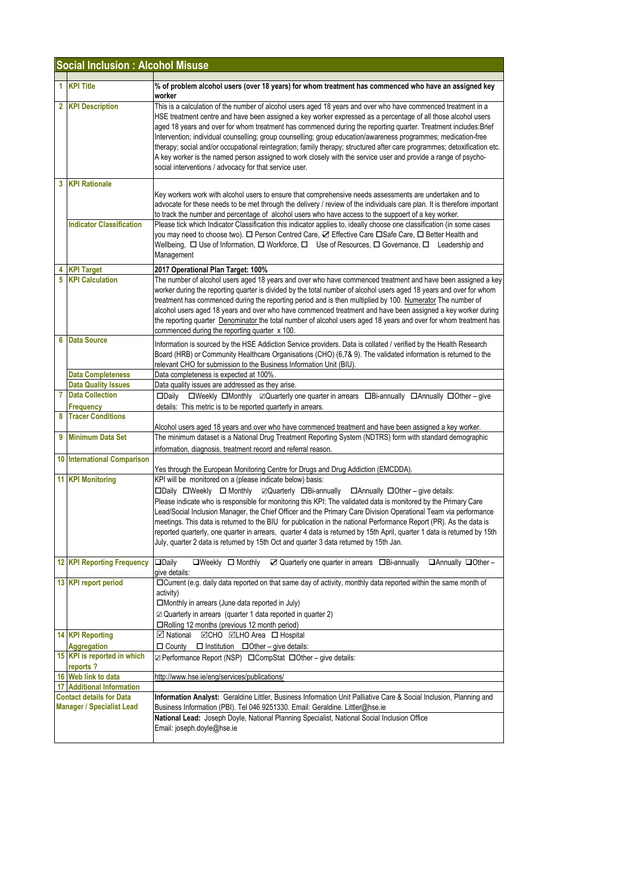## Social Inclusion : Alcohol Misuse

| | | |
|---|---|---|
| 1 | KPI Title | **% of problem alcohol users (over 18 years) for whom treatment has commenced who have an assigned key worker** |
| 2 | KPI Description | This is a calculation of the number of alcohol users aged 18 years and over who have commenced treatment in a HSE treatment centre and have been assigned a key worker expressed as a percentage of all those alcohol users aged 18 years and over for whom treatment has commenced during the reporting quarter. Treatment includes:Brief Intervention; individual counselling; group counselling; group education/awareness programmes; medication-free therapy; social and/or occupational reintegration; family therapy; structured after care programmes; detoxification etc. A key worker is the named person assigned to work closely with the service user and provide a range of psycho-social interventions / advocacy for that service user. |
| 3 | KPI Rationale | Key workers work with alcohol users to ensure that comprehensive needs assessments are undertaken and to advocate for these needs to be met through the delivery / review of the individuals care plan. It is therefore important to track the number and percentage of alcohol users who have access to the suppoert of a key worker. |
| | Indicator Classification | Please tick which Indicator Classification this indicator applies to, ideally choose one classification (in some cases you may need to choose two). ☐ Person Centred Care, ☑ Effective Care ☐Safe Care, ☐ Better Health and Wellbeing, ☐ Use of Information, ☐ Workforce, ☐ Use of Resources, ☐ Governance, ☐ Leadership and Management |
| 4 | KPI Target | **2017 Operational Plan Target: 100%** |
| 5 | KPI Calculation | The number of alcohol users aged 18 years and over who have commenced treatment and have been assigned a key worker during the reporting quarter is divided by the total number of alcohol users aged 18 years and over for whom treatment has commenced during the reporting period and is then multiplied by 100. Numerator The number of alcohol users aged 18 years and over who have commenced treatment and have been assigned a key worker during the reporting quarter Denominator the total number of alcohol users aged 18 years and over for whom treatment has commenced during the reporting quarter x 100. |
| 6 | Data Source | Information is sourced by the HSE Addiction Service providers. Data is collated / verified by the Health Research Board (HRB) or Community Healthcare Organisations (CHO) (6,7& 9). The validated information is returned to the relevant CHO for submission to the Business Information Unit (BIU). |
| | Data Completeness | Data completeness is expected at 100%. |
| | Data Quality Issues | Data quality issues are addressed as they arise. |
| 7 | Data Collection Frequency | ☐Daily ☐Weekly ☐Monthly ☑Quarterly one quarter in arrears ☐Bi-annually ☐Annually ☐Other – give details: This metric is to be reported quarterly in arrears. |
| 8 | Tracer Conditions | Alcohol users aged 18 years and over who have commenced treatment and have been assigned a key worker. |
| 9 | Minimum Data Set | The minimum dataset is a National Drug Treatment Reporting System (NDTRS) form with standard demographic information, diagnosis, treatment record and referral reason. |
| 10 | International Comparison | Yes through the European Monitoring Centre for Drugs and Drug Addiction (EMCDDA). |
| 11 | KPI Monitoring | KPI will be monitored on a (please indicate below) basis:<br>☐Daily ☐Weekly ☐ Monthly ☑Quarterly ☐Bi-annually ☐Annually ☐Other – give details:<br>Please indicate who is responsible for monitoring this KPI: The validated data is monitored by the Primary Care Lead/Social Inclusion Manager, the Chief Officer and the Primary Care Division Operational Team via performance meetings. This data is returned to the BIU for publication in the national Performance Report (PR). As the data is reported quarterly, one quarter in arrears, quarter 4 data is returned by 15th April, quarter 1 data is returned by 15th July, quarter 2 data is returned by 15th Oct and quarter 3 data returned by 15th Jan. |
| 12 | KPI Reporting Frequency | ☐Daily ☐Weekly ☐ Monthly ☑ Quarterly one quarter in arrears ☐Bi-annually ☐Annually ☐Other – give details: |
| 13 | KPI report period | ☐Current (e.g. daily data reported on that same day of activity, monthly data reported within the same month of activity)<br>☐Monthly in arrears (June data reported in July)<br>☑ Quarterly in arrears (quarter 1 data reported in quarter 2)<br>☐Rolling 12 months (previous 12 month period) |
| 14 | KPI Reporting Aggregation | ☑ National ☑CHO ☑LHO Area ☐ Hospital<br>☐ County ☐ Institution ☐Other – give details: |
| 15 | KPI is reported in which reports ? | ☑ Performance Report (NSP) ☐CompStat ☐Other – give details: |
| 16 | Web link to data | http://www.hse.ie/eng/services/publications/ |
| 17 | Additional Information | |
| | Contact details for Data Manager / Specialist Lead | **Information Analyst:** Geraldine Littler, Business Information Unit Palliative Care & Social Inclusion, Planning and Business Information (PBI). Tel 046 9251330. Email: Geraldine. Littler@hse.ie<br>**National Lead:** Joseph Doyle, National Planning Specialist, National Social Inclusion Office<br>Email: joseph.doyle@hse.ie |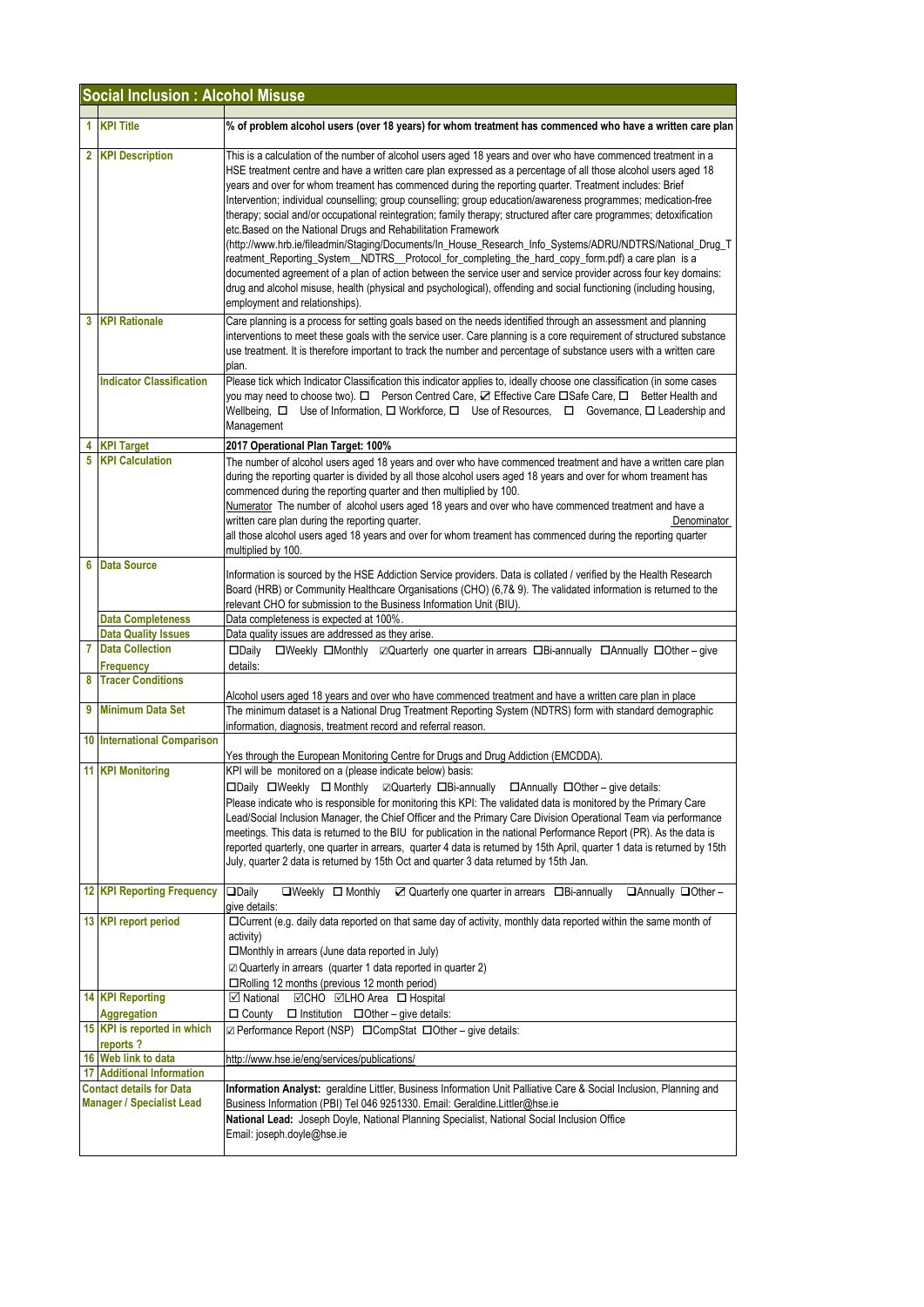## Social Inclusion : Alcohol Misuse

| | | |
|---|---|---|
| 1 | **KPI Title** | **% of problem alcohol users (over 18 years) for whom treatment has commenced who have a written care plan** |
| 2 | **KPI Description** | This is a calculation of the number of alcohol users aged 18 years and over who have commenced treatment in a HSE treatment centre and have a written care plan expressed as a percentage of all those alcohol users aged 18 years and over for whom treament has commenced during the reporting quarter. Treatment includes: Brief Intervention; individual counselling; group counselling; group education/awareness programmes; medication-free therapy; social and/or occupational reintegration; family therapy; structured after care programmes; detoxification etc.Based on the National Drugs and Rehabilitation Framework (http://www.hrb.ie/fileadmin/Staging/Documents/In_House_Research_Info_Systems/ADRU/NDTRS/National_Drug_Treatment_Reporting_System__NDTRS__Protocol_for_completing_the_hard_copy_form.pdf) a care plan is a documented agreement of a plan of action between the service user and service provider across four key domains: drug and alcohol misuse, health (physical and psychological), offending and social functioning (including housing, employment and relationships). |
| 3 | **KPI Rationale** | Care planning is a process for setting goals based on the needs identified through an assessment and planning interventions to meet these goals with the service user. Care planning is a core requirement of structured substance use treatment. It is therefore important to track the number and percentage of substance users with a written care plan. |
| | **Indicator Classification** | Please tick which Indicator Classification this indicator applies to, ideally choose one classification (in some cases you may need to choose two). ☐ Person Centred Care, ☑ Effective Care ☐Safe Care, ☐ Better Health and Wellbeing, ☐ Use of Information, ☐ Workforce, ☐ Use of Resources, ☐ Governance, ☐ Leadership and Management |
| 4 | **KPI Target** | **2017 Operational Plan Target: 100%** |
| 5 | **KPI Calculation** | The number of alcohol users aged 18 years and over who have commenced treatment and have a written care plan during the reporting quarter is divided by all those alcohol users aged 18 years and over for whom treament has commenced during the reporting quarter and then multiplied by 100. Numerator The number of alcohol users aged 18 years and over who have commenced treatment and have a written care plan during the reporting quarter. Denominator all those alcohol users aged 18 years and over for whom treament has commenced during the reporting quarter multiplied by 100. |
| 6 | **Data Source** | Information is sourced by the HSE Addiction Service providers. Data is collated / verified by the Health Research Board (HRB) or Community Healthcare Organisations (CHO) (6,7& 9). The validated information is returned to the relevant CHO for submission to the Business Information Unit (BIU). |
| | **Data Completeness** | Data completeness is expected at 100%. |
| | **Data Quality Issues** | Data quality issues are addressed as they arise. |
| 7 | **Data Collection Frequency** | ☐Daily ☐Weekly ☐Monthly ☑Quarterly one quarter in arrears ☐Bi-annually ☐Annually ☐Other – give details: |
| 8 | **Tracer Conditions** | Alcohol users aged 18 years and over who have commenced treatment and have a written care plan in place |
| 9 | **Minimum Data Set** | The minimum dataset is a National Drug Treatment Reporting System (NDTRS) form with standard demographic information, diagnosis, treatment record and referral reason. |
| 10 | **International Comparison** | Yes through the European Monitoring Centre for Drugs and Drug Addiction (EMCDDA). |
| 11 | **KPI Monitoring** | KPI will be monitored on a (please indicate below) basis: ☐Daily ☐Weekly ☐ Monthly ☑Quarterly ☐Bi-annually ☐Annually ☐Other – give details: Please indicate who is responsible for monitoring this KPI: The validated data is monitored by the Primary Care Lead/Social Inclusion Manager, the Chief Officer and the Primary Care Division Operational Team via performance meetings. This data is returned to the BIU for publication in the national Performance Report (PR). As the data is reported quarterly, one quarter in arrears, quarter 4 data is returned by 15th April, quarter 1 data is returned by 15th July, quarter 2 data is returned by 15th Oct and quarter 3 data returned by 15th Jan. |
| 12 | **KPI Reporting Frequency** | ☐Daily ☐Weekly ☐ Monthly ☑ Quarterly one quarter in arrears ☐Bi-annually ☐Annually ☐Other – give details: |
| 13 | **KPI report period** | ☐Current (e.g. daily data reported on that same day of activity, monthly data reported within the same month of activity) ☐Monthly in arrears (June data reported in July) ☑ Quarterly in arrears (quarter 1 data reported in quarter 2) ☐Rolling 12 months (previous 12 month period) |
| 14 | **KPI Reporting Aggregation** | ☑ National ☑CHO ☑LHO Area ☐ Hospital ☐ County ☐ Institution ☐Other – give details: |
| 15 | **KPI is reported in which reports ?** | ☑ Performance Report (NSP) ☐CompStat ☐Other – give details: |
| 16 | **Web link to data** | http://www.hse.ie/eng/services/publications/ |
| 17 | **Additional Information** | |
| | **Contact details for Data Manager / Specialist Lead** | **Information Analyst:** geraldine Littler, Business Information Unit Palliative Care & Social Inclusion, Planning and Business Information (PBI) Tel 046 9251330. Email: Geraldine.Littler@hse.ie |
| | | **National Lead:** Joseph Doyle, National Planning Specialist, National Social Inclusion Office Email: joseph.doyle@hse.ie |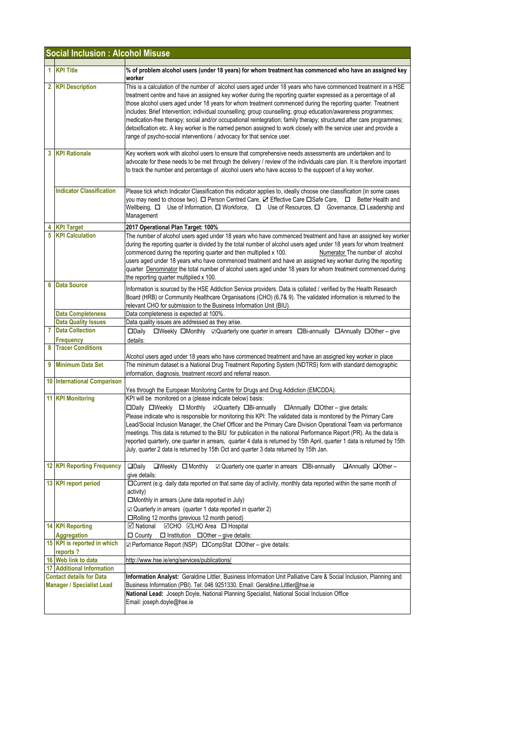## Social Inclusion : Alcohol Misuse

| | | |
|---|---|---|
| 1 | KPI Title | **% of problem alcohol users (under 18 years) for whom treatment has commenced who have an assigned key worker** |
| 2 | KPI Description | This is a calculation of the number of alcohol users aged under 18 years who have commenced treatment in a HSE treatment centre and have an assigned key worker during the reporting quarter expressed as a percentage of all those alcohol users aged under 18 years for whom treatment commenced during the reporting quarter. Treatment includes: Brief Intervention; individual counselling; group counselling; group education/awareness programmes; medication-free therapy; social and/or occupational reintegration; family therapy; structured after care programmes; detoxification etc. A key worker is the named person assigned to work closely with the service user and provide a range of psycho-social interventions / advocacy for that service user. |
| 3 | KPI Rationale | Key workers work with alcohol users to ensure that comprehensive needs assessments are undertaken and to advocate for these needs to be met through the delivery / review of the individuals care plan. It is therefore important to track the number and percentage of alcohol users who have access to the suppoert of a key worker. |
| | Indicator Classification | Please tick which Indicator Classification this indicator applies to, ideally choose one classification (in some cases you may need to choose two). ☐ Person Centred Care, ☑ Effective Care ☐Safe Care, ☐ Better Health and Wellbeing, ☐ Use of Information, ☐ Workforce, ☐ Use of Resources, ☐ Governance, ☐ Leadership and Management |
| 4 | KPI Target | **2017 Operational Plan Target: 100%** |
| 5 | KPI Calculation | The number of alcohol users aged under 18 years who have commenced treatment and have an assigned key worker during the reporting quarter is divided by the total number of alcohol users aged under 18 years for whom treatment commenced during the reporting quarter and then multiplied x 100. Numerator The number of alcohol users aged under 18 years who have commenced treatment and have an assigned key worker during the reporting quarter Denominator the total number of alcohol users aged under 18 years for whom treatment commenced during the reporting quarter multiplied x 100. |
| 6 | Data Source | Information is sourced by the HSE Addiction Service providers. Data is collated / verified by the Health Research Board (HRB) or Community Healthcare Organisations (CHO) (6,7& 9). The validated information is returned to the relevant CHO for submission to the Business Information Unit (BIU). |
| | Data Completeness | Data completeness is expected at 100%. |
| | Data Quality Issues | Data quality issues are addressed as they arise. |
| 7 | Data Collection Frequency | ☐Daily ☐Weekly ☐Monthly ☑Quarterly one quarter in arrears ☐Bi-annually ☐Annually ☐Other – give details: |
| 8 | Tracer Conditions | Alcohol users aged under 18 years who have commenced treatment and have an assigned key worker in place |
| 9 | Minimum Data Set | The minimum dataset is a National Drug Treatment Reporting System (NDTRS) form with standard demographic information, diagnosis, treatment record and referral reason. |
| 10 | International Comparison | Yes through the European Monitoring Centre for Drugs and Drug Addiction (EMCDDA). |
| 11 | KPI Monitoring | KPI will be monitored on a (please indicate below) basis: ☐Daily ☐Weekly ☐ Monthly ☑Quarterly ☐Bi-annually ☐Annually ☐Other – give details: Please indicate who is responsible for monitoring this KPI: The validated data is monitored by the Primary Care Lead/Social Inclusion Manager, the Chief Officer and the Primary Care Division Operational Team via performance meetings. This data is returned to the BIU for publication in the national Performance Report (PR). As the data is reported quarterly, one quarter in arrears, quarter 4 data is returned by 15th April, quarter 1 data is returned by 15th July, quarter 2 data is returned by 15th Oct and quarter 3 data returned by 15th Jan. |
| 12 | KPI Reporting Frequency | ☐Daily ☐Weekly ☐ Monthly ☑ Quarterly one quarter in arrears ☐Bi-annually ☐Annually ☐Other – give details: |
| 13 | KPI report period | ☐Current (e.g. daily data reported on that same day of activity, monthly data reported within the same month of activity) ☐Monthly in arrears (June data reported in July) ☑ Quarterly in arrears (quarter 1 data reported in quarter 2) ☐Rolling 12 months (previous 12 month period) |
| 14 | KPI Reporting Aggregation | ☑ National ☑CHO ☑LHO Area ☐ Hospital ☐ County ☐ Institution ☐Other – give details: |
| 15 | KPI is reported in which reports ? | ☑ Performance Report (NSP) ☐CompStat ☐Other – give details: |
| 16 | Web link to data | http://www.hse.ie/eng/services/publications/ |
| 17 | Additional Information | |
| | Contact details for Data Manager / Specialist Lead | **Information Analyst:** Geraldine Littler, Business Information Unit Palliative Care & Social Inclusion, Planning and Business Information (PBI). Tel: 046 9251330. Email: Geraldine.Littler@hse.ie<br>**National Lead:** Joseph Doyle, National Planning Specialist, National Social Inclusion Office Email: joseph.doyle@hse.ie |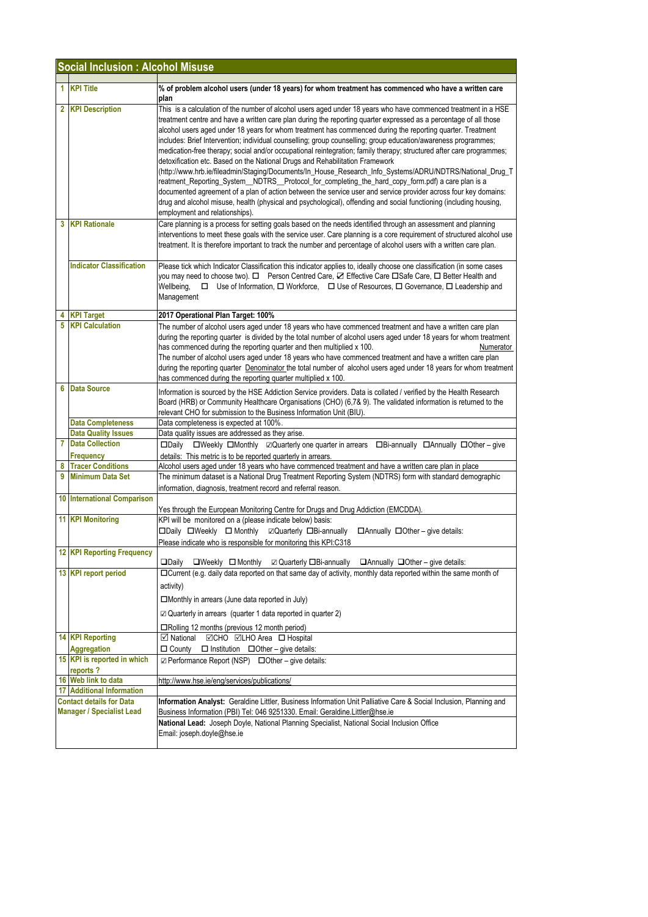## Social Inclusion : Alcohol Misuse

| | | |
|---|---|---|
| 1 | **KPI Title** | **% of problem alcohol users (under 18 years) for whom treatment has commenced who have a written care plan** |
| 2 | **KPI Description** | This is a calculation of the number of alcohol users aged under 18 years who have commenced treatment in a HSE treatment centre and have a written care plan during the reporting quarter expressed as a percentage of all those alcohol users aged under 18 years for whom treatment has commenced during the reporting quarter. Treatment includes: Brief Intervention; individual counselling; group counselling; group education/awareness programmes; medication-free therapy; social and/or occupational reintegration; family therapy; structured after care programmes; detoxification etc. Based on the National Drugs and Rehabilitation Framework (http://www.hrb.ie/fileadmin/Staging/Documents/In_House_Research_Info_Systems/ADRU/NDTRS/National_Drug_Treatment_Reporting_System__NDTRS__Protocol_for_completing_the_hard_copy_form.pdf) a care plan is a documented agreement of a plan of action between the service user and service provider across four key domains: drug and alcohol misuse, health (physical and psychological), offending and social functioning (including housing, employment and relationships). |
| 3 | **KPI Rationale** | Care planning is a process for setting goals based on the needs identified through an assessment and planning interventions to meet these goals with the service user. Care planning is a core requirement of structured alcohol use treatment. It is therefore important to track the number and percentage of alcohol users with a written care plan. |
| | **Indicator Classification** | Please tick which Indicator Classification this indicator applies to, ideally choose one classification (in some cases you may need to choose two). ☐ Person Centred Care, ☑ Effective Care ☐Safe Care, ☐ Better Health and Wellbeing, ☐ Use of Information, ☐ Workforce, ☐ Use of Resources, ☐ Governance, ☐ Leadership and Management |
| 4 | **KPI Target** | **2017 Operational Plan Target: 100%** |
| 5 | **KPI Calculation** | The number of alcohol users aged under 18 years who have commenced treatment and have a written care plan during the reporting quarter is divided by the total number of alcohol users aged under 18 years for whom treatment has commenced during the reporting quarter and then multiplied x 100. <u>Numerator</u> The number of alcohol users aged under 18 years who have commenced treatment and have a written care plan during the reporting quarter <u>Denominator</u> the total number of alcohol users aged under 18 years for whom treatment has commenced during the reporting quarter multiplied x 100. |
| 6 | **Data Source** | Information is sourced by the HSE Addiction Service providers. Data is collated / verified by the Health Research Board (HRB) or Community Healthcare Organisations (CHO) (6,7& 9). The validated information is returned to the relevant CHO for submission to the Business Information Unit (BIU). |
| | **Data Completeness** | Data completeness is expected at 100%. |
| | **Data Quality Issues** | Data quality issues are addressed as they arise. |
| 7 | **Data Collection Frequency** | ☐Daily ☐Weekly ☐Monthly ☑Quarterly one quarter in arrears ☐Bi-annually ☐Annually ☐Other – give details: This metric is to be reported quarterly in arrears. |
| 8 | **Tracer Conditions** | Alcohol users aged under 18 years who have commenced treatment and have a written care plan in place |
| 9 | **Minimum Data Set** | The minimum dataset is a National Drug Treatment Reporting System (NDTRS) form with standard demographic information, diagnosis, treatment record and referral reason. |
| 10 | **International Comparison** | Yes through the European Monitoring Centre for Drugs and Drug Addiction (EMCDDA). |
| 11 | **KPI Monitoring** | KPI will be monitored on a (please indicate below) basis: ☐Daily ☐Weekly ☐ Monthly ☑Quarterly ☐Bi-annually ☐Annually ☐Other – give details: Please indicate who is responsible for monitoring this KPI:C318 |
| 12 | **KPI Reporting Frequency** | ☐Daily ☐Weekly ☐ Monthly ☑ Quarterly ☐Bi-annually ☐Annually ☐Other – give details: |
| 13 | **KPI report period** | ☐Current (e.g. daily data reported on that same day of activity, monthly data reported within the same month of activity) ☐Monthly in arrears (June data reported in July) ☑ Quarterly in arrears (quarter 1 data reported in quarter 2) ☐Rolling 12 months (previous 12 month period) |
| 14 | **KPI Reporting Aggregation** | ☑ National ☑CHO ☑LHO Area ☐ Hospital ☐ County ☐ Institution ☐Other – give details: |
| 15 | **KPI is reported in which reports ?** | ☑ Performance Report (NSP) ☐Other – give details: |
| 16 | **Web link to data** | http://www.hse.ie/eng/services/publications/ |
| 17 | **Additional Information** | |
| | **Contact details for Data Manager / Specialist Lead** | **Information Analyst:** Geraldine Littler, Business Information Unit Palliative Care & Social Inclusion, Planning and Business Information (PBI) Tel: 046 9251330. Email: Geraldine.Littler@hse.ie **National Lead:** Joseph Doyle, National Planning Specialist, National Social Inclusion Office Email: joseph.doyle@hse.ie |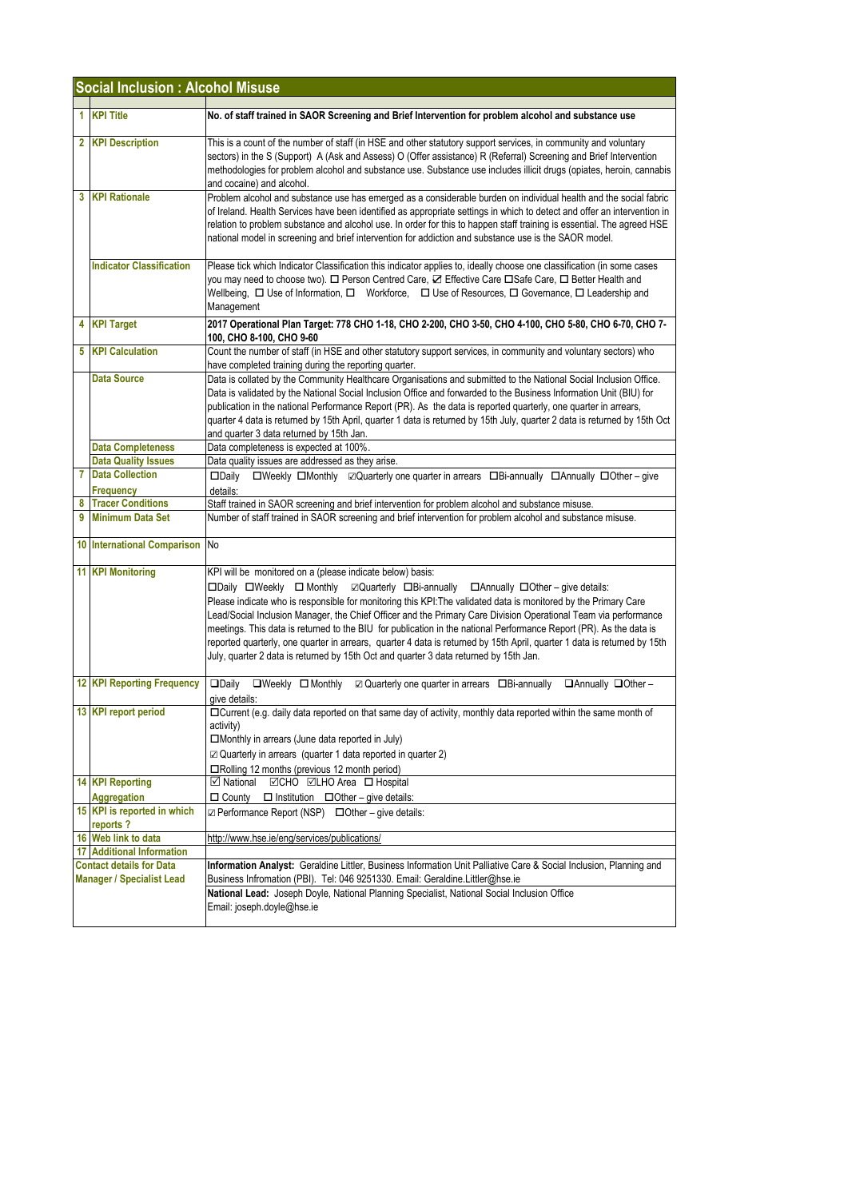## Social Inclusion : Alcohol Misuse

| | | |
|---|---|---|
| 1 | **KPI Title** | **No. of staff trained in SAOR Screening and Brief Intervention for problem alcohol and substance use** |
| 2 | **KPI Description** | This is a count of the number of staff (in HSE and other statutory support services, in community and voluntary sectors) in the S (Support) A (Ask and Assess) O (Offer assistance) R (Referral) Screening and Brief Intervention methodologies for problem alcohol and substance use. Substance use includes illicit drugs (opiates, heroin, cannabis and cocaine) and alcohol. |
| 3 | **KPI Rationale** | Problem alcohol and substance use has emerged as a considerable burden on individual health and the social fabric of Ireland. Health Services have been identified as appropriate settings in which to detect and offer an intervention in relation to problem substance and alcohol use. In order for this to happen staff training is essential. The agreed HSE national model in screening and brief intervention for addiction and substance use is the SAOR model. |
| | **Indicator Classification** | Please tick which Indicator Classification this indicator applies to, ideally choose one classification (in some cases you may need to choose two). ☐ Person Centred Care, ☑ Effective Care ☐Safe Care, ☐ Better Health and Wellbeing, ☐ Use of Information, ☐ Workforce, ☐ Use of Resources, ☐ Governance, ☐ Leadership and Management |
| 4 | **KPI Target** | **2017 Operational Plan Target: 778 CHO 1-18, CHO 2-200, CHO 3-50, CHO 4-100, CHO 5-80, CHO 6-70, CHO 7-100, CHO 8-100, CHO 9-60** |
| 5 | **KPI Calculation** | Count the number of staff (in HSE and other statutory support services, in community and voluntary sectors) who have completed training during the reporting quarter. |
| | **Data Source** | Data is collated by the Community Healthcare Organisations and submitted to the National Social Inclusion Office. Data is validated by the National Social Inclusion Office and forwarded to the Business Information Unit (BIU) for publication in the national Performance Report (PR). As the data is reported quarterly, one quarter in arrears, quarter 4 data is returned by 15th April, quarter 1 data is returned by 15th July, quarter 2 data is returned by 15th Oct and quarter 3 data returned by 15th Jan. |
| | **Data Completeness** | Data completeness is expected at 100%. |
| | **Data Quality Issues** | Data quality issues are addressed as they arise. |
| 7 | **Data Collection Frequency** | ☐Daily ☐Weekly ☐Monthly ☑Quarterly one quarter in arrears ☐Bi-annually ☐Annually ☐Other – give details: |
| 8 | **Tracer Conditions** | Staff trained in SAOR screening and brief intervention for problem alcohol and substance misuse. |
| 9 | **Minimum Data Set** | Number of staff trained in SAOR screening and brief intervention for problem alcohol and substance misuse. |
| 10 | **International Comparison** | No |
| 11 | **KPI Monitoring** | KPI will be monitored on a (please indicate below) basis:<br>☐Daily ☐Weekly ☐ Monthly ☑Quarterly ☐Bi-annually ☐Annually ☐Other – give details:<br>Please indicate who is responsible for monitoring this KPI:The validated data is monitored by the Primary Care Lead/Social Inclusion Manager, the Chief Officer and the Primary Care Division Operational Team via performance meetings. This data is returned to the BIU for publication in the national Performance Report (PR). As the data is reported quarterly, one quarter in arrears, quarter 4 data is returned by 15th April, quarter 1 data is returned by 15th July, quarter 2 data is returned by 15th Oct and quarter 3 data returned by 15th Jan. |
| 12 | **KPI Reporting Frequency** | ☐Daily ☐Weekly ☐ Monthly ☑ Quarterly one quarter in arrears ☐Bi-annually ☐Annually ☐Other – give details: |
| 13 | **KPI report period** | ☐Current (e.g. daily data reported on that same day of activity, monthly data reported within the same month of activity)<br>☐Monthly in arrears (June data reported in July)<br>☑ Quarterly in arrears (quarter 1 data reported in quarter 2)<br>☐Rolling 12 months (previous 12 month period) |
| 14 | **KPI Reporting Aggregation** | ☑ National ☑CHO ☑LHO Area ☐ Hospital<br>☐ County ☐ Institution ☐Other – give details: |
| 15 | **KPI is reported in which reports ?** | ☑ Performance Report (NSP) ☐Other – give details: |
| 16 | **Web link to data** | http://www.hse.ie/eng/services/publications/ |
| 17 | **Additional Information** | |
| **Contact details for Data Manager / Specialist Lead** | | **Information Analyst:** Geraldine Littler, Business Information Unit Palliative Care & Social Inclusion, Planning and Business Infromation (PBI). Tel: 046 9251330. Email: Geraldine.Littler@hse.ie<br>**National Lead:** Joseph Doyle, National Planning Specialist, National Social Inclusion Office<br>Email: joseph.doyle@hse.ie |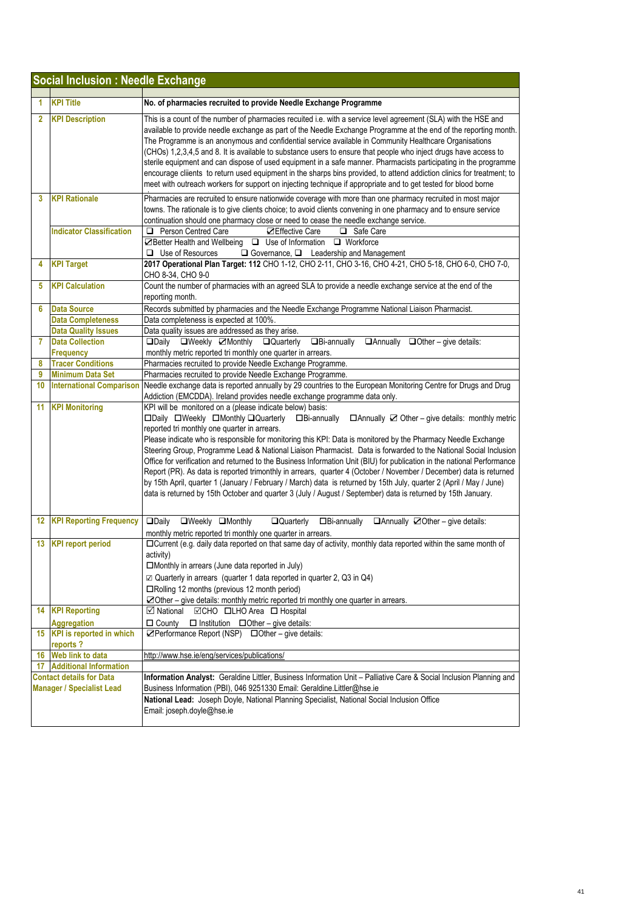## Social Inclusion : Needle Exchange

| | | |
|---|---|---|
| 1 | **KPI Title** | **No. of pharmacies recruited to provide Needle Exchange Programme** |
| 2 | **KPI Description** | This is a count of the number of pharmacies recuited i.e. with a service level agreement (SLA) with the HSE and available to provide needle exchange as part of the Needle Exchange Programme at the end of the reporting month. The Programme is an anonymous and confidential service available in Community Healthcare Organisations (CHOs) 1,2,3,4,5 and 8. It is available to substance users to ensure that people who inject drugs have access to sterile equipment and can dispose of used equipment in a safe manner. Pharmacists participating in the programme encourage cliients to return used equipment in the sharps bins provided, to attend addiction clinics for treatment; to meet with outreach workers for support on injecting technique if appropriate and to get tested for blood borne |
| 3 | **KPI Rationale** | Pharmacies are recruited to ensure nationwide coverage with more than one pharmacy recruited in most major towns. The rationale is to give clients choice; to avoid clients convening in one pharmacy and to ensure service continuation should one pharmacy close or need to cease the needle exchange service. |
| | **Indicator Classification** | ❑ Person Centred Care ☑Effective Care ❑ Safe Care<br>☑Better Health and Wellbeing ❑ Use of Information ❑ Workforce<br>❑ Use of Resources ❑ Governance, ❑ Leadership and Management |
| 4 | **KPI Target** | **2017 Operational Plan Target: 112** CHO 1-12, CHO 2-11, CHO 3-16, CHO 4-21, CHO 5-18, CHO 6-0, CHO 7-0, CHO 8-34, CHO 9-0 |
| 5 | **KPI Calculation** | Count the number of pharmacies with an agreed SLA to provide a needle exchange service at the end of the reporting month. |
| 6 | **Data Source** | Records submitted by pharmacies and the Needle Exchange Programme National Liaison Pharmacist. |
| | **Data Completeness** | Data completeness is expected at 100%. |
| | **Data Quality Issues** | Data quality issues are addressed as they arise. |
| 7 | **Data Collection Frequency** | ❑Daily ❑Weekly ☑Monthly ❑Quarterly ❑Bi-annually ❑Annually ❑Other – give details: monthly metric reported tri monthly one quarter in arrears. |
| 8 | **Tracer Conditions** | Pharmacies recruited to provide Needle Exchange Programme. |
| 9 | **Minimum Data Set** | Pharmacies recruited to provide Needle Exchange Programme. |
| 10 | **International Comparison** | Needle exchange data is reported annually by 29 countries to the European Monitoring Centre for Drugs and Drug Addiction (EMCDDA). Ireland provides needle exchange programme data only. |
| 11 | **KPI Monitoring** | KPI will be monitored on a (please indicate below) basis:<br>☐Daily ☐Weekly ☐Monthly ❑Quarterly ☐Bi-annually ☐Annually ☑ Other – give details: monthly metric reported tri monthly one quarter in arrears.<br>Please indicate who is responsible for monitoring this KPI: Data is monitored by the Pharmacy Needle Exchange Steering Group, Programme Lead & National Liaison Pharmacist. Data is forwarded to the National Social Inclusion Office for verification and returned to the Business Information Unit (BIU) for publication in the national Performance Report (PR). As data is reported trimonthly in arrears, quarter 4 (October / November / December) data is returned by 15th April, quarter 1 (January / February / March) data is returned by 15th July, quarter 2 (April / May / June) data is returned by 15th October and quarter 3 (July / August / September) data is returned by 15th January. |
| 12 | **KPI Reporting Frequency** | ❑Daily ❑Weekly ❑Monthly ❑Quarterly ☐Bi-annually ❑Annually ☑Other – give details: monthly metric reported tri monthly one quarter in arrears. |
| 13 | **KPI report period** | ☐Current (e.g. daily data reported on that same day of activity, monthly data reported within the same month of activity)<br>☐Monthly in arrears (June data reported in July)<br>☑ Quarterly in arrears (quarter 1 data reported in quarter 2, Q3 in Q4)<br>☐Rolling 12 months (previous 12 month period)<br>☑Other – give details: monthly metric reported tri monthly one quarter in arrears. |
| 14 | **KPI Reporting Aggregation** | ☑ National ☑CHO ☐LHO Area ☐ Hospital<br>☐ County ☐ Institution ☐Other – give details: |
| 15 | **KPI is reported in which reports ?** | ☑Performance Report (NSP) ☐Other – give details: |
| 16 | **Web link to data** | http://www.hse.ie/eng/services/publications/ |
| 17 | **Additional Information** | |
| | **Contact details for Data Manager / Specialist Lead** | **Information Analyst:** Geraldine Littler, Business Information Unit – Palliative Care & Social Inclusion Planning and Business Information (PBI), 046 9251330 Email: Geraldine.Littler@hse.ie<br>**National Lead:** Joseph Doyle, National Planning Specialist, National Social Inclusion Office<br>Email: joseph.doyle@hse.ie |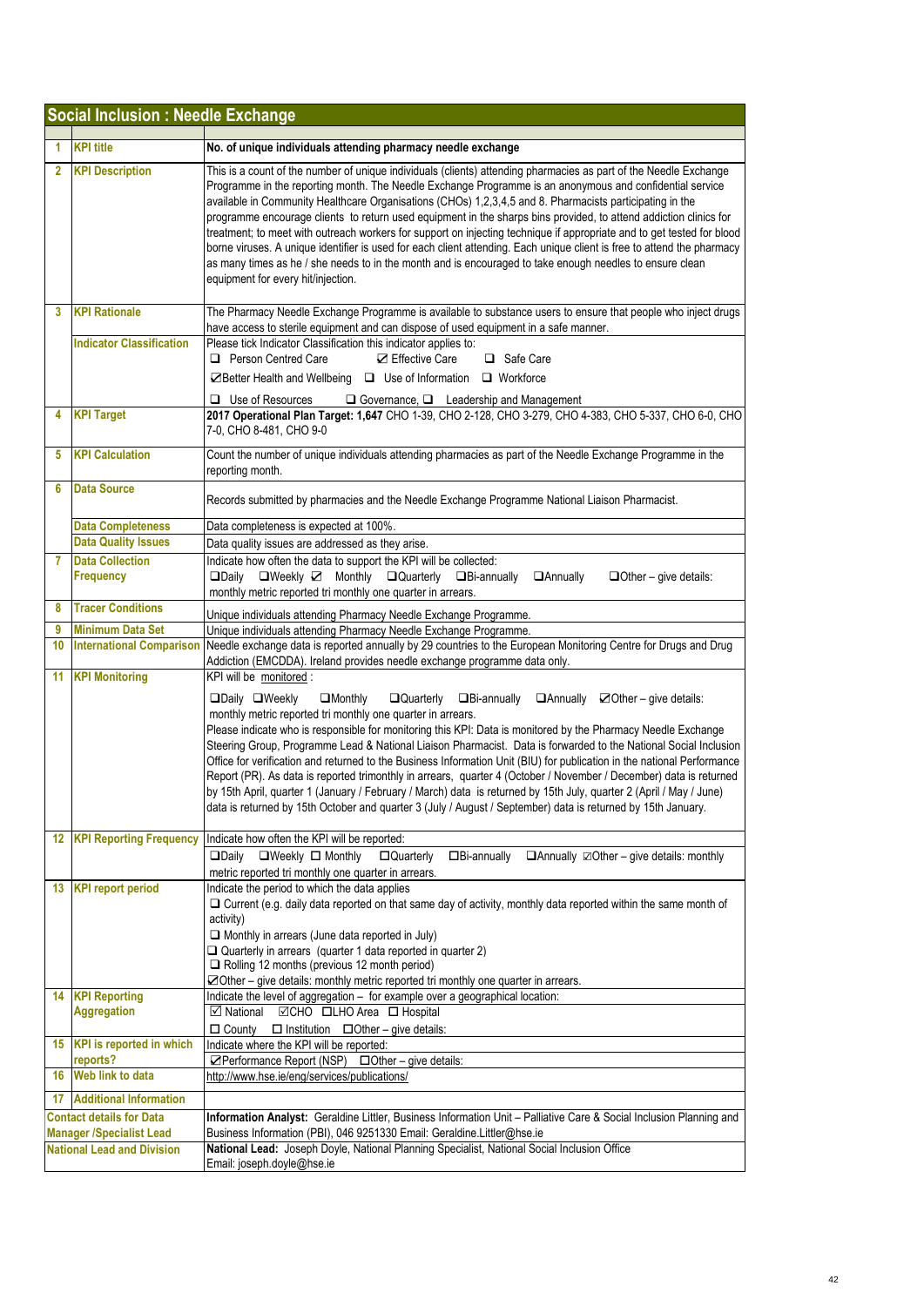## Social Inclusion : Needle Exchange

| | | |
|---|---|---|
| 1 | **KPI title** | **No. of unique individuals attending pharmacy needle exchange** |
| 2 | **KPI Description** | This is a count of the number of unique individuals (clients) attending pharmacies as part of the Needle Exchange Programme in the reporting month. The Needle Exchange Programme is an anonymous and confidential service available in Community Healthcare Organisations (CHOs) 1,2,3,4,5 and 8. Pharmacists participating in the programme encourage clients to return used equipment in the sharps bins provided, to attend addiction clinics for treatment; to meet with outreach workers for support on injecting technique if appropriate and to get tested for blood borne viruses. A unique identifier is used for each client attending. Each unique client is free to attend the pharmacy as many times as he / she needs to in the month and is encouraged to take enough needles to ensure clean equipment for every hit/injection. |
| 3 | **KPI Rationale** | The Pharmacy Needle Exchange Programme is available to substance users to ensure that people who inject drugs have access to sterile equipment and can dispose of used equipment in a safe manner. |
| | **Indicator Classification** | Please tick Indicator Classification this indicator applies to: ❑ Person Centred Care ☑ Effective Care ❑ Safe Care ☑Better Health and Wellbeing ❑ Use of Information ❑ Workforce ❑ Use of Resources ❑ Governance, ❑ Leadership and Management |
| 4 | **KPI Target** | **2017 Operational Plan Target: 1,647** CHO 1-39, CHO 2-128, CHO 3-279, CHO 4-383, CHO 5-337, CHO 6-0, CHO 7-0, CHO 8-481, CHO 9-0 |
| 5 | **KPI Calculation** | Count the number of unique individuals attending pharmacies as part of the Needle Exchange Programme in the reporting month. |
| 6 | **Data Source** | Records submitted by pharmacies and the Needle Exchange Programme National Liaison Pharmacist. |
| | **Data Completeness** | Data completeness is expected at 100%. |
| | **Data Quality Issues** | Data quality issues are addressed as they arise. |
| 7 | **Data Collection Frequency** | Indicate how often the data to support the KPI will be collected: ❑Daily ❑Weekly ☑ Monthly ❑Quarterly ❑Bi-annually ❑Annually ❑Other – give details: monthly metric reported tri monthly one quarter in arrears. |
| 8 | **Tracer Conditions** | Unique individuals attending Pharmacy Needle Exchange Programme. |
| 9 | **Minimum Data Set** | Unique individuals attending Pharmacy Needle Exchange Programme. |
| 10 | **International Comparison** | Needle exchange data is reported annually by 29 countries to the European Monitoring Centre for Drugs and Drug Addiction (EMCDDA). Ireland provides needle exchange programme data only. |
| 11 | **KPI Monitoring** | KPI will be monitored : ❑Daily ❑Weekly ❑Monthly ❑Quarterly ❑Bi-annually ❑Annually ☑Other – give details: monthly metric reported tri monthly one quarter in arrears. Please indicate who is responsible for monitoring this KPI: Data is monitored by the Pharmacy Needle Exchange Steering Group, Programme Lead & National Liaison Pharmacist. Data is forwarded to the National Social Inclusion Office for verification and returned to the Business Information Unit (BIU) for publication in the national Performance Report (PR). As data is reported trimonthly in arrears, quarter 4 (October / November / December) data is returned by 15th April, quarter 1 (January / February / March) data is returned by 15th July, quarter 2 (April / May / June) data is returned by 15th October and quarter 3 (July / August / September) data is returned by 15th January. |
| 12 | **KPI Reporting Frequency** | Indicate how often the KPI will be reported: ❑Daily ❑Weekly ☐ Monthly ☐Quarterly ☐Bi-annually ❑Annually ☑Other – give details: monthly metric reported tri monthly one quarter in arrears. |
| 13 | **KPI report period** | Indicate the period to which the data applies ❑ Current (e.g. daily data reported on that same day of activity, monthly data reported within the same month of activity) ❑ Monthly in arrears (June data reported in July) ❑ Quarterly in arrears (quarter 1 data reported in quarter 2) ❑ Rolling 12 months (previous 12 month period) ☑Other – give details: monthly metric reported tri monthly one quarter in arrears. |
| 14 | **KPI Reporting Aggregation** | Indicate the level of aggregation – for example over a geographical location: ☑ National ☑CHO ☐LHO Area ☐ Hospital ☐ County ☐ Institution ☐Other – give details: |
| 15 | **KPI is reported in which reports?** | Indicate where the KPI will be reported: ☑Performance Report (NSP) ☐Other – give details: |
| 16 | **Web link to data** | http://www.hse.ie/eng/services/publications/ |
| 17 | **Additional Information** | |
| | **Contact details for Data Manager /Specialist Lead** | **Information Analyst:** Geraldine Littler, Business Information Unit – Palliative Care & Social Inclusion Planning and Business Information (PBI), 046 9251330 Email: Geraldine.Littler@hse.ie |
| | **National Lead and Division** | **National Lead:** Joseph Doyle, National Planning Specialist, National Social Inclusion Office Email: joseph.doyle@hse.ie |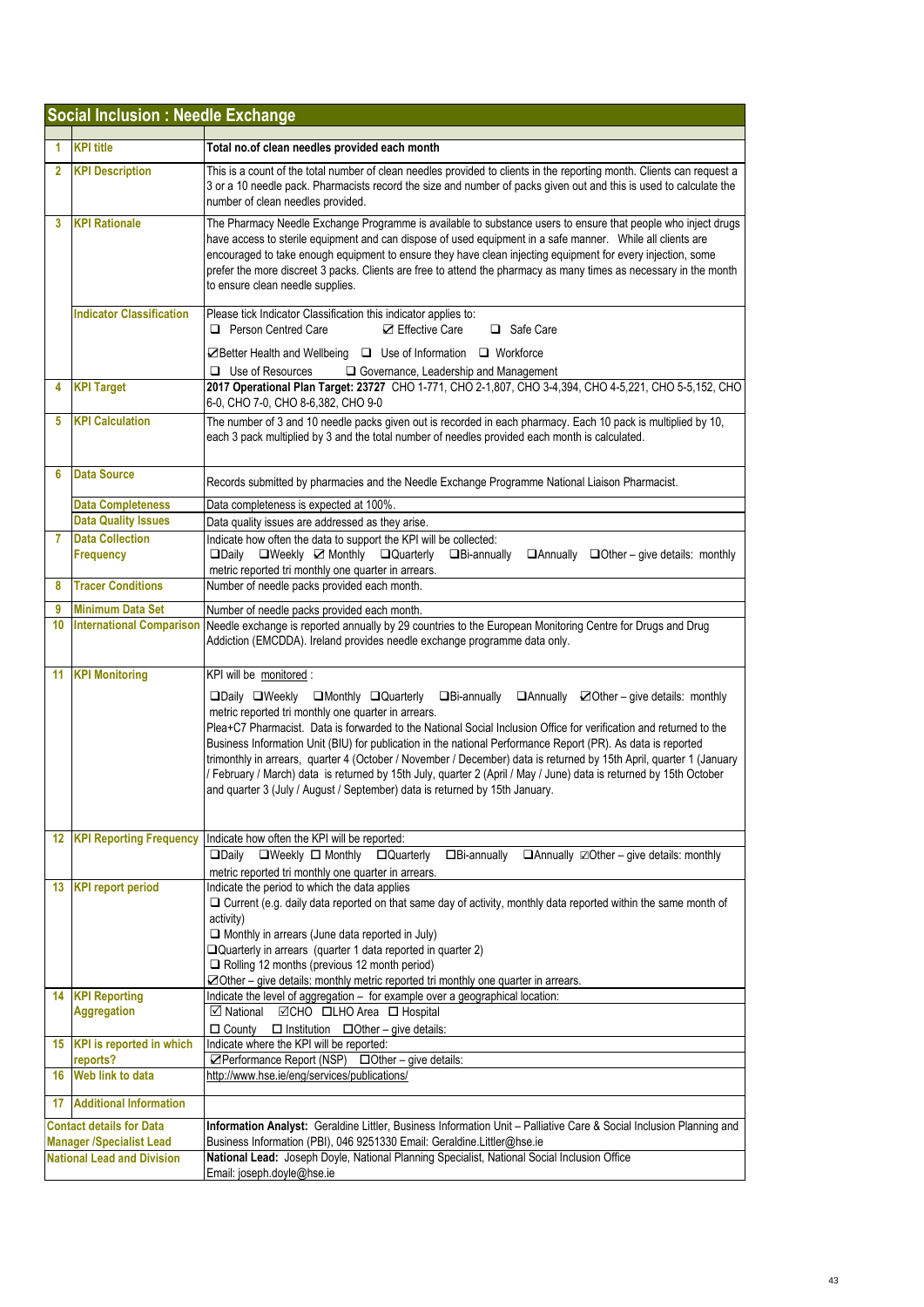## Social Inclusion : Needle Exchange

| | | |
|---|---|---|
| 1 | **KPI title** | **Total no.of clean needles provided each month** |
| 2 | **KPI Description** | This is a count of the total number of clean needles provided to clients in the reporting month. Clients can request a 3 or a 10 needle pack. Pharmacists record the size and number of packs given out and this is used to calculate the number of clean needles provided. |
| 3 | **KPI Rationale** | The Pharmacy Needle Exchange Programme is available to substance users to ensure that people who inject drugs have access to sterile equipment and can dispose of used equipment in a safe manner. While all clients are encouraged to take enough equipment to ensure they have clean injecting equipment for every injection, some prefer the more discreet 3 packs. Clients are free to attend the pharmacy as many times as necessary in the month to ensure clean needle supplies. |
| | **Indicator Classification** | Please tick Indicator Classification this indicator applies to:<br>❑ Person Centred Care ☑ Effective Care ❑ Safe Care<br>☑Better Health and Wellbeing ❑ Use of Information ❑ Workforce<br>❑ Use of Resources ❑ Governance, Leadership and Management |
| 4 | **KPI Target** | **2017 Operational Plan Target: 23727** CHO 1-771, CHO 2-1,807, CHO 3-4,394, CHO 4-5,221, CHO 5-5,152, CHO 6-0, CHO 7-0, CHO 8-6,382, CHO 9-0 |
| 5 | **KPI Calculation** | The number of 3 and 10 needle packs given out is recorded in each pharmacy. Each 10 pack is multiplied by 10, each 3 pack multiplied by 3 and the total number of needles provided each month is calculated. |
| 6 | **Data Source** | Records submitted by pharmacies and the Needle Exchange Programme National Liaison Pharmacist. |
| | **Data Completeness** | Data completeness is expected at 100%. |
| | **Data Quality Issues** | Data quality issues are addressed as they arise. |
| 7 | **Data Collection Frequency** | Indicate how often the data to support the KPI will be collected:<br>❑Daily ❑Weekly ☑ Monthly ❑Quarterly ❑Bi-annually ❑Annually ❑Other – give details: monthly metric reported tri monthly one quarter in arrears. |
| 8 | **Tracer Conditions** | Number of needle packs provided each month. |
| 9 | **Minimum Data Set** | Number of needle packs provided each month. |
| 10 | **International Comparison** | Needle exchange is reported annually by 29 countries to the European Monitoring Centre for Drugs and Drug Addiction (EMCDDA). Ireland provides needle exchange programme data only. |
| 11 | **KPI Monitoring** | KPI will be monitored :<br>❑Daily ❑Weekly ❑Monthly ❑Quarterly ❑Bi-annually ❑Annually ☑Other – give details: monthly metric reported tri monthly one quarter in arrears.<br>Plea+C7 Pharmacist. Data is forwarded to the National Social Inclusion Office for verification and returned to the Business Information Unit (BIU) for publication in the national Performance Report (PR). As data is reported trimonthly in arrears, quarter 4 (October / November / December) data is returned by 15th April, quarter 1 (January / February / March) data is returned by 15th July, quarter 2 (April / May / June) data is returned by 15th October and quarter 3 (July / August / September) data is returned by 15th January. |
| 12 | **KPI Reporting Frequency** | Indicate how often the KPI will be reported:<br>❑Daily ❑Weekly ☐ Monthly ☐Quarterly ☐Bi-annually ❑Annually ☑Other – give details: monthly metric reported tri monthly one quarter in arrears. |
| 13 | **KPI report period** | Indicate the period to which the data applies<br>❑ Current (e.g. daily data reported on that same day of activity, monthly data reported within the same month of activity)<br>❑ Monthly in arrears (June data reported in July)<br>❑Quarterly in arrears (quarter 1 data reported in quarter 2)<br>❑ Rolling 12 months (previous 12 month period)<br>☑Other – give details: monthly metric reported tri monthly one quarter in arrears. |
| 14 | **KPI Reporting Aggregation** | Indicate the level of aggregation – for example over a geographical location:<br>☑ National ☑CHO ☐LHO Area ☐ Hospital<br>☐ County ☐ Institution ☐Other – give details: |
| 15 | **KPI is reported in which reports?** | Indicate where the KPI will be reported:<br>☑Performance Report (NSP) ☐Other – give details: |
| 16 | **Web link to data** | http://www.hse.ie/eng/services/publications/ |
| 17 | **Additional Information** | |
| | **Contact details for Data Manager /Specialist Lead** | **Information Analyst:** Geraldine Littler, Business Information Unit – Palliative Care & Social Inclusion Planning and Business Information (PBI), 046 9251330 Email: Geraldine.Littler@hse.ie |
| | **National Lead and Division** | **National Lead:** Joseph Doyle, National Planning Specialist, National Social Inclusion Office<br>Email: joseph.doyle@hse.ie |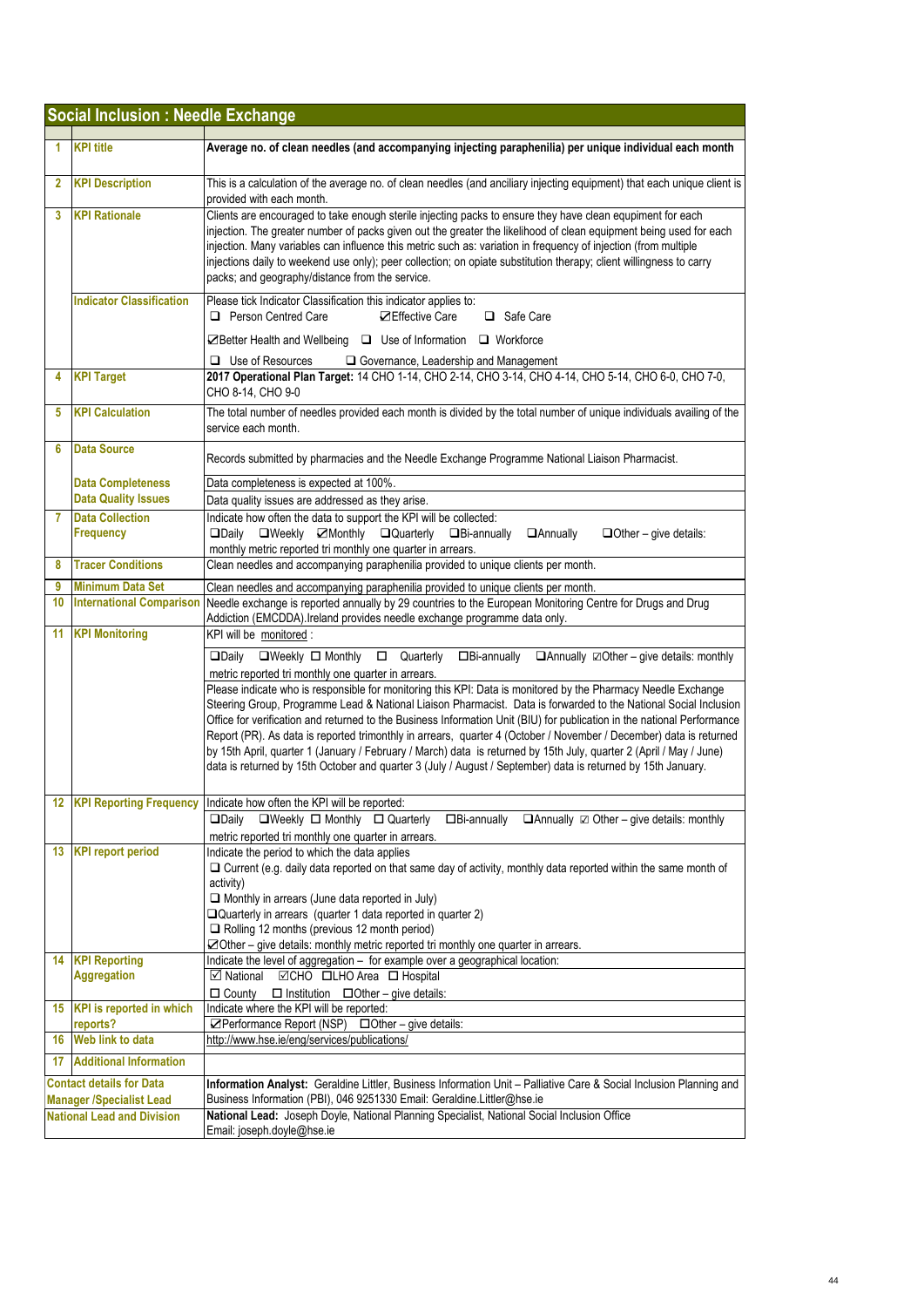## Social Inclusion : Needle Exchange

| | | |
|---|---|---|
| 1 | **KPI title** | **Average no. of clean needles (and accompanying injecting paraphenilia) per unique individual each month** |
| 2 | **KPI Description** | This is a calculation of the average no. of clean needles (and anciliary injecting equipment) that each unique client is provided with each month. |
| 3 | **KPI Rationale** | Clients are encouraged to take enough sterile injecting packs to ensure they have clean equipment for each injection. The greater number of packs given out the greater the likelihood of clean equipment being used for each injection. Many variables can influence this metric such as: variation in frequency of injection (from multiple injections daily to weekend use only); peer collection; on opiate substitution therapy; client willingness to carry packs; and geography/distance from the service. |
| | **Indicator Classification** | Please tick Indicator Classification this indicator applies to:<br>❑ Person Centred Care ☑Effective Care ❑ Safe Care<br>☑Better Health and Wellbeing ❑ Use of Information ❑ Workforce<br>❑ Use of Resources ❑ Governance, Leadership and Management |
| 4 | **KPI Target** | **2017 Operational Plan Target:** 14 CHO 1-14, CHO 2-14, CHO 3-14, CHO 4-14, CHO 5-14, CHO 6-0, CHO 7-0, CHO 8-14, CHO 9-0 |
| 5 | **KPI Calculation** | The total number of needles provided each month is divided by the total number of unique individuals availing of the service each month. |
| 6 | **Data Source** | Records submitted by pharmacies and the Needle Exchange Programme National Liaison Pharmacist. |
| | **Data Completeness** | Data completeness is expected at 100%. |
| | **Data Quality Issues** | Data quality issues are addressed as they arise. |
| 7 | **Data Collection Frequency** | Indicate how often the data to support the KPI will be collected:<br>❑Daily ❑Weekly ☑Monthly ❑Quarterly ❑Bi-annually ❑Annually ❑Other – give details:<br>monthly metric reported tri monthly one quarter in arrears. |
| 8 | **Tracer Conditions** | Clean needles and accompanying paraphenilia provided to unique clients per month. |
| 9 | **Minimum Data Set** | Clean needles and accompanying paraphenilia provided to unique clients per month. |
| 10 | **International Comparison** | Needle exchange is reported annually by 29 countries to the European Monitoring Centre for Drugs and Drug Addiction (EMCDDA).Ireland provides needle exchange programme data only. |
| 11 | **KPI Monitoring** | KPI will be monitored :<br>❑Daily ❑Weekly ❑ Monthly ❑ Quarterly ❑Bi-annually ❑Annually ☑Other – give details: monthly metric reported tri monthly one quarter in arrears.<br>Please indicate who is responsible for monitoring this KPI: Data is monitored by the Pharmacy Needle Exchange Steering Group, Programme Lead & National Liaison Pharmacist. Data is forwarded to the National Social Inclusion Office for verification and returned to the Business Information Unit (BIU) for publication in the national Performance Report (PR). As data is reported trimonthly in arrears, quarter 4 (October / November / December) data is returned by 15th April, quarter 1 (January / February / March) data is returned by 15th July, quarter 2 (April / May / June) data is returned by 15th October and quarter 3 (July / August / September) data is returned by 15th January. |
| 12 | **KPI Reporting Frequency** | Indicate how often the KPI will be reported:<br>❑Daily ❑Weekly ❑ Monthly ❑ Quarterly ❑Bi-annually ❑Annually ☑ Other – give details: monthly metric reported tri monthly one quarter in arrears. |
| 13 | **KPI report period** | Indicate the period to which the data applies<br>❑ Current (e.g. daily data reported on that same day of activity, monthly data reported within the same month of activity)<br>❑ Monthly in arrears (June data reported in July)<br>❑Quarterly in arrears (quarter 1 data reported in quarter 2)<br>❑ Rolling 12 months (previous 12 month period)<br>☑Other – give details: monthly metric reported tri monthly one quarter in arrears. |
| 14 | **KPI Reporting Aggregation** | Indicate the level of aggregation – for example over a geographical location:<br>☑ National ☑CHO ❑LHO Area ❑ Hospital<br>❑ County ❑ Institution ❑Other – give details: |
| 15 | **KPI is reported in which reports?** | Indicate where the KPI will be reported:<br>☑Performance Report (NSP) ❑Other – give details: |
| 16 | **Web link to data** | http://www.hse.ie/eng/services/publications/ |
| 17 | **Additional Information** | |
| | **Contact details for Data Manager /Specialist Lead** | **Information Analyst:** Geraldine Littler, Business Information Unit – Palliative Care & Social Inclusion Planning and Business Information (PBI), 046 9251330 Email: Geraldine.Littler@hse.ie |
| | **National Lead and Division** | **National Lead:** Joseph Doyle, National Planning Specialist, National Social Inclusion Office<br>Email: joseph.doyle@hse.ie |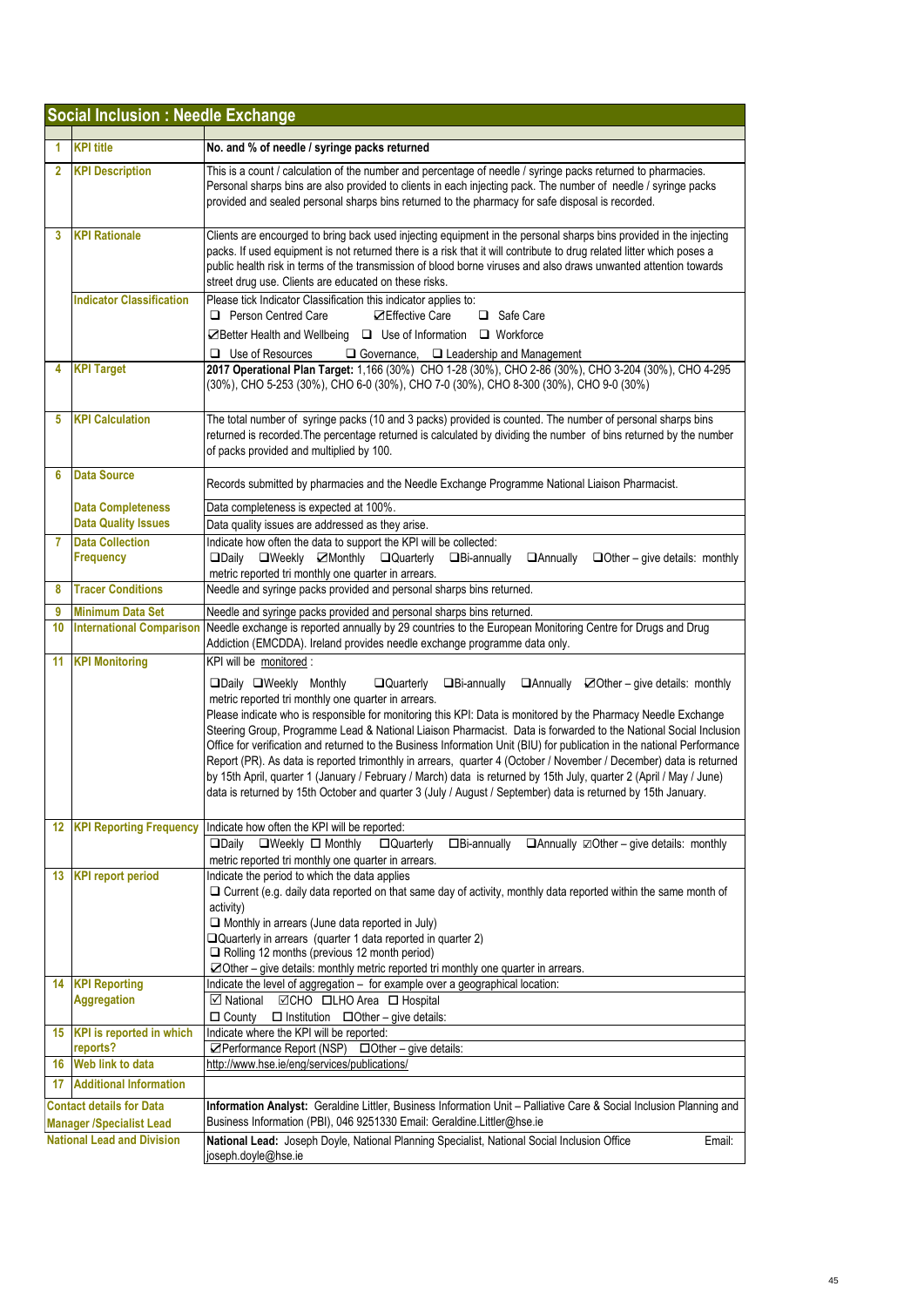## Social Inclusion : Needle Exchange

| | | |
|---|---|---|
| 1 | **KPI title** | **No. and % of needle / syringe packs returned** |
| 2 | **KPI Description** | This is a count / calculation of the number and percentage of needle / syringe packs returned to pharmacies. Personal sharps bins are also provided to clients in each injecting pack. The number of needle / syringe packs provided and sealed personal sharps bins returned to the pharmacy for safe disposal is recorded. |
| 3 | **KPI Rationale** | Clients are encourged to bring back used injecting equipment in the personal sharps bins provided in the injecting packs. If used equipment is not returned there is a risk that it will contribute to drug related litter which poses a public health risk in terms of the transmission of blood borne viruses and also draws unwanted attention towards street drug use. Clients are educated on these risks. |
| | **Indicator Classification** | Please tick Indicator Classification this indicator applies to:<br>☐ Person Centred Care ☑Effective Care ☐ Safe Care<br>☑Better Health and Wellbeing ☐ Use of Information ☐ Workforce<br>☐ Use of Resources ☐ Governance, ☐ Leadership and Management |
| 4 | **KPI Target** | **2017 Operational Plan Target:** 1,166 (30%) CHO 1-28 (30%), CHO 2-86 (30%), CHO 3-204 (30%), CHO 4-295 (30%), CHO 5-253 (30%), CHO 6-0 (30%), CHO 7-0 (30%), CHO 8-300 (30%), CHO 9-0 (30%) |
| 5 | **KPI Calculation** | The total number of syringe packs (10 and 3 packs) provided is counted. The number of personal sharps bins returned is recorded.The percentage returned is calculated by dividing the number of bins returned by the number of packs provided and multiplied by 100. |
| 6 | **Data Source** | Records submitted by pharmacies and the Needle Exchange Programme National Liaison Pharmacist. |
| | **Data Completeness** | Data completeness is expected at 100%. |
| | **Data Quality Issues** | Data quality issues are addressed as they arise. |
| 7 | **Data Collection Frequency** | Indicate how often the data to support the KPI will be collected:<br>☐Daily ☐Weekly ☑Monthly ☐Quarterly ☐Bi-annually ☐Annually ☐Other – give details: monthly metric reported tri monthly one quarter in arrears. |
| 8 | **Tracer Conditions** | Needle and syringe packs provided and personal sharps bins returned. |
| 9 | **Minimum Data Set** | Needle and syringe packs provided and personal sharps bins returned. |
| 10 | **International Comparison** | Needle exchange is reported annually by 29 countries to the European Monitoring Centre for Drugs and Drug Addiction (EMCDDA). Ireland provides needle exchange programme data only. |
| 11 | **KPI Monitoring** | KPI will be monitored :<br>☐Daily ☐Weekly Monthly ☐Quarterly ☐Bi-annually ☐Annually ☑Other – give details: monthly metric reported tri monthly one quarter in arrears.<br>Please indicate who is responsible for monitoring this KPI: Data is monitored by the Pharmacy Needle Exchange Steering Group, Programme Lead & National Liaison Pharmacist. Data is forwarded to the National Social Inclusion Office for verification and returned to the Business Information Unit (BIU) for publication in the national Performance Report (PR). As data is reported trimonthly in arrears, quarter 4 (October / November / December) data is returned by 15th April, quarter 1 (January / February / March) data is returned by 15th July, quarter 2 (April / May / June) data is returned by 15th October and quarter 3 (July / August / September) data is returned by 15th January. |
| 12 | **KPI Reporting Frequency** | Indicate how often the KPI will be reported:<br>☐Daily ☐Weekly ☐ Monthly ☐Quarterly ☐Bi-annually ☐Annually ☑Other – give details: monthly metric reported tri monthly one quarter in arrears. |
| 13 | **KPI report period** | Indicate the period to which the data applies<br>☐ Current (e.g. daily data reported on that same day of activity, monthly data reported within the same month of activity)<br>☐ Monthly in arrears (June data reported in July)<br>☐Quarterly in arrears (quarter 1 data reported in quarter 2)<br>☐ Rolling 12 months (previous 12 month period)<br>☑Other – give details: monthly metric reported tri monthly one quarter in arrears. |
| 14 | **KPI Reporting Aggregation** | Indicate the level of aggregation – for example over a geographical location:<br>☑ National ☑CHO ☐LHO Area ☐ Hospital<br>☐ County ☐ Institution ☐Other – give details: |
| 15 | **KPI is reported in which reports?** | Indicate where the KPI will be reported:<br>☑Performance Report (NSP) ☐Other – give details: |
| 16 | **Web link to data** | http://www.hse.ie/eng/services/publications/ |
| 17 | **Additional Information** | |
| | **Contact details for Data Manager /Specialist Lead** | **Information Analyst:** Geraldine Littler, Business Information Unit – Palliative Care & Social Inclusion Planning and Business Information (PBI), 046 9251330 Email: Geraldine.Littler@hse.ie |
| | **National Lead and Division** | **National Lead:** Joseph Doyle, National Planning Specialist, National Social Inclusion Office Email: joseph.doyle@hse.ie |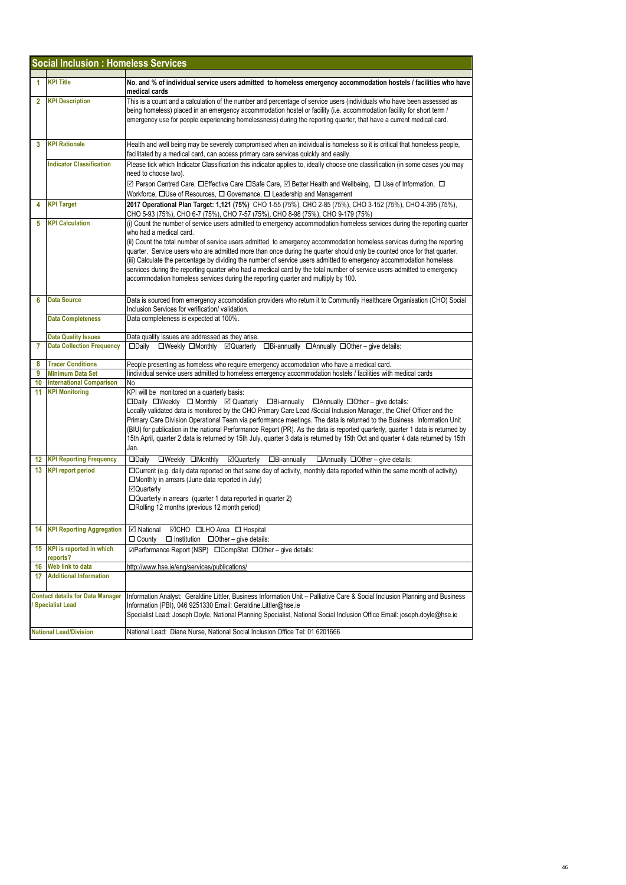## Social Inclusion : Homeless Services

| # | Field | Details |
|---|---|---|
| 1 | KPI Title | **No. and % of individual service users admitted to homeless emergency accommodation hostels / facilities who have medical cards** |
| 2 | KPI Description | This is a count and a calculation of the number and percentage of service users (individuals who have been assessed as being homeless) placed in an emergency accommodation hostel or facility (i.e. accommodation facility for short term / emergency use for people experiencing homelessness) during the reporting quarter, that have a current medical card. |
| 3 | KPI Rationale | Health and well being may be severely compromised when an individual is homeless so it is critical that homeless people, facilitated by a medical card, can access primary care services quickly and easily. |
| | Indicator Classification | Please tick which Indicator Classification this indicator applies to, ideally choose one classification (in some cases you may need to choose two).<br>☑ Person Centred Care, ☐Effective Care ☐Safe Care, ☑ Better Health and Wellbeing, ☐ Use of Information, ☐ Workforce, ☐Use of Resources, ☐ Governance, ☐ Leadership and Management |
| 4 | KPI Target | **2017 Operational Plan Target: 1,121 (75%)** CHO 1-55 (75%), CHO 2-85 (75%), CHO 3-152 (75%), CHO 4-395 (75%), CHO 5-93 (75%), CHO 6-7 (75%), CHO 7-57 (75%), CHO 8-98 (75%), CHO 9-179 (75%) |
| 5 | KPI Calculation | (i) Count the number of service users admitted to emergency accommodation homeless services during the reporting quarter who had a medical card.<br>(ii) Count the total number of service users admitted to emergency accommodation homeless services during the reporting quarter. Service users who are admitted more than once during the quarter should only be counted once for that quarter.<br>(iii) Calculate the percentage by dividing the number of service users admitted to emergency accommodation homeless services during the reporting quarter who had a medical card by the total number of service users admitted to emergency accommodation homeless services during the reporting quarter and multiply by 100. |
| 6 | Data Source | Data is sourced from emergency accomodation providers who return it to Communtiy Healthcare Organisation (CHO) Social Inclusion Services for verification/ validation. |
| | Data Completeness | Data completeness is expected at 100%. |
| | Data Quality Issues | Data quality issues are addressed as they arise. |
| 7 | Data Collection Frequency | ☐Daily ☐Weekly ☐Monthly ☑Quarterly ☐Bi-annually ☐Annually ☐Other – give details: |
| 8 | Tracer Conditions | People presenting as homeless who require emergency accomodation who have a medical card. |
| 9 | Minimum Data Set | Iindividual service users admitted to homeless emergency accommodation hostels / facilities with medical cards |
| 10 | International Comparison | No |
| 11 | KPI Monitoring | KPI will be monitored on a quarterly basis:<br>☐Daily ☐Weekly ☐ Monthly ☑ Quarterly ☐Bi-annually ☐Annually ☐Other – give details:<br>Locally validated data is monitored by the CHO Primary Care Lead /Social Inclusion Manager, the Chief Officer and the Primary Care Division Operational Team via performance meetings. The data is returned to the Business Information Unit (BIU) for publication in the national Performance Report (PR). As the data is reported quarterly, quarter 1 data is returned by 15th April, quarter 2 data is returned by 15th July, quarter 3 data is returned by 15th Oct and quarter 4 data returned by 15th Jan. |
| 12 | KPI Reporting Frequency | ☐Daily ☐Weekly ☐Monthly ☑Quarterly ☐Bi-annually ☐Annually ☐Other – give details: |
| 13 | KPI report period | ☐Current (e.g. daily data reported on that same day of activity, monthly data reported within the same month of activity)<br>☐Monthly in arrears (June data reported in July)<br>☑Quarterly<br>☐Quarterly in arrears (quarter 1 data reported in quarter 2)<br>☐Rolling 12 months (previous 12 month period) |
| 14 | KPI Reporting Aggregation | ☑ National ☑CHO ☐LHO Area ☐ Hospital<br>☐ County ☐ Institution ☐Other – give details: |
| 15 | KPI is reported in which reports? | ☑Performance Report (NSP) ☐CompStat ☐Other – give details: |
| 16 | Web link to data | http://www.hse.ie/eng/services/publications/ |
| 17 | Additional Information | |
| | Contact details for Data Manager / Specialist Lead | Information Analyst: Geraldine Littler, Business Information Unit – Palliative Care & Social Inclusion Planning and Business Information (PBI), 046 9251330 Email: Geraldine.Littler@hse.ie<br>Specialist Lead: Joseph Doyle, National Planning Specialist, National Social Inclusion Office Email: joseph.doyle@hse.ie |
| | National Lead/Division | National Lead: Diane Nurse, National Social Inclusion Office Tel: 01 6201666 |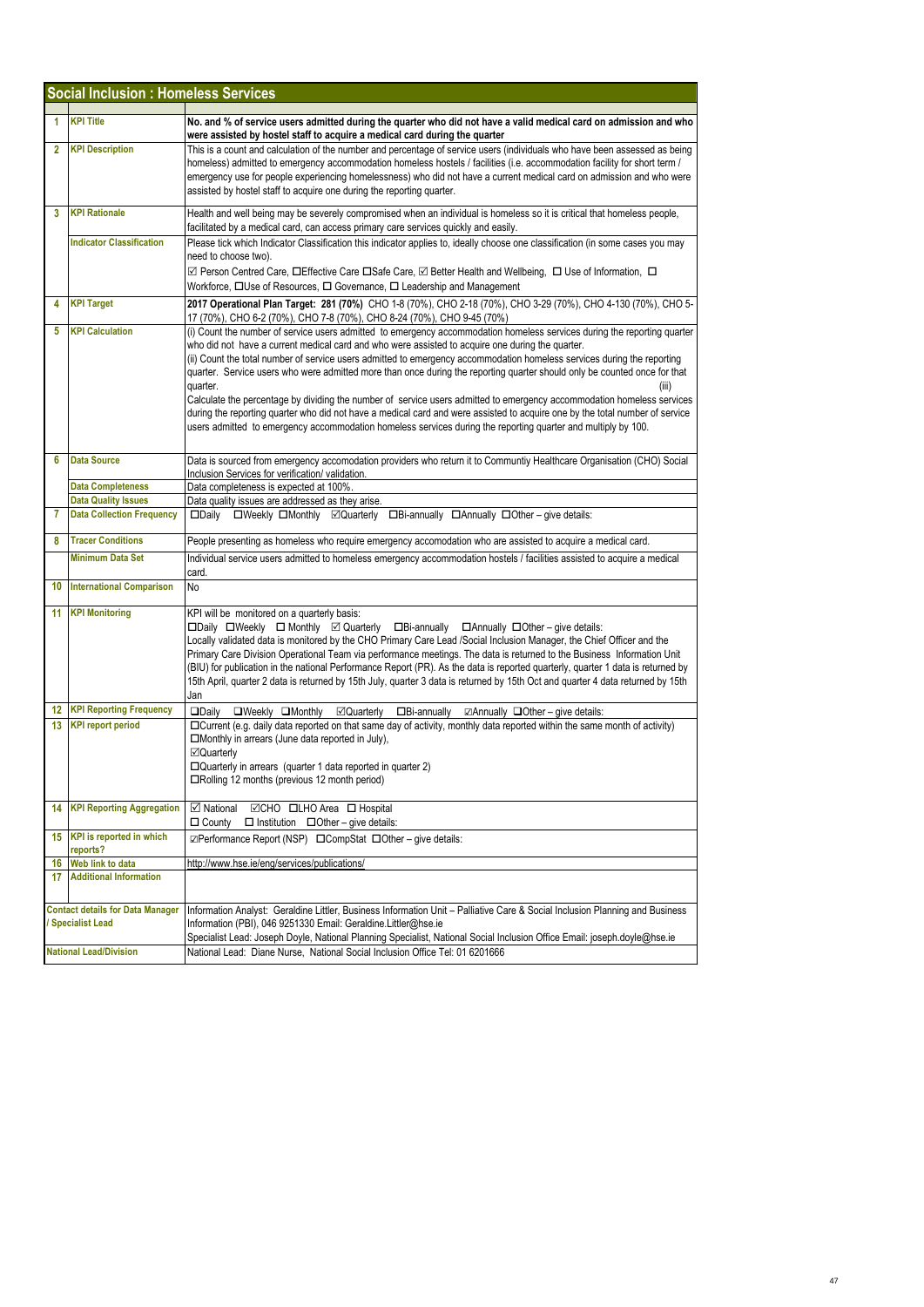## Social Inclusion : Homeless Services

| | | |
|---|---|---|
| 1 | **KPI Title** | **No. and % of service users admitted during the quarter who did not have a valid medical card on admission and who were assisted by hostel staff to acquire a medical card during the quarter** |
| 2 | **KPI Description** | This is a count and calculation of the number and percentage of service users (individuals who have been assessed as being homeless) admitted to emergency accommodation homeless hostels / facilities (i.e. accommodation facility for short term / emergency use for people experiencing homelessness) who did not have a current medical card on admission and who were assisted by hostel staff to acquire one during the reporting quarter. |
| 3 | **KPI Rationale** | Health and well being may be severely compromised when an individual is homeless so it is critical that homeless people, facilitated by a medical card, can access primary care services quickly and easily. |
| | **Indicator Classification** | Please tick which Indicator Classification this indicator applies to, ideally choose one classification (in some cases you may need to choose two).<br>☑ Person Centred Care, ☐Effective Care ☐Safe Care, ☑ Better Health and Wellbeing, ☐ Use of Information, ☐ Workforce, ☐Use of Resources, ☐ Governance, ☐ Leadership and Management |
| 4 | **KPI Target** | **2017 Operational Plan Target: 281 (70%)** CHO 1-8 (70%), CHO 2-18 (70%), CHO 3-29 (70%), CHO 4-130 (70%), CHO 5-17 (70%), CHO 6-2 (70%), CHO 7-8 (70%), CHO 8-24 (70%), CHO 9-45 (70%) |
| 5 | **KPI Calculation** | (i) Count the number of service users admitted to emergency accommodation homeless services during the reporting quarter who did not have a current medical card and who were assisted to acquire one during the quarter.<br>(ii) Count the total number of service users admitted to emergency accommodation homeless services during the reporting quarter. Service users who were admitted more than once during the reporting quarter should only be counted once for that quarter. (iii)<br>Calculate the percentage by dividing the number of service users admitted to emergency accommodation homeless services during the reporting quarter who did not have a medical card and were assisted to acquire one by the total number of service users admitted to emergency accommodation homeless services during the reporting quarter and multiply by 100. |
| 6 | **Data Source** | Data is sourced from emergency accomodation providers who return it to Communtiy Healthcare Organisation (CHO) Social Inclusion Services for verification/ validation. |
| | **Data Completeness** | Data completeness is expected at 100%. |
| | **Data Quality Issues** | Data quality issues are addressed as they arise. |
| 7 | **Data Collection Frequency** | ☐Daily ☐Weekly ☐Monthly ☑Quarterly ☐Bi-annually ☐Annually ☐Other – give details: |
| 8 | **Tracer Conditions** | People presenting as homeless who require emergency accomodation who are assisted to acquire a medical card. |
| | **Minimum Data Set** | Individual service users admitted to homeless emergency accommodation hostels / facilities assisted to acquire a medical card. |
| 10 | **International Comparison** | No |
| 11 | **KPI Monitoring** | KPI will be monitored on a quarterly basis:<br>☐Daily ☐Weekly ☐ Monthly ☑ Quarterly ☐Bi-annually ☐Annually ☐Other – give details:<br>Locally validated data is monitored by the CHO Primary Care Lead /Social Inclusion Manager, the Chief Officer and the Primary Care Division Operational Team via performance meetings. The data is returned to the Business Information Unit (BIU) for publication in the national Performance Report (PR). As the data is reported quarterly, quarter 1 data is returned by 15th April, quarter 2 data is returned by 15th July, quarter 3 data is returned by 15th Oct and quarter 4 data returned by 15th Jan |
| 12 | **KPI Reporting Frequency** | ☐Daily ☐Weekly ☐Monthly ☑Quarterly ☐Bi-annually ☑Annually ☐Other – give details: |
| 13 | **KPI report period** | ☐Current (e.g. daily data reported on that same day of activity, monthly data reported within the same month of activity)<br>☐Monthly in arrears (June data reported in July),<br>☑Quarterly<br>☐Quarterly in arrears (quarter 1 data reported in quarter 2)<br>☐Rolling 12 months (previous 12 month period) |
| 14 | **KPI Reporting Aggregation** | ☑ National ☑CHO ☐LHO Area ☐ Hospital<br>☐ County ☐ Institution ☐Other – give details: |
| 15 | **KPI is reported in which reports?** | ☑Performance Report (NSP) ☐CompStat ☐Other – give details: |
| 16 | **Web link to data** | http://www.hse.ie/eng/services/publications/ |
| 17 | **Additional Information** | |
| | **Contact details for Data Manager / Specialist Lead** | Information Analyst: Geraldine Littler, Business Information Unit – Palliative Care & Social Inclusion Planning and Business Information (PBI), 046 9251330 Email: Geraldine.Littler@hse.ie<br>Specialist Lead: Joseph Doyle, National Planning Specialist, National Social Inclusion Office Email: joseph.doyle@hse.ie |
| | **National Lead/Division** | National Lead: Diane Nurse, National Social Inclusion Office Tel: 01 6201666 |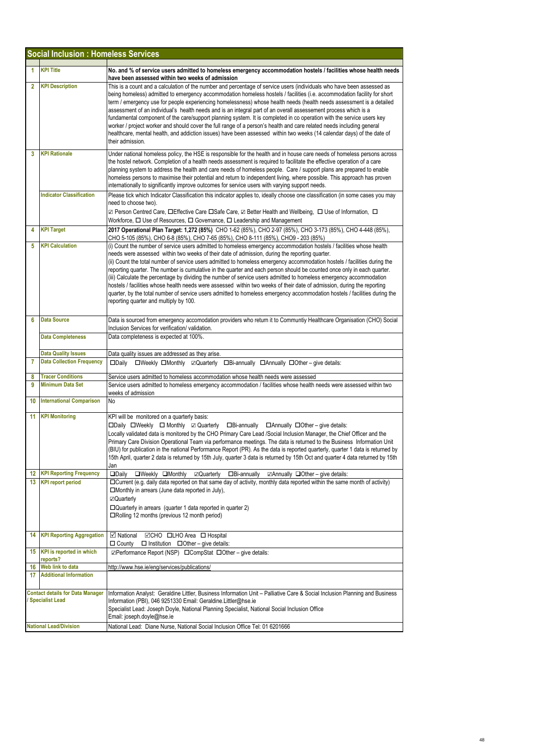## Social Inclusion : Homeless Services

| | | |
|---|---|---|
| 1 | **KPI Title** | **No. and % of service users admitted to homeless emergency accommodation hostels / facilities whose health needs have been assessed within two weeks of admission** |
| 2 | **KPI Description** | This is a count and a calculation of the number and percentage of service users (individuals who have been assessed as being homeless) admitted to emergency accommodation homeless hostels / facilities (i.e. accommodation facility for short term / emergency use for people experiencing homelessness) whose health needs (health needs assessment is a detailed assessment of an individual's health needs and is an integral part of an overall assessement process which is a fundamental component of the care/support planning system. It is completed in co operation with the service users key worker / project worker and should cover the full range of a person's health and care related needs including general healthcare, mental health, and addiction issues) have been assessed within two weeks (14 calendar days) of the date of their admission. |
| 3 | **KPI Rationale** | Under national homeless policy, the HSE is responsible for the health and in house care needs of homeless persons across the hostel network. Completion of a health needs assessment is required to facilitate the effective operation of a care planning system to address the health and care needs of homeless people. Care / support plans are prepared to enable homeless persons to maximise their potential and return to independent living, where possible. This approach has proven internationally to significantly improve outcomes for service users with varying support needs. |
| | **Indicator Classification** | Please tick which Indicator Classification this indicator applies to, ideally choose one classification (in some cases you may need to choose two).<br>☑ Person Centred Care, ☐Effective Care ☐Safe Care, ☑ Better Health and Wellbeing, ☐ Use of Information, ☐ Workforce, ☐ Use of Resources, ☐ Governance, ☐ Leadership and Management |
| 4 | **KPI Target** | **2017 Operational Plan Target: 1,272 (85%)** CHO 1-62 (85%), CHO 2-97 (85%), CHO 3-173 (85%), CHO 4-448 (85%), CHO 5-105 (85%), CHO 6-8 (85%), CHO 7-65 (85%), CHO 8-111 (85%), CHO9 - 203 (85%) |
| 5 | **KPI Calculation** | (i) Count the number of service users admitted to homeless emergency accommodation hostels / facilities whose health needs were assessed within two weeks of their date of admission, during the reporting quarter.<br>(ii) Count the total number of service users admitted to homeless emergency accommodation hostels / facilities during the reporting quarter. The number is cumulative in the quarter and each person should be counted once only in each quarter.<br>(iii) Calculate the percentage by dividing the number of service users admitted to homeless emergency accommodation hostels / facilities whose health needs were assessed within two weeks of their date of admission, during the reporting quarter, by the total number of service users admitted to homeless emergency accommodation hostels / facilities during the reporting quarter and multiply by 100. |
| 6 | **Data Source** | Data is sourced from emergency accomodation providers who return it to Communtiy Healthcare Organisation (CHO) Social Inclusion Services for verification/ validation. |
| | **Data Completeness** | Data completeness is expected at 100%. |
| | **Data Quality Issues** | Data quality issues are addressed as they arise. |
| 7 | **Data Collection Frequency** | ☐Daily ☐Weekly ☐Monthly ☑Quarterly ☐Bi-annually ☐Annually ☐Other – give details: |
| 8 | **Tracer Conditions** | Service users admitted to homeless accommodation whose health needs were assessed |
| 9 | **Minimum Data Set** | Service users admitted to homeless emergency accommodation / facilities whose health needs were assessed within two weeks of admission |
| 10 | **International Comparison** | No |
| 11 | **KPI Monitoring** | KPI will be monitored on a quarterly basis:<br>☐Daily ☐Weekly ☐ Monthly ☑ Quarterly ☐Bi-annually ☐Annually ☐Other – give details:<br>Locally validated data is monitored by the CHO Primary Care Lead /Social Inclusion Manager, the Chief Officer and the Primary Care Division Operational Team via performance meetings. The data is returned to the Business Information Unit (BIU) for publication in the national Performance Report (PR). As the data is reported quarterly, quarter 1 data is returned by 15th April, quarter 2 data is returned by 15th July, quarter 3 data is returned by 15th Oct and quarter 4 data returned by 15th Jan |
| 12 | **KPI Reporting Frequency** | ☐Daily ☐Weekly ☐Monthly ☑Quarterly ☐Bi-annually ☑Annually ☐Other – give details: |
| 13 | **KPI report period** | ☐Current (e.g. daily data reported on that same day of activity, monthly data reported within the same month of activity)<br>☐Monthly in arrears (June data reported in July),<br>☑Quarterly<br>☐Quarterly in arrears (quarter 1 data reported in quarter 2)<br>☐Rolling 12 months (previous 12 month period) |
| 14 | **KPI Reporting Aggregation** | ☑ National ☑CHO ☐LHO Area ☐ Hospital<br>☐ County ☐ Institution ☐Other – give details: |
| 15 | **KPI is reported in which reports?** | ☑Performance Report (NSP) ☐CompStat ☐Other – give details: |
| 16 | **Web link to data** | http://www.hse.ie/eng/services/publications/ |
| 17 | **Additional Information** | |
| | **Contact details for Data Manager / Specialist Lead** | Information Analyst: Geraldine Littler, Business Information Unit – Palliative Care & Social Inclusion Planning and Business Information (PBI), 046 9251330 Email: Geraldine.Littler@hse.ie<br>Specialist Lead: Joseph Doyle, National Planning Specialist, National Social Inclusion Office<br>Email: joseph.doyle@hse.ie |
| | **National Lead/Division** | National Lead: Diane Nurse, National Social Inclusion Office Tel: 01 6201666 |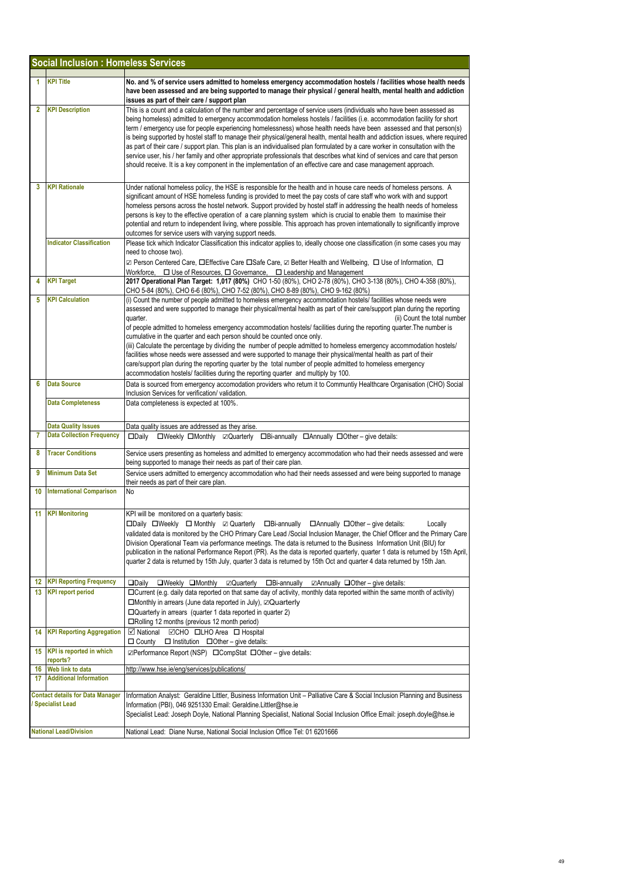## Social Inclusion : Homeless Services

| | | |
|---|---|---|
| 1 | **KPI Title** | **No. and % of service users admitted to homeless emergency accommodation hostels / facilities whose health needs have been assessed and are being supported to manage their physical / general health, mental health and addiction issues as part of their care / support plan** |
| 2 | **KPI Description** | This is a count and a calculation of the number and percentage of service users (individuals who have been assessed as being homeless) admitted to emergency accommodation homeless hostels / facilities (i.e. accommodation facility for short term / emergency use for people experiencing homelessness) whose health needs have been assessed and that person(s) is being supported by hostel staff to manage their physical/general health, mental health and addiction issues, where required as part of their care / support plan. This plan is an individualised plan formulated by a care worker in consultation with the service user, his / her family and other appropriate professionals that describes what kind of services and care that person should receive. It is a key component in the implementation of an effective care and case management approach. |
| 3 | **KPI Rationale** | Under national homeless policy, the HSE is responsible for the health and in house care needs of homeless persons. A significant amount of HSE homeless funding is provided to meet the pay costs of care staff who work with and support homeless persons across the hostel network. Support provided by hostel staff in addressing the health needs of homeless persons is key to the effective operation of a care planning system which is crucial to enable them to maximise their potential and return to independent living, where possible. This approach has proven internationally to significantly improve outcomes for service users with varying support needs. |
| | **Indicator Classification** | Please tick which Indicator Classification this indicator applies to, ideally choose one classification (in some cases you may need to choose two).<br>☑ Person Centered Care, ☐Effective Care ☐Safe Care, ☑ Better Health and Wellbeing, ☐ Use of Information, ☐ Workforce, ☐ Use of Resources, ☐ Governance, ☐ Leadership and Management |
| 4 | **KPI Target** | **2017 Operational Plan Target: 1,017 (80%)** CHO 1-50 (80%), CHO 2-78 (80%), CHO 3-138 (80%), CHO 4-358 (80%), CHO 5-84 (80%), CHO 6-6 (80%), CHO 7-52 (80%), CHO 8-89 (80%), CHO 9-162 (80%) |
| 5 | **KPI Calculation** | (i) Count the number of people admitted to homeless emergency accommodation hostels/ facilities whose needs were assessed and were supported to manage their physical/mental health as part of their care/support plan during the reporting quarter. (ii) Count the total number of people admitted to homeless emergency accommodation hostels/ facilities during the reporting quarter.The number is cumulative in the quarter and each person should be counted once only.<br>(iii) Calculate the percentage by dividing the number of people admitted to homeless emergency accommodation hostels/ facilities whose needs were assessed and were supported to manage their physical/mental health as part of their care/support plan during the reporting quarter by the total number of people admitted to homeless emergency accommodation hostels/ facilities during the reporting quarter and multiply by 100. |
| 6 | **Data Source** | Data is sourced from emergency accomodation providers who return it to Communtiy Healthcare Organisation (CHO) Social Inclusion Services for verification/ validation. |
| | **Data Completeness** | Data completeness is expected at 100%. |
| | **Data Quality Issues** | Data quality issues are addressed as they arise. |
| 7 | **Data Collection Frequency** | ☐Daily ☐Weekly ☐Monthly ☑Quarterly ☐Bi-annually ☐Annually ☐Other – give details: |
| 8 | **Tracer Conditions** | Service users presenting as homeless and admitted to emergency accommodation who had their needs assessed and were being supported to manage their needs as part of their care plan. |
| 9 | **Minimum Data Set** | Service users admitted to emergency accommodation who had their needs assessed and were being supported to manage their needs as part of their care plan. |
| 10 | **International Comparison** | No |
| 11 | **KPI Monitoring** | KPI will be monitored on a quarterly basis:<br>☐Daily ☐Weekly ☐ Monthly ☑ Quarterly ☐Bi-annually ☐Annually ☐Other – give details: Locally validated data is monitored by the CHO Primary Care Lead /Social Inclusion Manager, the Chief Officer and the Primary Care Division Operational Team via performance meetings. The data is returned to the Business Information Unit (BIU) for publication in the national Performance Report (PR). As the data is reported quarterly, quarter 1 data is returned by 15th April, quarter 2 data is returned by 15th July, quarter 3 data is returned by 15th Oct and quarter 4 data returned by 15th Jan. |
| 12 | **KPI Reporting Frequency** | ☐Daily ☐Weekly ☐Monthly ☑Quarterly ☐Bi-annually ☑Annually ☐Other – give details: |
| 13 | **KPI report period** | ☐Current (e.g. daily data reported on that same day of activity, monthly data reported within the same month of activity)<br>☐Monthly in arrears (June data reported in July), ☑Quarterly<br>☐Quarterly in arrears (quarter 1 data reported in quarter 2)<br>☐Rolling 12 months (previous 12 month period) |
| 14 | **KPI Reporting Aggregation** | ☑ National ☑CHO ☐LHO Area ☐ Hospital<br>☐ County ☐ Institution ☐Other – give details: |
| 15 | **KPI is reported in which reports?** | ☑Performance Report (NSP) ☐CompStat ☐Other – give details: |
| 16 | **Web link to data** | http://www.hse.ie/eng/services/publications/ |
| 17 | **Additional Information** | |
| | **Contact details for Data Manager / Specialist Lead** | Information Analyst: Geraldine Littler, Business Information Unit – Palliative Care & Social Inclusion Planning and Business Information (PBI), 046 9251330 Email: Geraldine.Littler@hse.ie<br>Specialist Lead: Joseph Doyle, National Planning Specialist, National Social Inclusion Office Email: joseph.doyle@hse.ie |
| | **National Lead/Division** | National Lead: Diane Nurse, National Social Inclusion Office Tel: 01 6201666 |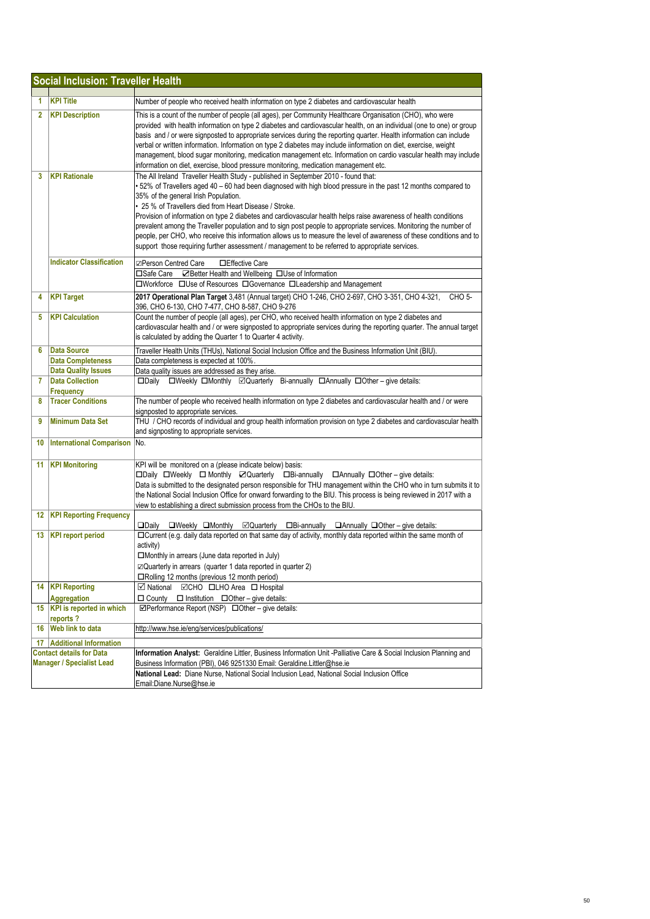## Social Inclusion: Traveller Health

| | | |
|---|---|---|
| 1 | **KPI Title** | Number of people who received health information on type 2 diabetes and cardiovascular health |
| 2 | **KPI Description** | This is a count of the number of people (all ages), per Community Healthcare Organisation (CHO), who were provided with health information on type 2 diabetes and cardiovascular health, on an individual (one to one) or group basis and / or were signposted to appropriate services during the reporting quarter. Health information can include verbal or written information. Information on type 2 diabetes may include iinformation on diet, exercise, weight management, blood sugar monitoring, medication management etc. Information on cardio vascular health may include information on diet, exercise, blood pressure monitoring, medication management etc. |
| 3 | **KPI Rationale** | The All Ireland Traveller Health Study - published in September 2010 - found that:<br>• 52% of Travellers aged 40 – 60 had been diagnosed with high blood pressure in the past 12 months compared to 35% of the general Irish Population.<br>• 25 % of Travellers died from Heart Disease / Stroke.<br>Provision of information on type 2 diabetes and cardiovascular health helps raise awareness of health conditions prevalent among the Traveller population and to sign post people to appropriate services. Monitoring the number of people, per CHO, who receive this information allows us to measure the level of awareness of these conditions and to support those requiring further assessment / management to be referred to appropriate services. |
| | **Indicator Classification** | ☑Person Centred Care ☐Effective Care<br>☐Safe Care ☑Better Health and Wellbeing ☐Use of Information<br>☐Workforce ☐Use of Resources ☐Governance ☐Leadership and Management |
| 4 | **KPI Target** | **2017 Operational Plan Target** 3,481 (Annual target) CHO 1-246, CHO 2-697, CHO 3-351, CHO 4-321, CHO 5-396, CHO 6-130, CHO 7-477, CHO 8-587, CHO 9-276 |
| 5 | **KPI Calculation** | Count the number of people (all ages), per CHO, who received health information on type 2 diabetes and cardiovascular health and / or were signposted to appropriate services during the reporting quarter. The annual target is calculated by adding the Quarter 1 to Quarter 4 activity. |
| 6 | **Data Source** | Traveller Health Units (THUs), National Social Inclusion Office and the Business Information Unit (BIU). |
| | **Data Completeness** | Data completeness is expected at 100%. |
| | **Data Quality Issues** | Data quality issues are addressed as they arise. |
| 7 | **Data Collection Frequency** | ☐Daily ☐Weekly ☐Monthly ☑Quarterly Bi-annually ☐Annually ☐Other – give details: |
| 8 | **Tracer Conditions** | The number of people who received health information on type 2 diabetes and cardiovascular health and / or were signposted to appropriate services. |
| 9 | **Minimum Data Set** | THU / CHO records of individual and group health information provision on type 2 diabetes and cardiovascular health and signposting to appropriate services. |
| 10 | **International Comparison** | No. |
| 11 | **KPI Monitoring** | KPI will be monitored on a (please indicate below) basis:<br>☐Daily ☐Weekly ☐ Monthly ☑Quarterly ☐Bi-annually ☐Annually ☐Other – give details:<br>Data is submitted to the designated person responsible for THU management within the CHO who in turn submits it to the National Social Inclusion Office for onward forwarding to the BIU. This process is being reviewed in 2017 with a view to establishing a direct submission process from the CHOs to the BIU. |
| 12 | **KPI Reporting Frequency** | ☐Daily ☐Weekly ☐Monthly ☑Quarterly ☐Bi-annually ☐Annually ☐Other – give details: |
| 13 | **KPI report period** | ☐Current (e.g. daily data reported on that same day of activity, monthly data reported within the same month of activity)<br>☐Monthly in arrears (June data reported in July)<br>☑Quarterly in arrears (quarter 1 data reported in quarter 2)<br>☐Rolling 12 months (previous 12 month period) |
| 14 | **KPI Reporting Aggregation** | ☑ National ☑CHO ☐LHO Area ☐ Hospital<br>☐ County ☐ Institution ☐Other – give details: |
| 15 | **KPI is reported in which reports ?** | ☑Performance Report (NSP) ☐Other – give details: |
| 16 | **Web link to data** | http://www.hse.ie/eng/services/publications/ |
| 17 | **Additional Information** | |
| | **Contact details for Data Manager / Specialist Lead** | **Information Analyst:** Geraldine Littler, Business Information Unit -Palliative Care & Social Inclusion Planning and Business Information (PBI), 046 9251330 Email: Geraldine.Littler@hse.ie<br>**National Lead:** Diane Nurse, National Social Inclusion Lead, National Social Inclusion Office Email:Diane.Nurse@hse.ie |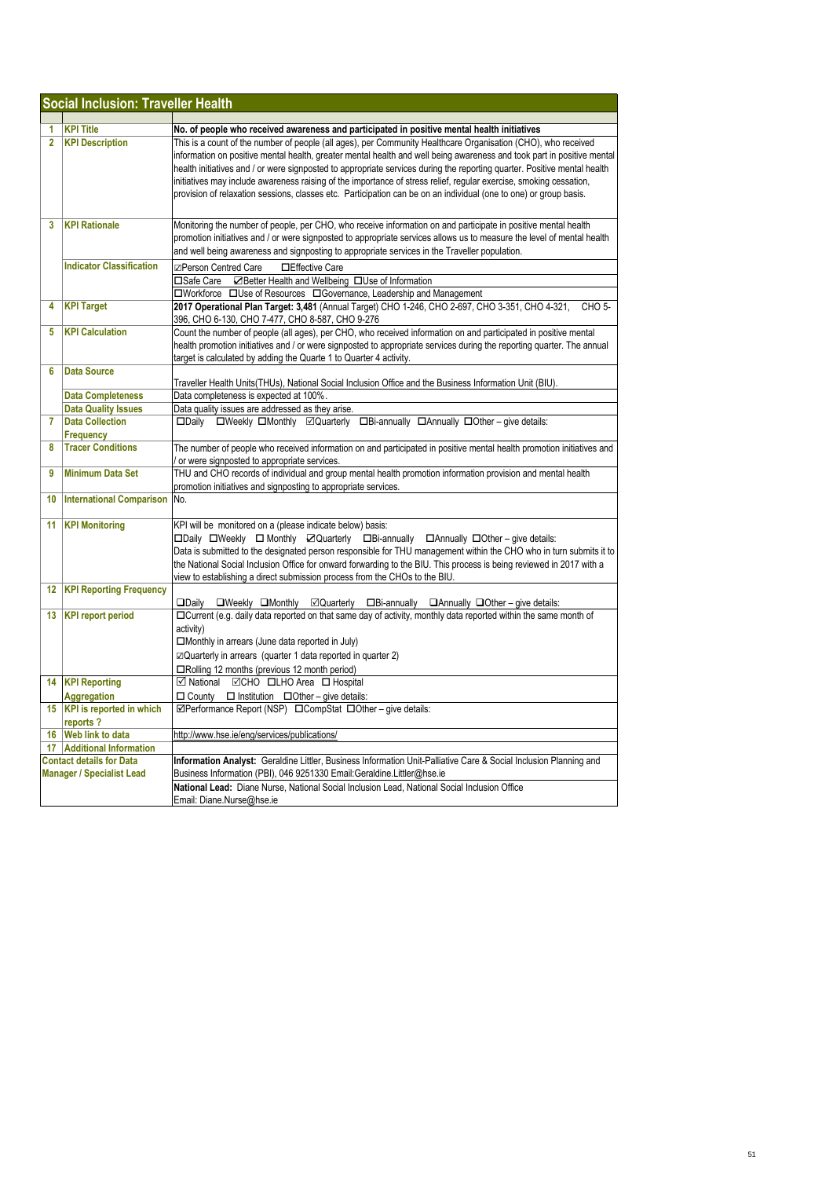## Social Inclusion: Traveller Health

| | | |
|---|---|---|
| 1 | **KPI Title** | **No. of people who received awareness and participated in positive mental health initiatives** |
| 2 | **KPI Description** | This is a count of the number of people (all ages), per Community Healthcare Organisation (CHO), who received information on positive mental health, greater mental health and well being awareness and took part in positive mental health initiatives and / or were signposted to appropriate services during the reporting quarter. Positive mental health initiatives may include awareness raising of the importance of stress relief, regular exercise, smoking cessation, provision of relaxation sessions, classes etc. Participation can be on an individual (one to one) or group basis. |
| 3 | **KPI Rationale** | Monitoring the number of people, per CHO, who receive information on and participate in positive mental health promotion initiatives and / or were signposted to appropriate services allows us to measure the level of mental health and well being awareness and signposting to appropriate services in the Traveller population. |
| | **Indicator Classification** | ☑Person Centred Care ☐Effective Care<br>☐Safe Care ☑Better Health and Wellbeing ☐Use of Information<br>☐Workforce ☐Use of Resources ☐Governance, Leadership and Management |
| 4 | **KPI Target** | **2017 Operational Plan Target: 3,481** (Annual Target) CHO 1-246, CHO 2-697, CHO 3-351, CHO 4-321, CHO 5-396, CHO 6-130, CHO 7-477, CHO 8-587, CHO 9-276 |
| 5 | **KPI Calculation** | Count the number of people (all ages), per CHO, who received information on and participated in positive mental health promotion initiatives and / or were signposted to appropriate services during the reporting quarter. The annual target is calculated by adding the Quarte 1 to Quarter 4 activity. |
| 6 | **Data Source** | Traveller Health Units(THUs), National Social Inclusion Office and the Business Information Unit (BIU). |
| | **Data Completeness** | Data completeness is expected at 100%. |
| | **Data Quality Issues** | Data quality issues are addressed as they arise. |
| 7 | **Data Collection Frequency** | ☐Daily ☐Weekly ☐Monthly ☑Quarterly ☐Bi-annually ☐Annually ☐Other – give details: |
| 8 | **Tracer Conditions** | The number of people who received information on and participated in positive mental health promotion initiatives and / or were signposted to appropriate services. |
| 9 | **Minimum Data Set** | THU and CHO records of individual and group mental health promotion information provision and mental health promotion initiatives and signposting to appropriate services. |
| 10 | **International Comparison** | No. |
| 11 | **KPI Monitoring** | KPI will be monitored on a (please indicate below) basis:<br>☐Daily ☐Weekly ☐ Monthly ☑Quarterly ☐Bi-annually ☐Annually ☐Other – give details:<br>Data is submitted to the designated person responsible for THU management within the CHO who in turn submits it to the National Social Inclusion Office for onward forwarding to the BIU. This process is being reviewed in 2017 with a view to establishing a direct submission process from the CHOs to the BIU. |
| 12 | **KPI Reporting Frequency** | ☐Daily ☐Weekly ☐Monthly ☑Quarterly ☐Bi-annually ☐Annually ☐Other – give details: |
| 13 | **KPI report period** | ☐Current (e.g. daily data reported on that same day of activity, monthly data reported within the same month of activity)<br>☐Monthly in arrears (June data reported in July)<br>☑Quarterly in arrears (quarter 1 data reported in quarter 2)<br>☐Rolling 12 months (previous 12 month period) |
| 14 | **KPI Reporting Aggregation** | ☑ National ☑CHO ☐LHO Area ☐ Hospital<br>☐ County ☐ Institution ☐Other – give details: |
| 15 | **KPI is reported in which reports ?** | ☑Performance Report (NSP) ☐CompStat ☐Other – give details: |
| 16 | **Web link to data** | http://www.hse.ie/eng/services/publications/ |
| 17 | **Additional Information** | |
| **Contact details for Data Manager / Specialist Lead** | | **Information Analyst:** Geraldine Littler, Business Information Unit-Palliative Care & Social Inclusion Planning and Business Information (PBI), 046 9251330 Email:Geraldine.Littler@hse.ie<br>**National Lead:** Diane Nurse, National Social Inclusion Lead, National Social Inclusion Office<br>Email: Diane.Nurse@hse.ie |